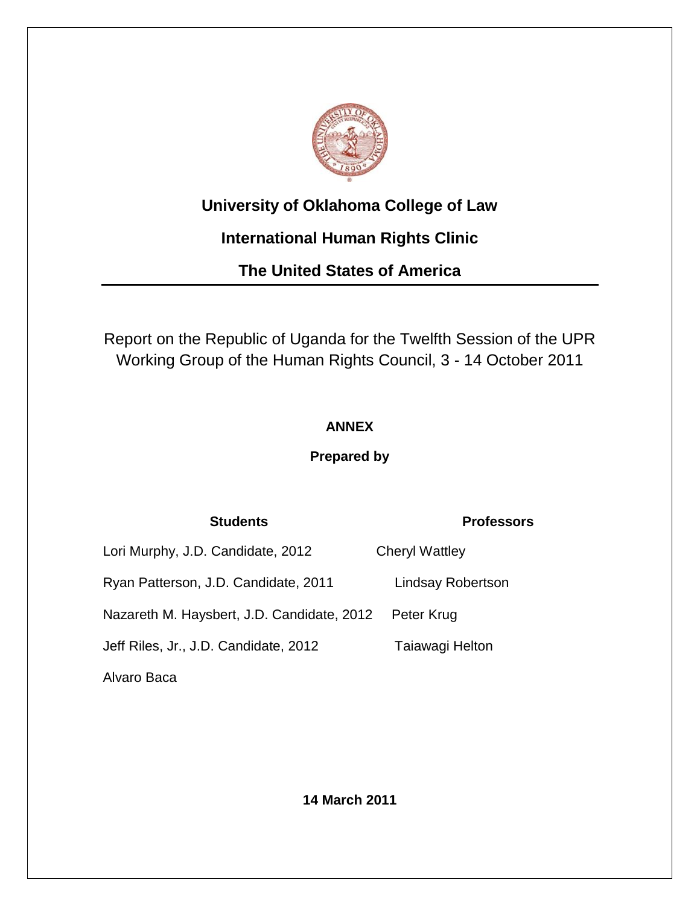**University of Oklahoma College of Law**

**International Human Rights Clinic**

**The United States of America**

---

Report on the Republic of Uganda for the Twelfth Session of the UPR Working Group of the Human Rights Council, 3 - 14 October 2011

**ANNEX**

**Prepared by**

| **Students** | **Professors** |
|---|---|
| Lori Murphy, J.D. Candidate, 2012 | Cheryl Wattley |
| Ryan Patterson, J.D. Candidate, 2011 | Lindsay Robertson |
| Nazareth M. Haysbert, J.D. Candidate, 2012 | Peter Krug |
| Jeff Riles, Jr., J.D. Candidate, 2012 | Taiawagi Helton |
| Alvaro Baca | |

**14 March 2011**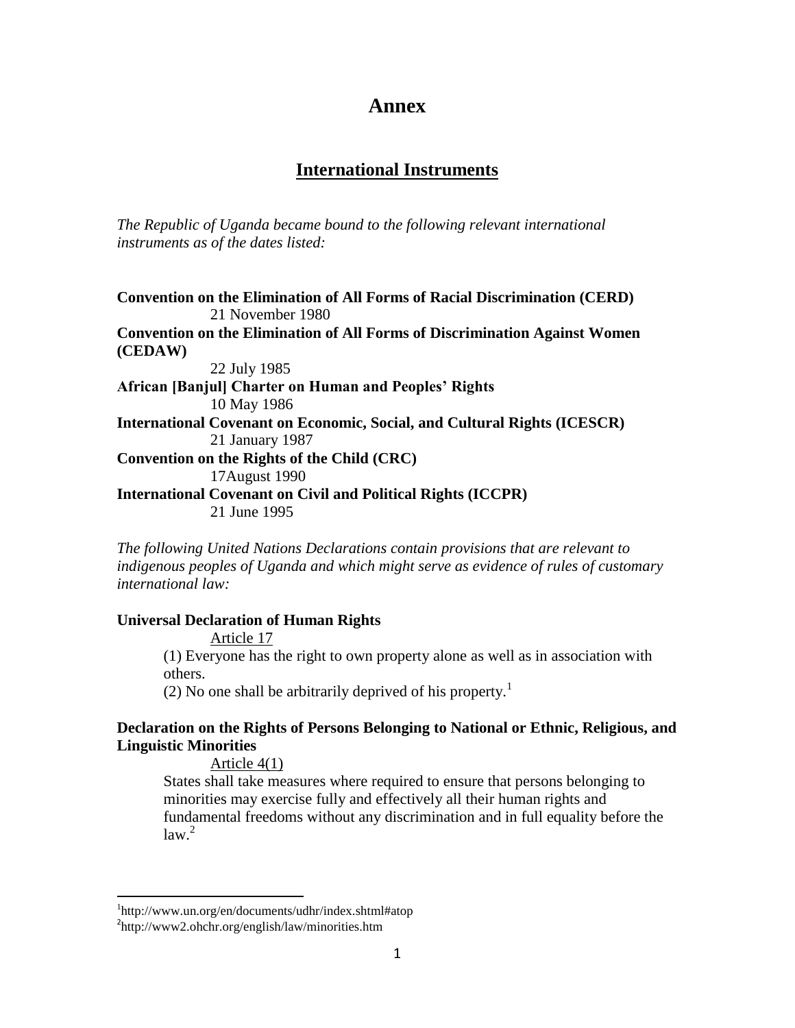# Annex

## International Instruments

*The Republic of Uganda became bound to the following relevant international instruments as of the dates listed:*

**Convention on the Elimination of All Forms of Racial Discrimination (CERD)**
21 November 1980

**Convention on the Elimination of All Forms of Discrimination Against Women (CEDAW)**
22 July 1985

**African [Banjul] Charter on Human and Peoples' Rights**
10 May 1986

**International Covenant on Economic, Social, and Cultural Rights (ICESCR)**
21 January 1987

**Convention on the Rights of the Child (CRC)**
17August 1990

**International Covenant on Civil and Political Rights (ICCPR)**
21 June 1995

*The following United Nations Declarations contain provisions that are relevant to indigenous peoples of Uganda and which might serve as evidence of rules of customary international law:*

**Universal Declaration of Human Rights**

Article 17

(1) Everyone has the right to own property alone as well as in association with others.
(2) No one shall be arbitrarily deprived of his property.[1]

**Declaration on the Rights of Persons Belonging to National or Ethnic, Religious, and Linguistic Minorities**

Article 4(1)

States shall take measures where required to ensure that persons belonging to minorities may exercise fully and effectively all their human rights and fundamental freedoms without any discrimination and in full equality before the law.[2]

---

[1] http://www.un.org/en/documents/udhr/index.shtml#atop

[2] http://www2.ohchr.org/english/law/minorities.htm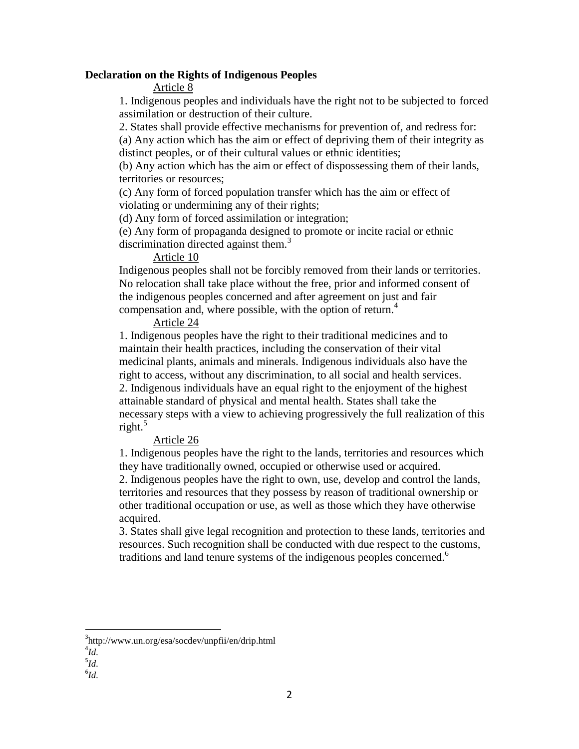**Declaration on the Rights of Indigenous Peoples**

Article 8

1. Indigenous peoples and individuals have the right not to be subjected to forced assimilation or destruction of their culture.
2. States shall provide effective mechanisms for prevention of, and redress for:

(a) Any action which has the aim or effect of depriving them of their integrity as distinct peoples, or of their cultural values or ethnic identities;

(b) Any action which has the aim or effect of dispossessing them of their lands, territories or resources;

(c) Any form of forced population transfer which has the aim or effect of violating or undermining any of their rights;

(d) Any form of forced assimilation or integration;

(e) Any form of propaganda designed to promote or incite racial or ethnic discrimination directed against them.[3]

Article 10

Indigenous peoples shall not be forcibly removed from their lands or territories. No relocation shall take place without the free, prior and informed consent of the indigenous peoples concerned and after agreement on just and fair compensation and, where possible, with the option of return.[4]

Article 24

1. Indigenous peoples have the right to their traditional medicines and to maintain their health practices, including the conservation of their vital medicinal plants, animals and minerals. Indigenous individuals also have the right to access, without any discrimination, to all social and health services.
2. Indigenous individuals have an equal right to the enjoyment of the highest attainable standard of physical and mental health. States shall take the necessary steps with a view to achieving progressively the full realization of this right.[5]

Article 26

1. Indigenous peoples have the right to the lands, territories and resources which they have traditionally owned, occupied or otherwise used or acquired.
2. Indigenous peoples have the right to own, use, develop and control the lands, territories and resources that they possess by reason of traditional ownership or other traditional occupation or use, as well as those which they have otherwise acquired.
3. States shall give legal recognition and protection to these lands, territories and resources. Such recognition shall be conducted with due respect to the customs, traditions and land tenure systems of the indigenous peoples concerned.[6]

---

[3] http://www.un.org/esa/socdev/unpfii/en/drip.html

[4] *Id.*

[5] *Id.*

[6] *Id.*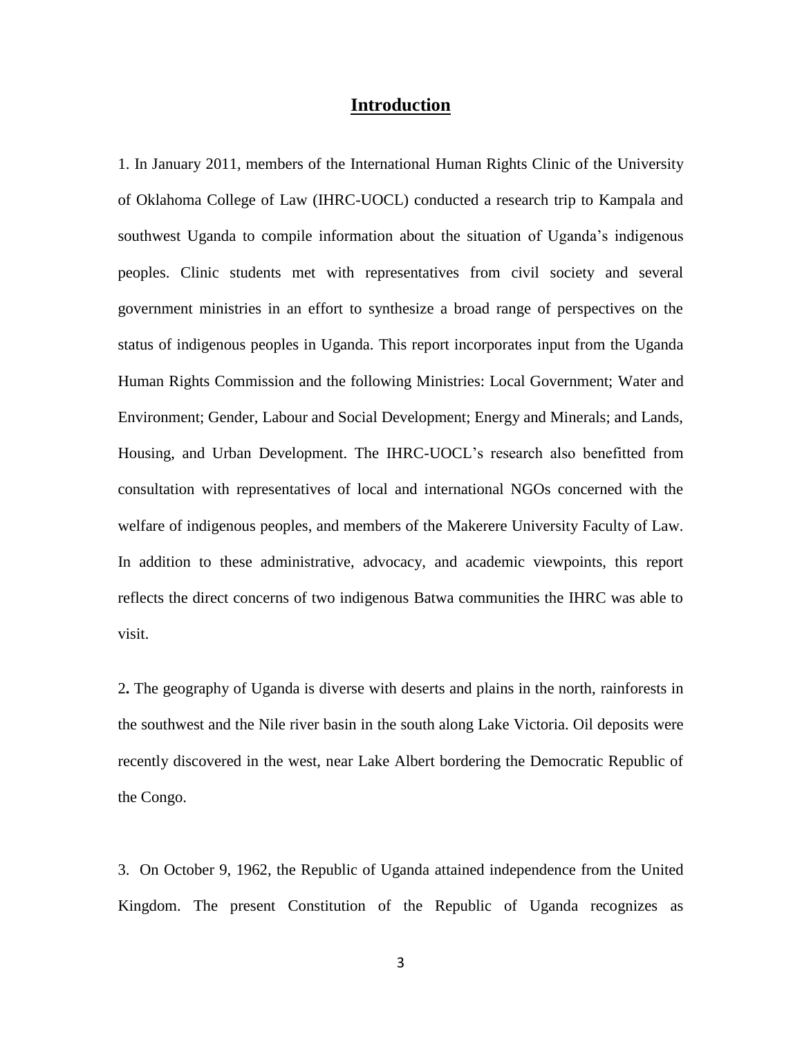## Introduction

1. In January 2011, members of the International Human Rights Clinic of the University of Oklahoma College of Law (IHRC-UOCL) conducted a research trip to Kampala and southwest Uganda to compile information about the situation of Uganda's indigenous peoples. Clinic students met with representatives from civil society and several government ministries in an effort to synthesize a broad range of perspectives on the status of indigenous peoples in Uganda. This report incorporates input from the Uganda Human Rights Commission and the following Ministries: Local Government; Water and Environment; Gender, Labour and Social Development; Energy and Minerals; and Lands, Housing, and Urban Development. The IHRC-UOCL's research also benefitted from consultation with representatives of local and international NGOs concerned with the welfare of indigenous peoples, and members of the Makerere University Faculty of Law. In addition to these administrative, advocacy, and academic viewpoints, this report reflects the direct concerns of two indigenous Batwa communities the IHRC was able to visit.

2**.** The geography of Uganda is diverse with deserts and plains in the north, rainforests in the southwest and the Nile river basin in the south along Lake Victoria. Oil deposits were recently discovered in the west, near Lake Albert bordering the Democratic Republic of the Congo.

3. On October 9, 1962, the Republic of Uganda attained independence from the United Kingdom. The present Constitution of the Republic of Uganda recognizes as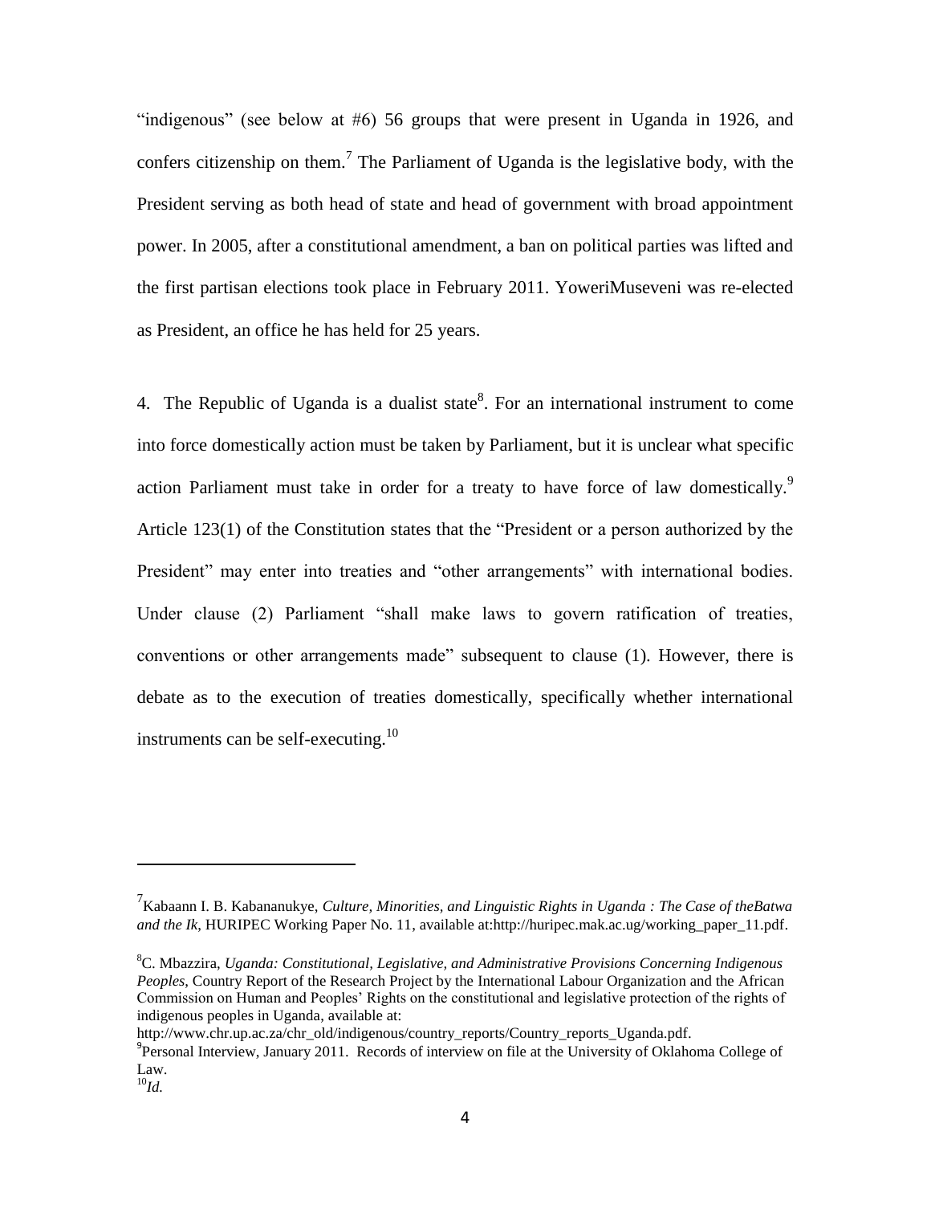"indigenous" (see below at #6) 56 groups that were present in Uganda in 1926, and confers citizenship on them.[7] The Parliament of Uganda is the legislative body, with the President serving as both head of state and head of government with broad appointment power. In 2005, after a constitutional amendment, a ban on political parties was lifted and the first partisan elections took place in February 2011. YoweriMuseveni was re-elected as President, an office he has held for 25 years.

4. The Republic of Uganda is a dualist state[8]. For an international instrument to come into force domestically action must be taken by Parliament, but it is unclear what specific action Parliament must take in order for a treaty to have force of law domestically.[9] Article 123(1) of the Constitution states that the "President or a person authorized by the President" may enter into treaties and "other arrangements" with international bodies. Under clause (2) Parliament "shall make laws to govern ratification of treaties, conventions or other arrangements made" subsequent to clause (1). However, there is debate as to the execution of treaties domestically, specifically whether international instruments can be self-executing.[10]

---

[7] Kabaann I. B. Kabananukye, *Culture, Minorities, and Linguistic Rights in Uganda : The Case of theBatwa and the Ik*, HURIPEC Working Paper No. 11, available at:http://huripec.mak.ac.ug/working_paper_11.pdf.

[8] C. Mbazzira, *Uganda: Constitutional, Legislative, and Administrative Provisions Concerning Indigenous Peoples*, Country Report of the Research Project by the International Labour Organization and the African Commission on Human and Peoples' Rights on the constitutional and legislative protection of the rights of indigenous peoples in Uganda, available at: http://www.chr.up.ac.za/chr_old/indigenous/country_reports/Country_reports_Uganda.pdf.

[9] Personal Interview, January 2011. Records of interview on file at the University of Oklahoma College of Law.

[10] *Id.*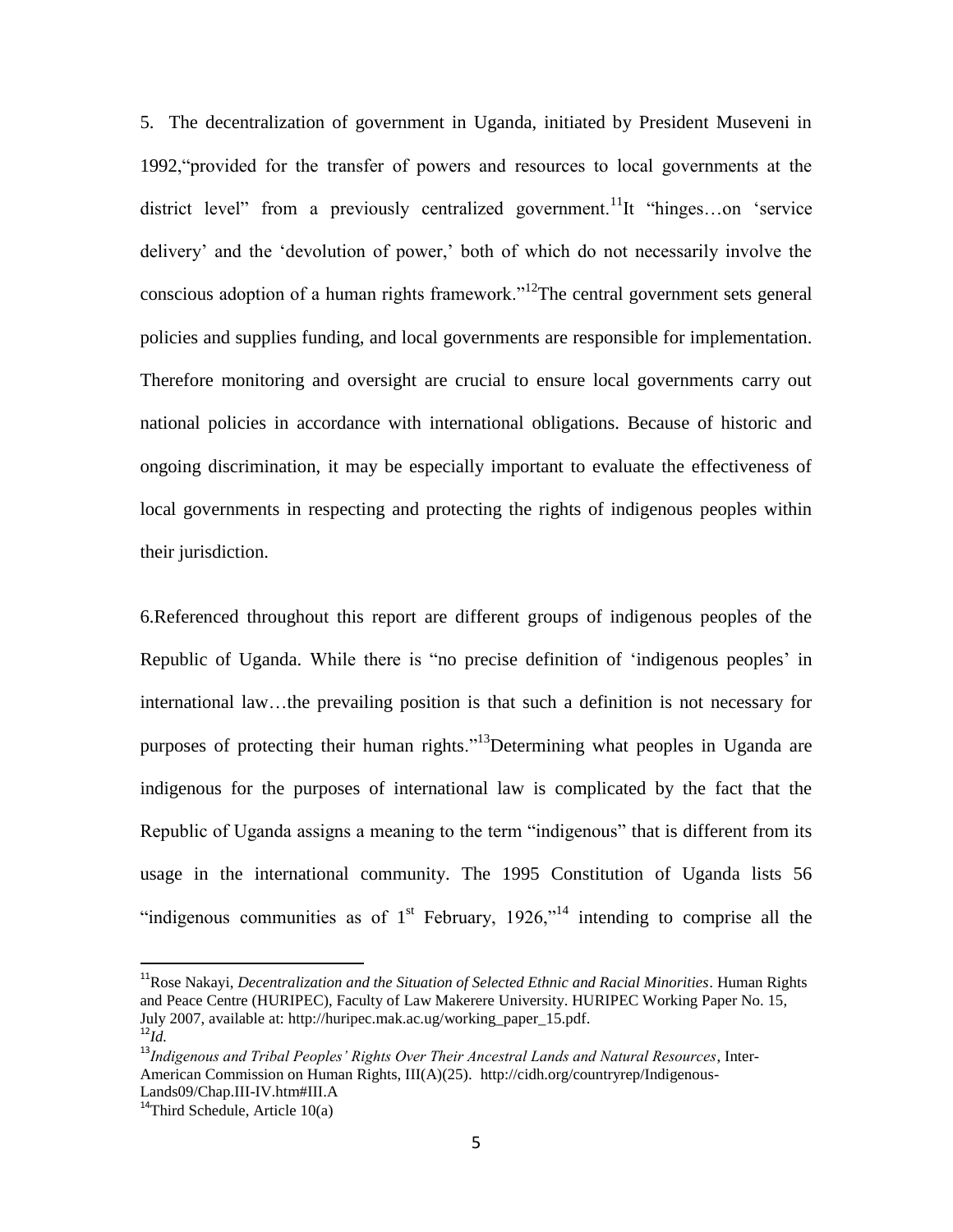5. The decentralization of government in Uganda, initiated by President Museveni in 1992,"provided for the transfer of powers and resources to local governments at the district level" from a previously centralized government.[11] It "hinges…on 'service delivery' and the 'devolution of power,' both of which do not necessarily involve the conscious adoption of a human rights framework."[12] The central government sets general policies and supplies funding, and local governments are responsible for implementation. Therefore monitoring and oversight are crucial to ensure local governments carry out national policies in accordance with international obligations. Because of historic and ongoing discrimination, it may be especially important to evaluate the effectiveness of local governments in respecting and protecting the rights of indigenous peoples within their jurisdiction.

6.Referenced throughout this report are different groups of indigenous peoples of the Republic of Uganda. While there is "no precise definition of 'indigenous peoples' in international law…the prevailing position is that such a definition is not necessary for purposes of protecting their human rights."[13] Determining what peoples in Uganda are indigenous for the purposes of international law is complicated by the fact that the Republic of Uganda assigns a meaning to the term "indigenous" that is different from its usage in the international community. The 1995 Constitution of Uganda lists 56 "indigenous communities as of 1st February, 1926,"[14] intending to comprise all the

---

[11] Rose Nakayi, *Decentralization and the Situation of Selected Ethnic and Racial Minorities*. Human Rights and Peace Centre (HURIPEC), Faculty of Law Makerere University. HURIPEC Working Paper No. 15, July 2007, available at: http://huripec.mak.ac.ug/working_paper_15.pdf.

[12] *Id.*

[13] *Indigenous and Tribal Peoples' Rights Over Their Ancestral Lands and Natural Resources*, Inter-American Commission on Human Rights, III(A)(25). http://cidh.org/countryrep/Indigenous-Lands09/Chap.III-IV.htm#III.A

[14] Third Schedule, Article 10(a)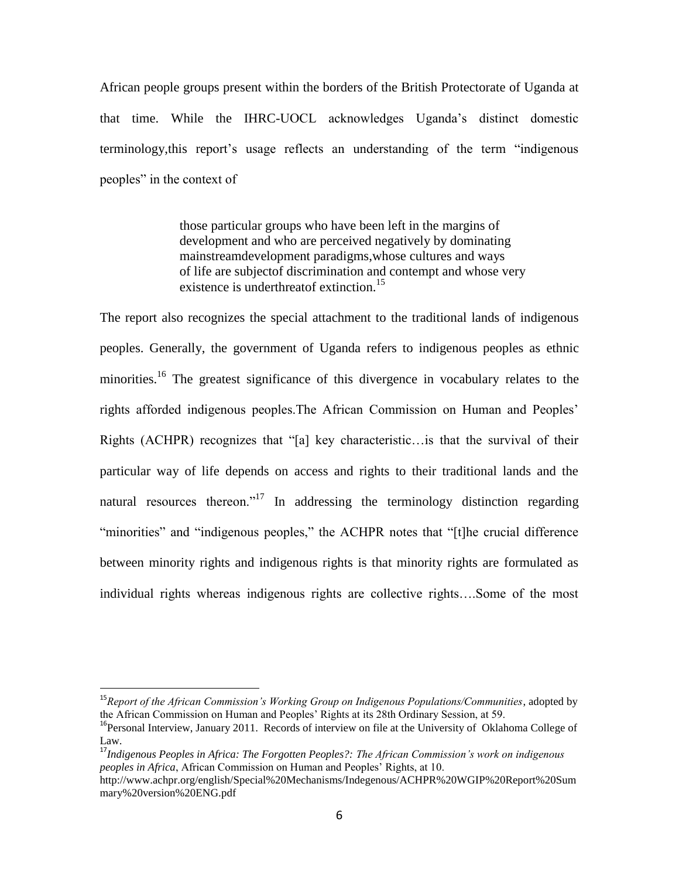African people groups present within the borders of the British Protectorate of Uganda at that time. While the IHRC-UOCL acknowledges Uganda's distinct domestic terminology,this report's usage reflects an understanding of the term "indigenous peoples" in the context of

> those particular groups who have been left in the margins of development and who are perceived negatively by dominating mainstreamdevelopment paradigms,whose cultures and ways of life are subjectof discrimination and contempt and whose very existence is underthreatof extinction.[15]

The report also recognizes the special attachment to the traditional lands of indigenous peoples. Generally, the government of Uganda refers to indigenous peoples as ethnic minorities.[16] The greatest significance of this divergence in vocabulary relates to the rights afforded indigenous peoples.The African Commission on Human and Peoples' Rights (ACHPR) recognizes that "[a] key characteristic…is that the survival of their particular way of life depends on access and rights to their traditional lands and the natural resources thereon."[17] In addressing the terminology distinction regarding "minorities" and "indigenous peoples," the ACHPR notes that "[t]he crucial difference between minority rights and indigenous rights is that minority rights are formulated as individual rights whereas indigenous rights are collective rights….Some of the most

---

[15] *Report of the African Commission's Working Group on Indigenous Populations/Communities*, adopted by the African Commission on Human and Peoples' Rights at its 28th Ordinary Session, at 59.

[16] Personal Interview, January 2011. Records of interview on file at the University of Oklahoma College of Law.

[17] *Indigenous Peoples in Africa: The Forgotten Peoples?: The African Commission's work on indigenous peoples in Africa*, African Commission on Human and Peoples' Rights, at 10. http://www.achpr.org/english/Special%20Mechanisms/Indegenous/ACHPR%20WGIP%20Report%20Summary%20version%20ENG.pdf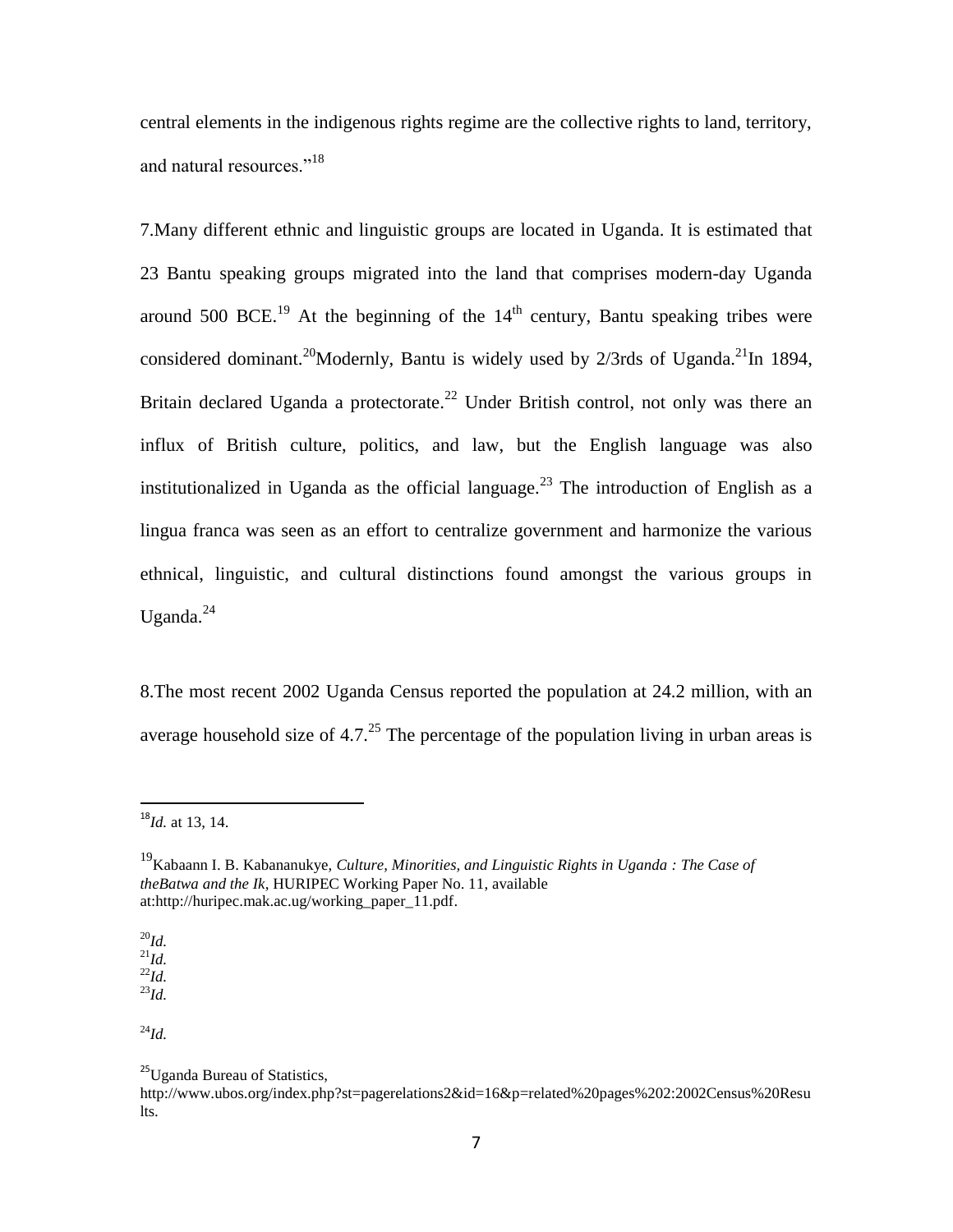central elements in the indigenous rights regime are the collective rights to land, territory, and natural resources."[18]

7.Many different ethnic and linguistic groups are located in Uganda. It is estimated that 23 Bantu speaking groups migrated into the land that comprises modern-day Uganda around 500 BCE.[19] At the beginning of the 14th century, Bantu speaking tribes were considered dominant.[20]Modernly, Bantu is widely used by 2/3rds of Uganda.[21]In 1894, Britain declared Uganda a protectorate.[22] Under British control, not only was there an influx of British culture, politics, and law, but the English language was also institutionalized in Uganda as the official language.[23] The introduction of English as a lingua franca was seen as an effort to centralize government and harmonize the various ethnical, linguistic, and cultural distinctions found amongst the various groups in Uganda.[24]

8.The most recent 2002 Uganda Census reported the population at 24.2 million, with an average household size of 4.7.[25] The percentage of the population living in urban areas is

---

[18]*Id.* at 13, 14.

[19]Kabaann I. B. Kabananukye, *Culture, Minorities, and Linguistic Rights in Uganda : The Case of theBatwa and the Ik*, HURIPEC Working Paper No. 11, available at:http://huripec.mak.ac.ug/working_paper_11.pdf.

[20]*Id.*
[21]*Id.*
[22]*Id.*
[23]*Id.*

[24]*Id.*

[25]Uganda Bureau of Statistics, http://www.ubos.org/index.php?st=pagerelations2&id=16&p=related%20pages%202:2002Census%20Results.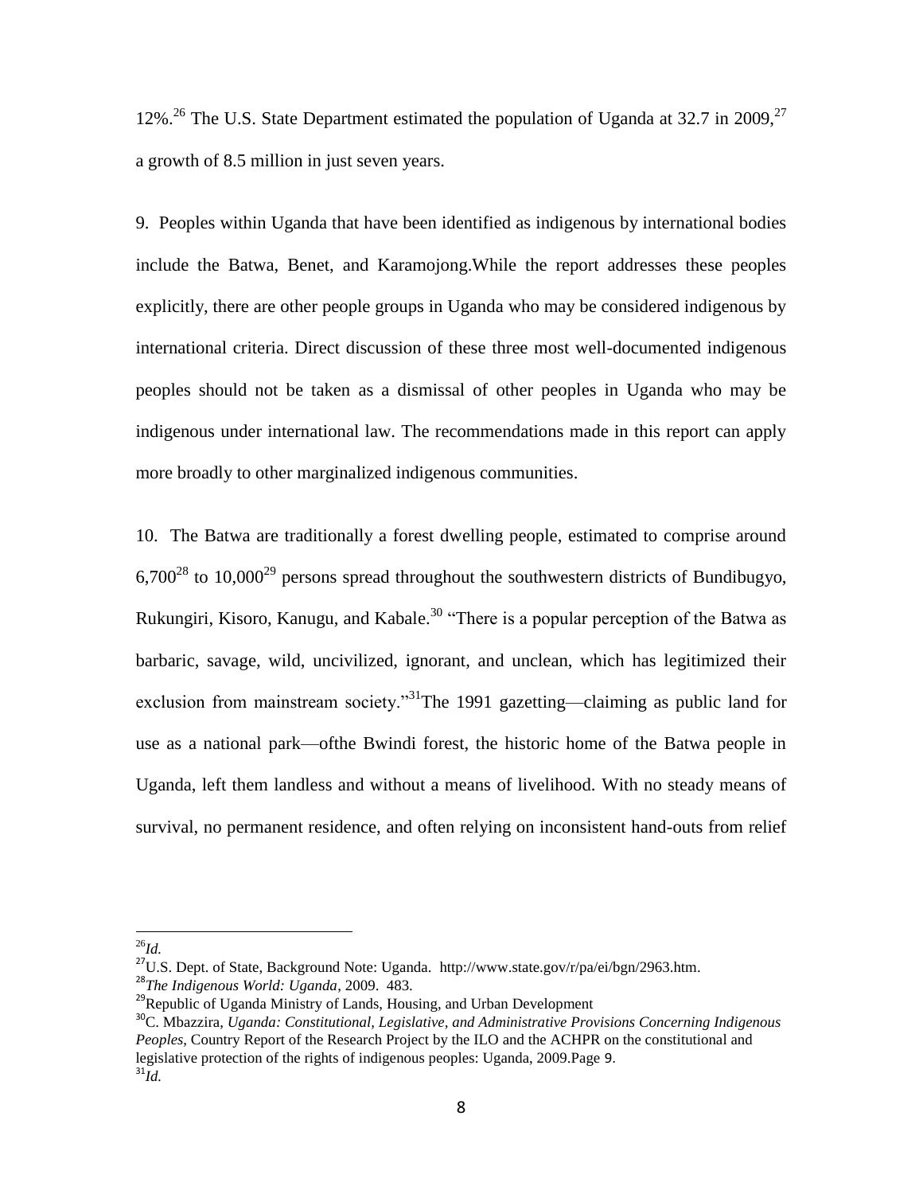12%.[26] The U.S. State Department estimated the population of Uganda at 32.7 in 2009,[27] a growth of 8.5 million in just seven years.

9. Peoples within Uganda that have been identified as indigenous by international bodies include the Batwa, Benet, and Karamojong.While the report addresses these peoples explicitly, there are other people groups in Uganda who may be considered indigenous by international criteria. Direct discussion of these three most well-documented indigenous peoples should not be taken as a dismissal of other peoples in Uganda who may be indigenous under international law. The recommendations made in this report can apply more broadly to other marginalized indigenous communities.

10. The Batwa are traditionally a forest dwelling people, estimated to comprise around 6,700[28] to 10,000[29] persons spread throughout the southwestern districts of Bundibugyo, Rukungiri, Kisoro, Kanugu, and Kabale.[30] "There is a popular perception of the Batwa as barbaric, savage, wild, uncivilized, ignorant, and unclean, which has legitimized their exclusion from mainstream society."[31]The 1991 gazetting—claiming as public land for use as a national park—ofthe Bwindi forest, the historic home of the Batwa people in Uganda, left them landless and without a means of livelihood. With no steady means of survival, no permanent residence, and often relying on inconsistent hand-outs from relief

---

[26] *Id.*

[27] U.S. Dept. of State, Background Note: Uganda. http://www.state.gov/r/pa/ei/bgn/2963.htm.

[28] *The Indigenous World: Uganda*, 2009. 483.

[29] Republic of Uganda Ministry of Lands, Housing, and Urban Development

[30] C. Mbazzira, *Uganda: Constitutional, Legislative, and Administrative Provisions Concerning Indigenous Peoples*, Country Report of the Research Project by the ILO and the ACHPR on the constitutional and legislative protection of the rights of indigenous peoples: Uganda, 2009.Page 9.

[31] *Id.*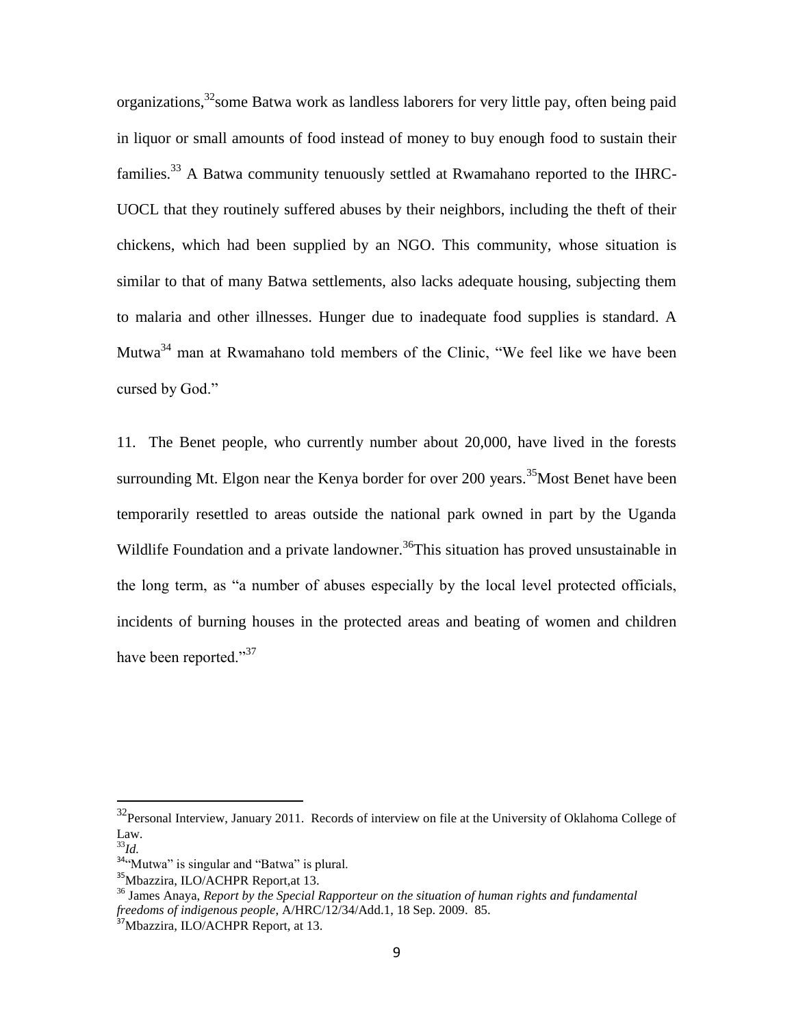organizations,[32]some Batwa work as landless laborers for very little pay, often being paid in liquor or small amounts of food instead of money to buy enough food to sustain their families.[33] A Batwa community tenuously settled at Rwamahano reported to the IHRC-UOCL that they routinely suffered abuses by their neighbors, including the theft of their chickens, which had been supplied by an NGO. This community, whose situation is similar to that of many Batwa settlements, also lacks adequate housing, subjecting them to malaria and other illnesses. Hunger due to inadequate food supplies is standard. A Mutwa[34] man at Rwamahano told members of the Clinic, "We feel like we have been cursed by God."

11. The Benet people, who currently number about 20,000, have lived in the forests surrounding Mt. Elgon near the Kenya border for over 200 years.[35]Most Benet have been temporarily resettled to areas outside the national park owned in part by the Uganda Wildlife Foundation and a private landowner.[36]This situation has proved unsustainable in the long term, as "a number of abuses especially by the local level protected officials, incidents of burning houses in the protected areas and beating of women and children have been reported."[37]

---

[32]Personal Interview, January 2011. Records of interview on file at the University of Oklahoma College of Law.

[33]*Id.*

[34]"Mutwa" is singular and "Batwa" is plural.

[35]Mbazzira, ILO/ACHPR Report,at 13.

[36] James Anaya, *Report by the Special Rapporteur on the situation of human rights and fundamental freedoms of indigenous people*, A/HRC/12/34/Add.1, 18 Sep. 2009. 85.

[37]Mbazzira, ILO/ACHPR Report, at 13.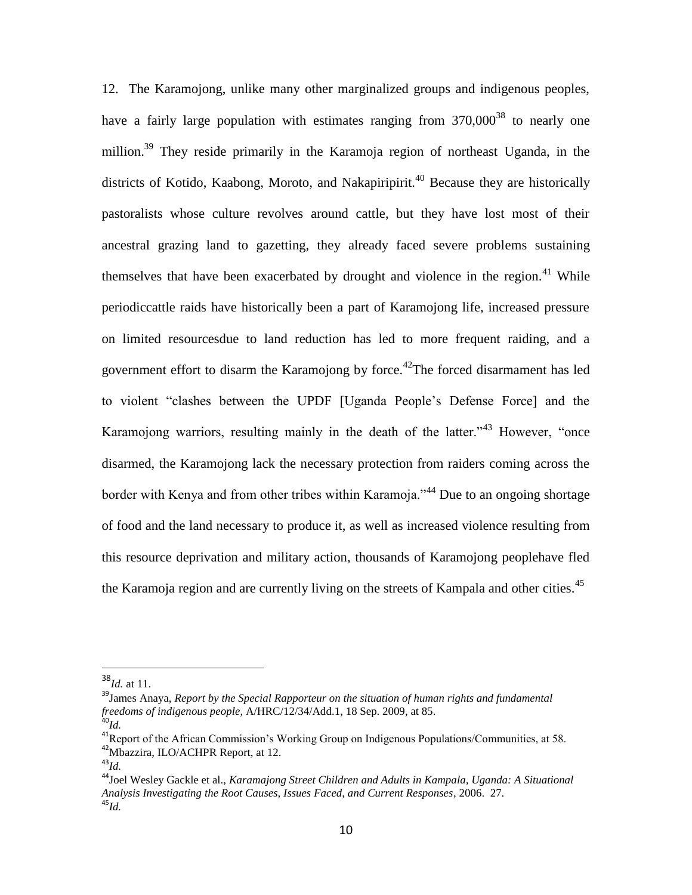12. The Karamojong, unlike many other marginalized groups and indigenous peoples, have a fairly large population with estimates ranging from 370,000[38] to nearly one million.[39] They reside primarily in the Karamoja region of northeast Uganda, in the districts of Kotido, Kaabong, Moroto, and Nakapiripirit.[40] Because they are historically pastoralists whose culture revolves around cattle, but they have lost most of their ancestral grazing land to gazetting, they already faced severe problems sustaining themselves that have been exacerbated by drought and violence in the region.[41] While periodiccattle raids have historically been a part of Karamojong life, increased pressure on limited resourcesdue to land reduction has led to more frequent raiding, and a government effort to disarm the Karamojong by force.[42]The forced disarmament has led to violent "clashes between the UPDF [Uganda People's Defense Force] and the Karamojong warriors, resulting mainly in the death of the latter."[43] However, "once disarmed, the Karamojong lack the necessary protection from raiders coming across the border with Kenya and from other tribes within Karamoja."[44] Due to an ongoing shortage of food and the land necessary to produce it, as well as increased violence resulting from this resource deprivation and military action, thousands of Karamojong peoplehave fled the Karamoja region and are currently living on the streets of Kampala and other cities.[45]

---

[38] *Id.* at 11.

[39] James Anaya, *Report by the Special Rapporteur on the situation of human rights and fundamental freedoms of indigenous people*, A/HRC/12/34/Add.1, 18 Sep. 2009, at 85.

[40] *Id.*

[41] Report of the African Commission's Working Group on Indigenous Populations/Communities, at 58.

[42] Mbazzira, ILO/ACHPR Report, at 12.

[43] *Id.*

[44] Joel Wesley Gackle et al., *Karamajong Street Children and Adults in Kampala, Uganda: A Situational Analysis Investigating the Root Causes, Issues Faced, and Current Responses*, 2006. 27.

[45] *Id.*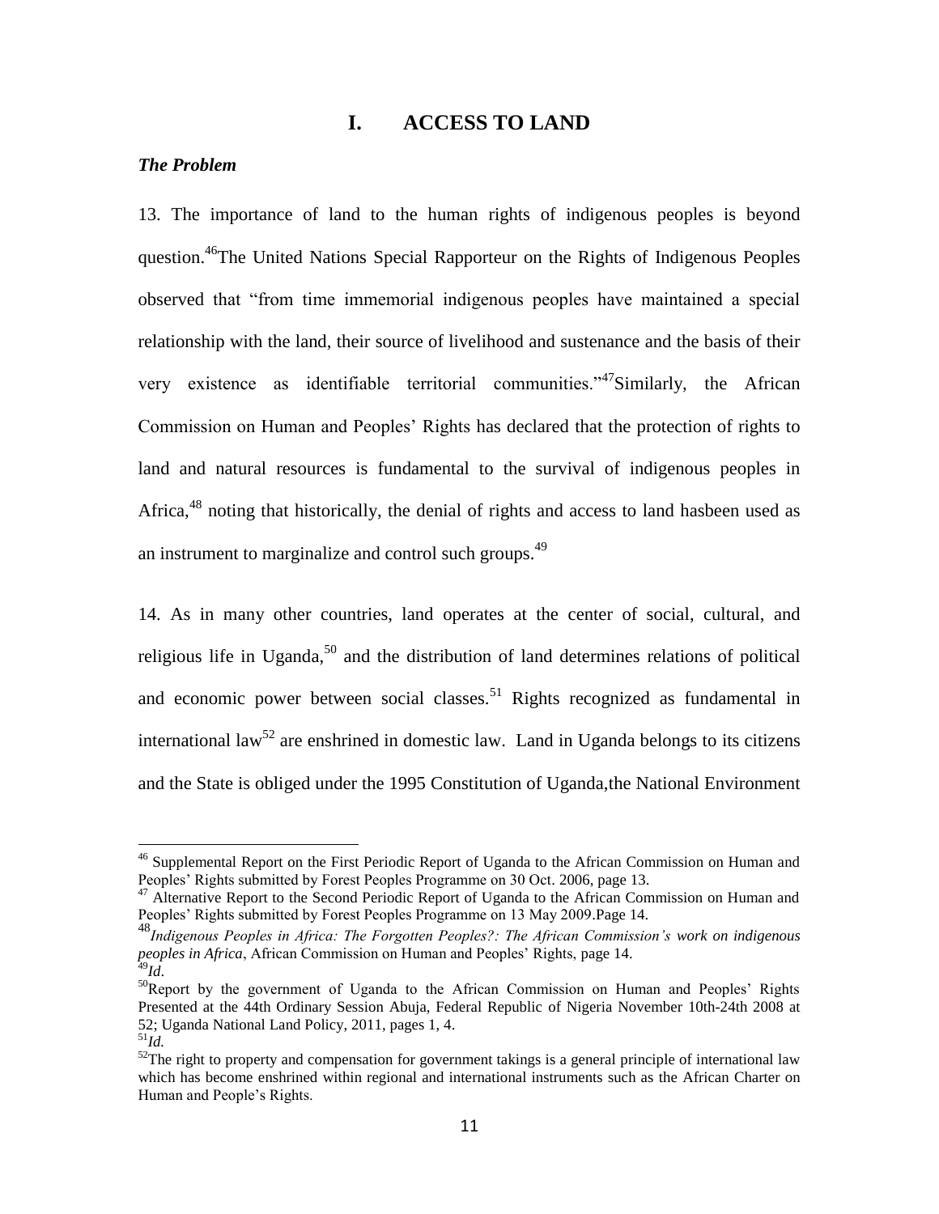# I. ACCESS TO LAND

***The Problem***

13. The importance of land to the human rights of indigenous peoples is beyond question.[46]The United Nations Special Rapporteur on the Rights of Indigenous Peoples observed that "from time immemorial indigenous peoples have maintained a special relationship with the land, their source of livelihood and sustenance and the basis of their very existence as identifiable territorial communities."[47]Similarly, the African Commission on Human and Peoples' Rights has declared that the protection of rights to land and natural resources is fundamental to the survival of indigenous peoples in Africa,[48] noting that historically, the denial of rights and access to land hasbeen used as an instrument to marginalize and control such groups.[49]

14. As in many other countries, land operates at the center of social, cultural, and religious life in Uganda,[50] and the distribution of land determines relations of political and economic power between social classes.[51] Rights recognized as fundamental in international law[52] are enshrined in domestic law. Land in Uganda belongs to its citizens and the State is obliged under the 1995 Constitution of Uganda,the National Environment

---

[46] Supplemental Report on the First Periodic Report of Uganda to the African Commission on Human and Peoples' Rights submitted by Forest Peoples Programme on 30 Oct. 2006, page 13.

[47] Alternative Report to the Second Periodic Report of Uganda to the African Commission on Human and Peoples' Rights submitted by Forest Peoples Programme on 13 May 2009.Page 14.

[48] *Indigenous Peoples in Africa: The Forgotten Peoples?: The African Commission's work on indigenous peoples in Africa*, African Commission on Human and Peoples' Rights, page 14.

[49] *Id*.

[50] Report by the government of Uganda to the African Commission on Human and Peoples' Rights Presented at the 44th Ordinary Session Abuja, Federal Republic of Nigeria November 10th-24th 2008 at 52; Uganda National Land Policy, 2011, pages 1, 4.

[51] *Id.*

[52] The right to property and compensation for government takings is a general principle of international law which has become enshrined within regional and international instruments such as the African Charter on Human and People's Rights.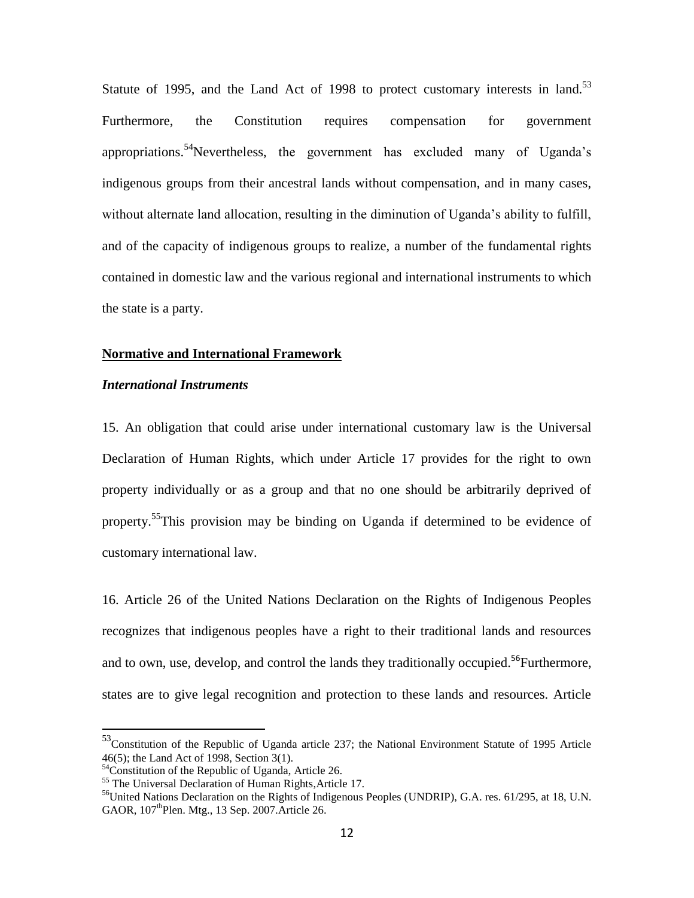Statute of 1995, and the Land Act of 1998 to protect customary interests in land.[53] Furthermore, the Constitution requires compensation for government appropriations.[54]Nevertheless, the government has excluded many of Uganda's indigenous groups from their ancestral lands without compensation, and in many cases, without alternate land allocation, resulting in the diminution of Uganda's ability to fulfill, and of the capacity of indigenous groups to realize, a number of the fundamental rights contained in domestic law and the various regional and international instruments to which the state is a party.

**Normative and International Framework**

***International Instruments***

15. An obligation that could arise under international customary law is the Universal Declaration of Human Rights, which under Article 17 provides for the right to own property individually or as a group and that no one should be arbitrarily deprived of property.[55]This provision may be binding on Uganda if determined to be evidence of customary international law.

16. Article 26 of the United Nations Declaration on the Rights of Indigenous Peoples recognizes that indigenous peoples have a right to their traditional lands and resources and to own, use, develop, and control the lands they traditionally occupied.[56]Furthermore, states are to give legal recognition and protection to these lands and resources. Article

---

[53]Constitution of the Republic of Uganda article 237; the National Environment Statute of 1995 Article 46(5); the Land Act of 1998, Section 3(1).

[54]Constitution of the Republic of Uganda, Article 26.

[55] The Universal Declaration of Human Rights,Article 17.

[56]United Nations Declaration on the Rights of Indigenous Peoples (UNDRIP), G.A. res. 61/295, at 18, U.N. GAOR, 107thPlen. Mtg., 13 Sep. 2007.Article 26.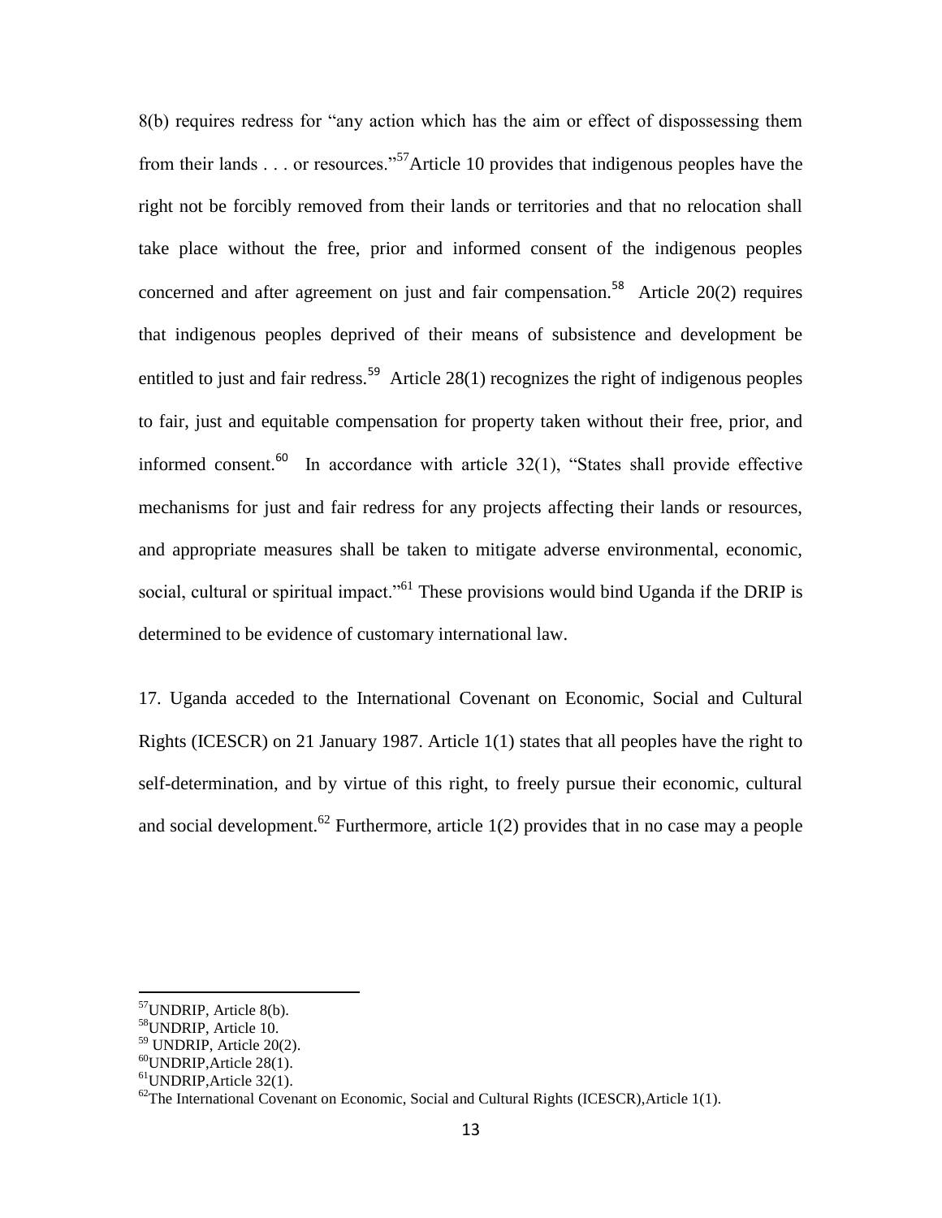8(b) requires redress for "any action which has the aim or effect of dispossessing them from their lands . . . or resources."[57]Article 10 provides that indigenous peoples have the right not be forcibly removed from their lands or territories and that no relocation shall take place without the free, prior and informed consent of the indigenous peoples concerned and after agreement on just and fair compensation.[58] Article 20(2) requires that indigenous peoples deprived of their means of subsistence and development be entitled to just and fair redress.[59] Article 28(1) recognizes the right of indigenous peoples to fair, just and equitable compensation for property taken without their free, prior, and informed consent.[60] In accordance with article 32(1), "States shall provide effective mechanisms for just and fair redress for any projects affecting their lands or resources, and appropriate measures shall be taken to mitigate adverse environmental, economic, social, cultural or spiritual impact."[61] These provisions would bind Uganda if the DRIP is determined to be evidence of customary international law.

17. Uganda acceded to the International Covenant on Economic, Social and Cultural Rights (ICESCR) on 21 January 1987. Article 1(1) states that all peoples have the right to self-determination, and by virtue of this right, to freely pursue their economic, cultural and social development.[62] Furthermore, article 1(2) provides that in no case may a people

---

[57]UNDRIP, Article 8(b).

[58]UNDRIP, Article 10.

[59] UNDRIP, Article 20(2).

[60]UNDRIP,Article 28(1).

[61]UNDRIP,Article 32(1).

[62]The International Covenant on Economic, Social and Cultural Rights (ICESCR),Article 1(1).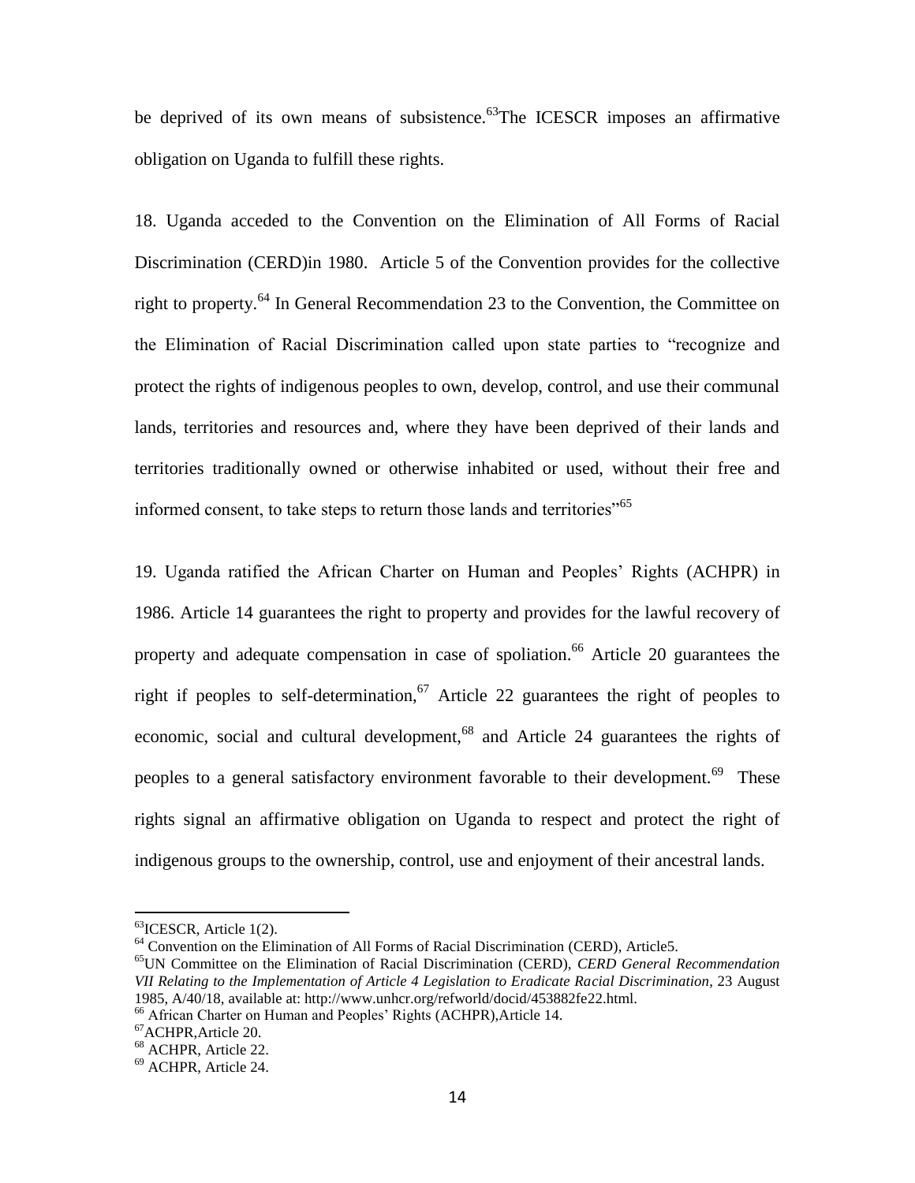be deprived of its own means of subsistence.[63]The ICESCR imposes an affirmative obligation on Uganda to fulfill these rights.

18. Uganda acceded to the Convention on the Elimination of All Forms of Racial Discrimination (CERD)in 1980. Article 5 of the Convention provides for the collective right to property.[64] In General Recommendation 23 to the Convention, the Committee on the Elimination of Racial Discrimination called upon state parties to "recognize and protect the rights of indigenous peoples to own, develop, control, and use their communal lands, territories and resources and, where they have been deprived of their lands and territories traditionally owned or otherwise inhabited or used, without their free and informed consent, to take steps to return those lands and territories"[65]

19. Uganda ratified the African Charter on Human and Peoples' Rights (ACHPR) in 1986. Article 14 guarantees the right to property and provides for the lawful recovery of property and adequate compensation in case of spoliation.[66] Article 20 guarantees the right if peoples to self-determination,[67] Article 22 guarantees the right of peoples to economic, social and cultural development,[68] and Article 24 guarantees the rights of peoples to a general satisfactory environment favorable to their development.[69] These rights signal an affirmative obligation on Uganda to respect and protect the right of indigenous groups to the ownership, control, use and enjoyment of their ancestral lands.

---

[63]ICESCR, Article 1(2).

[64] Convention on the Elimination of All Forms of Racial Discrimination (CERD), Article5.

[65]UN Committee on the Elimination of Racial Discrimination (CERD), *CERD General Recommendation VII Relating to the Implementation of Article 4 Legislation to Eradicate Racial Discrimination*, 23 August 1985, A/40/18, available at: http://www.unhcr.org/refworld/docid/453882fe22.html.

[66] African Charter on Human and Peoples' Rights (ACHPR),Article 14.

[67]ACHPR,Article 20.

[68] ACHPR, Article 22.

[69] ACHPR, Article 24.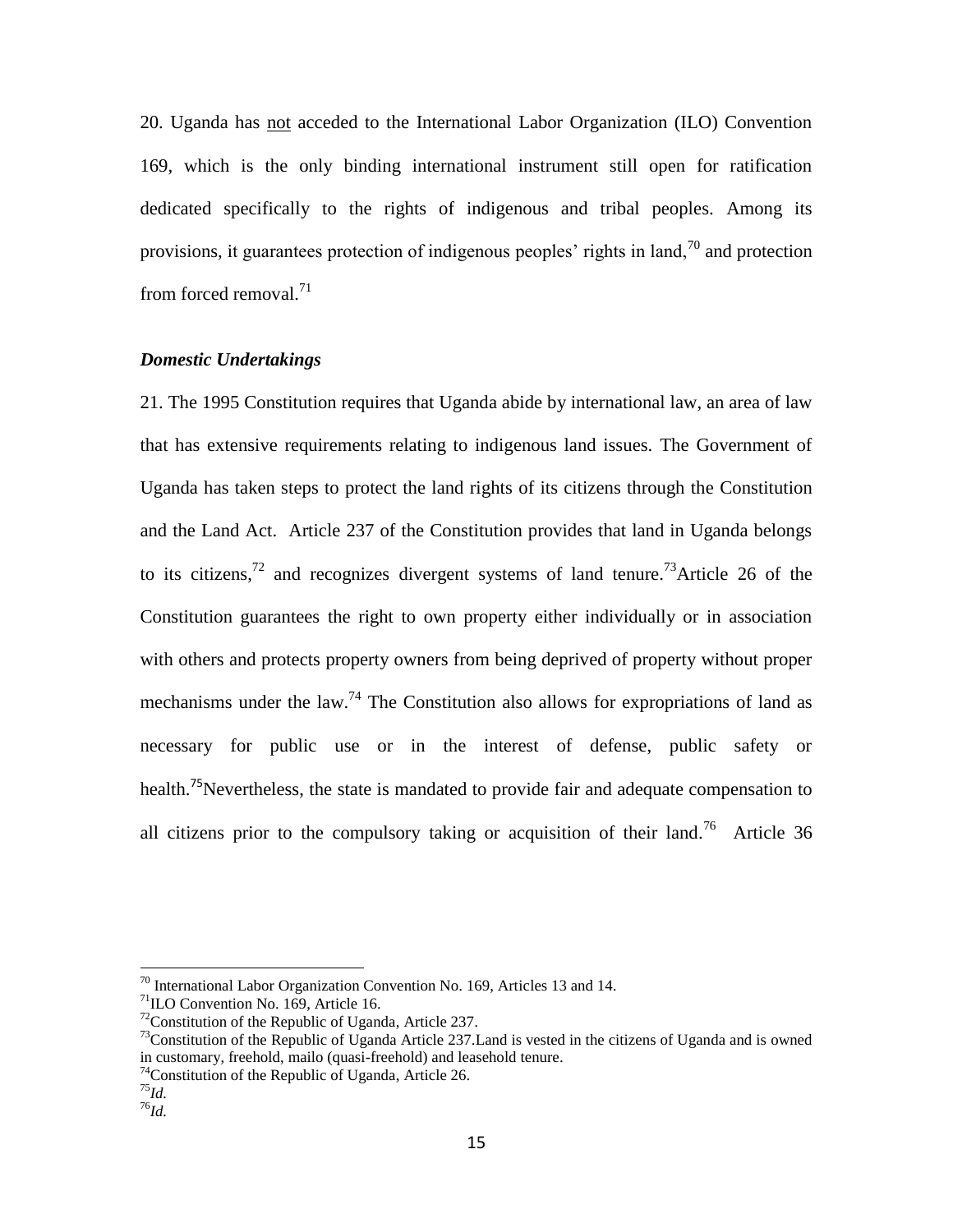20. Uganda has <u>not</u> acceded to the International Labor Organization (ILO) Convention 169, which is the only binding international instrument still open for ratification dedicated specifically to the rights of indigenous and tribal peoples. Among its provisions, it guarantees protection of indigenous peoples' rights in land,[70] and protection from forced removal.[71]

### *Domestic Undertakings*

21. The 1995 Constitution requires that Uganda abide by international law, an area of law that has extensive requirements relating to indigenous land issues. The Government of Uganda has taken steps to protect the land rights of its citizens through the Constitution and the Land Act. Article 237 of the Constitution provides that land in Uganda belongs to its citizens,[72] and recognizes divergent systems of land tenure.[73]Article 26 of the Constitution guarantees the right to own property either individually or in association with others and protects property owners from being deprived of property without proper mechanisms under the law.[74] The Constitution also allows for expropriations of land as necessary for public use or in the interest of defense, public safety or health.[75]Nevertheless, the state is mandated to provide fair and adequate compensation to all citizens prior to the compulsory taking or acquisition of their land.[76] Article 36

---

[70] International Labor Organization Convention No. 169, Articles 13 and 14.

[71] ILO Convention No. 169, Article 16.

[72] Constitution of the Republic of Uganda, Article 237.

[73] Constitution of the Republic of Uganda Article 237.Land is vested in the citizens of Uganda and is owned in customary, freehold, mailo (quasi-freehold) and leasehold tenure.

[74] Constitution of the Republic of Uganda, Article 26.

[75] *Id.*

[76] *Id.*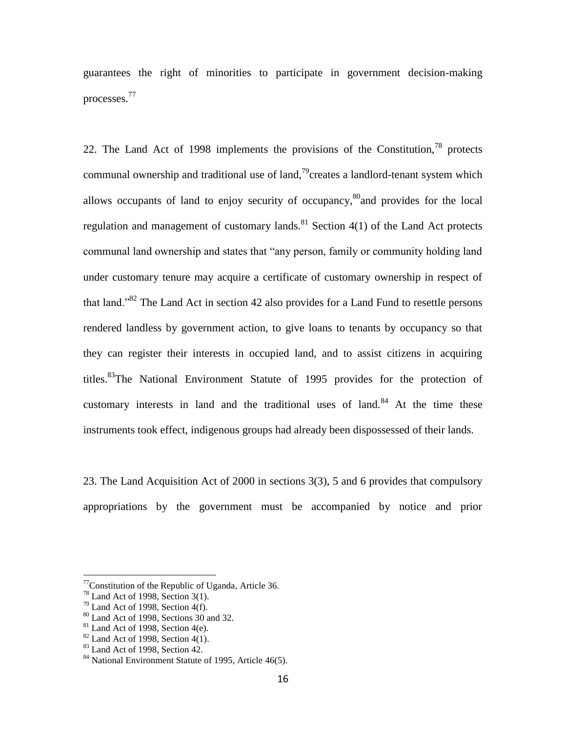guarantees the right of minorities to participate in government decision-making processes.[77]

22. The Land Act of 1998 implements the provisions of the Constitution,[78] protects communal ownership and traditional use of land,[79] creates a landlord-tenant system which allows occupants of land to enjoy security of occupancy,[80] and provides for the local regulation and management of customary lands.[81] Section 4(1) of the Land Act protects communal land ownership and states that "any person, family or community holding land under customary tenure may acquire a certificate of customary ownership in respect of that land."[82] The Land Act in section 42 also provides for a Land Fund to resettle persons rendered landless by government action, to give loans to tenants by occupancy so that they can register their interests in occupied land, and to assist citizens in acquiring titles.[83] The National Environment Statute of 1995 provides for the protection of customary interests in land and the traditional uses of land.[84] At the time these instruments took effect, indigenous groups had already been dispossessed of their lands.

23. The Land Acquisition Act of 2000 in sections 3(3), 5 and 6 provides that compulsory appropriations by the government must be accompanied by notice and prior

---

[77] Constitution of the Republic of Uganda, Article 36.

[78] Land Act of 1998, Section 3(1).

[79] Land Act of 1998, Section 4(f).

[80] Land Act of 1998, Sections 30 and 32.

[81] Land Act of 1998, Section 4(e).

[82] Land Act of 1998, Section 4(1).

[83] Land Act of 1998, Section 42.

[84] National Environment Statute of 1995, Article 46(5).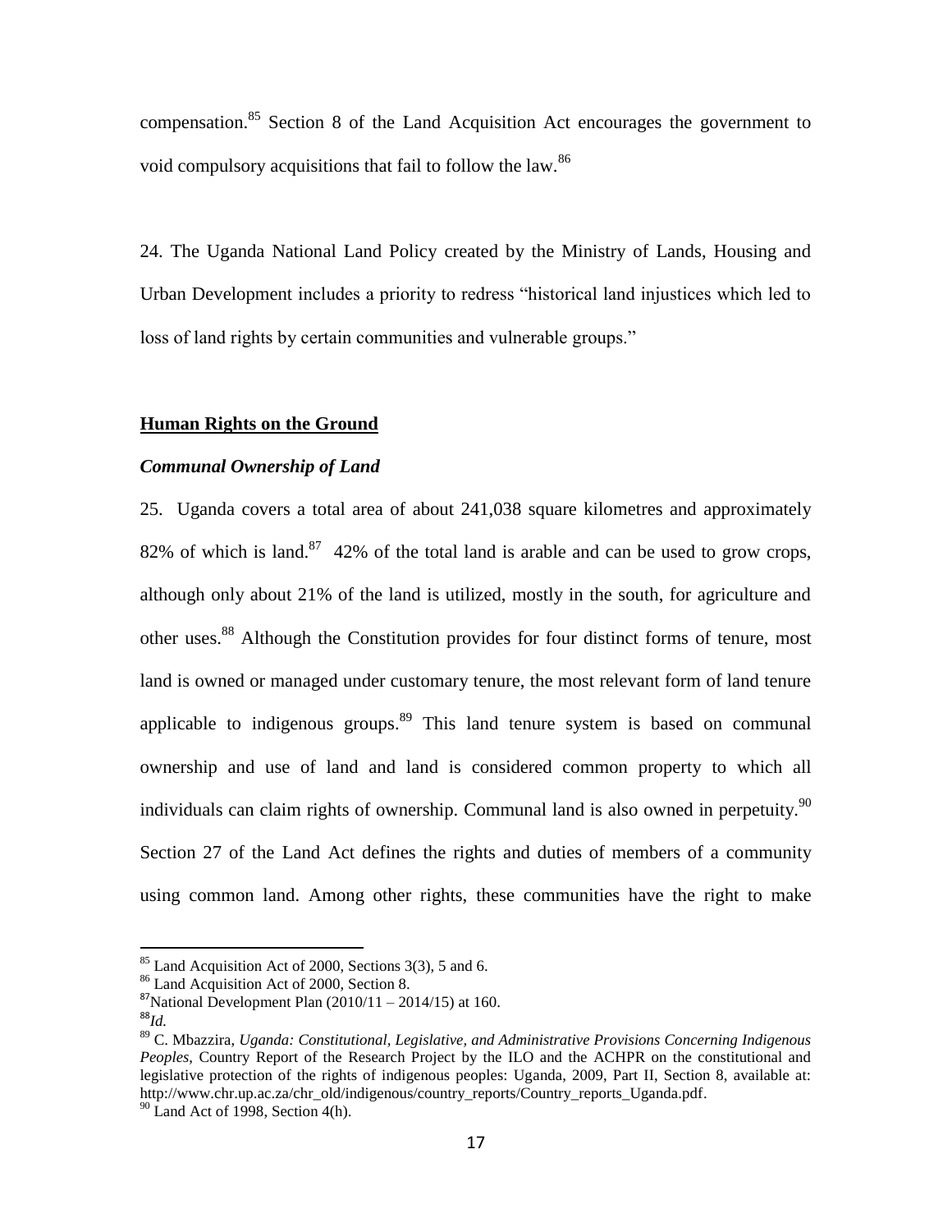compensation.[85] Section 8 of the Land Acquisition Act encourages the government to void compulsory acquisitions that fail to follow the law.[86]

24. The Uganda National Land Policy created by the Ministry of Lands, Housing and Urban Development includes a priority to redress "historical land injustices which led to loss of land rights by certain communities and vulnerable groups."

## **Human Rights on the Ground**

### ***Communal Ownership of Land***

25. Uganda covers a total area of about 241,038 square kilometres and approximately 82% of which is land.[87] 42% of the total land is arable and can be used to grow crops, although only about 21% of the land is utilized, mostly in the south, for agriculture and other uses.[88] Although the Constitution provides for four distinct forms of tenure, most land is owned or managed under customary tenure, the most relevant form of land tenure applicable to indigenous groups.[89] This land tenure system is based on communal ownership and use of land and land is considered common property to which all individuals can claim rights of ownership. Communal land is also owned in perpetuity.[90] Section 27 of the Land Act defines the rights and duties of members of a community using common land. Among other rights, these communities have the right to make

---

[85] Land Acquisition Act of 2000, Sections 3(3), 5 and 6.

[86] Land Acquisition Act of 2000, Section 8.

[87] National Development Plan (2010/11 – 2014/15) at 160.

[88] *Id.*

[89] C. Mbazzira, *Uganda: Constitutional, Legislative, and Administrative Provisions Concerning Indigenous Peoples*, Country Report of the Research Project by the ILO and the ACHPR on the constitutional and legislative protection of the rights of indigenous peoples: Uganda, 2009, Part II, Section 8, available at: http://www.chr.up.ac.za/chr_old/indigenous/country_reports/Country_reports_Uganda.pdf.

[90] Land Act of 1998, Section 4(h).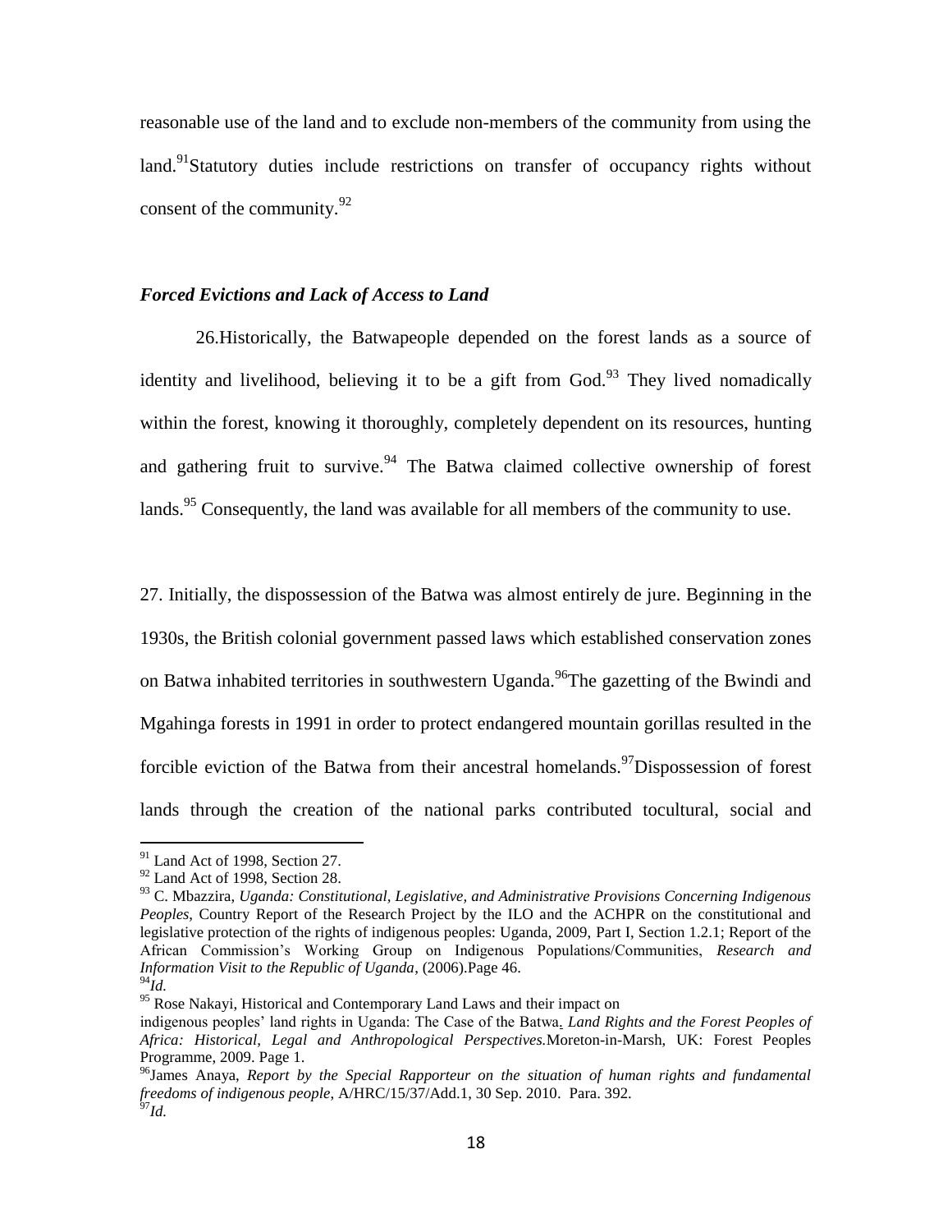reasonable use of the land and to exclude non-members of the community from using the land.[91]Statutory duties include restrictions on transfer of occupancy rights without consent of the community.[92]

### *Forced Evictions and Lack of Access to Land*

26.Historically, the Batwapeople depended on the forest lands as a source of identity and livelihood, believing it to be a gift from God.[93] They lived nomadically within the forest, knowing it thoroughly, completely dependent on its resources, hunting and gathering fruit to survive.[94] The Batwa claimed collective ownership of forest lands.[95] Consequently, the land was available for all members of the community to use.

27. Initially, the dispossession of the Batwa was almost entirely de jure. Beginning in the 1930s, the British colonial government passed laws which established conservation zones on Batwa inhabited territories in southwestern Uganda.[96]The gazetting of the Bwindi and Mgahinga forests in 1991 in order to protect endangered mountain gorillas resulted in the forcible eviction of the Batwa from their ancestral homelands.[97]Dispossession of forest lands through the creation of the national parks contributed tocultural, social and

---

[91] Land Act of 1998, Section 27.

[92] Land Act of 1998, Section 28.

[93] C. Mbazzira, *Uganda: Constitutional, Legislative, and Administrative Provisions Concerning Indigenous Peoples*, Country Report of the Research Project by the ILO and the ACHPR on the constitutional and legislative protection of the rights of indigenous peoples: Uganda, 2009, Part I, Section 1.2.1; Report of the African Commission's Working Group on Indigenous Populations/Communities, *Research and Information Visit to the Republic of Uganda*, (2006).Page 46.

[94] *Id.*

[95] Rose Nakayi, Historical and Contemporary Land Laws and their impact on indigenous peoples' land rights in Uganda: The Case of the Batwa. *Land Rights and the Forest Peoples of Africa: Historical, Legal and Anthropological Perspectives.*Moreton-in-Marsh, UK: Forest Peoples Programme, 2009. Page 1.

[96] James Anaya, *Report by the Special Rapporteur on the situation of human rights and fundamental freedoms of indigenous people*, A/HRC/15/37/Add.1, 30 Sep. 2010. Para. 392.

[97] *Id.*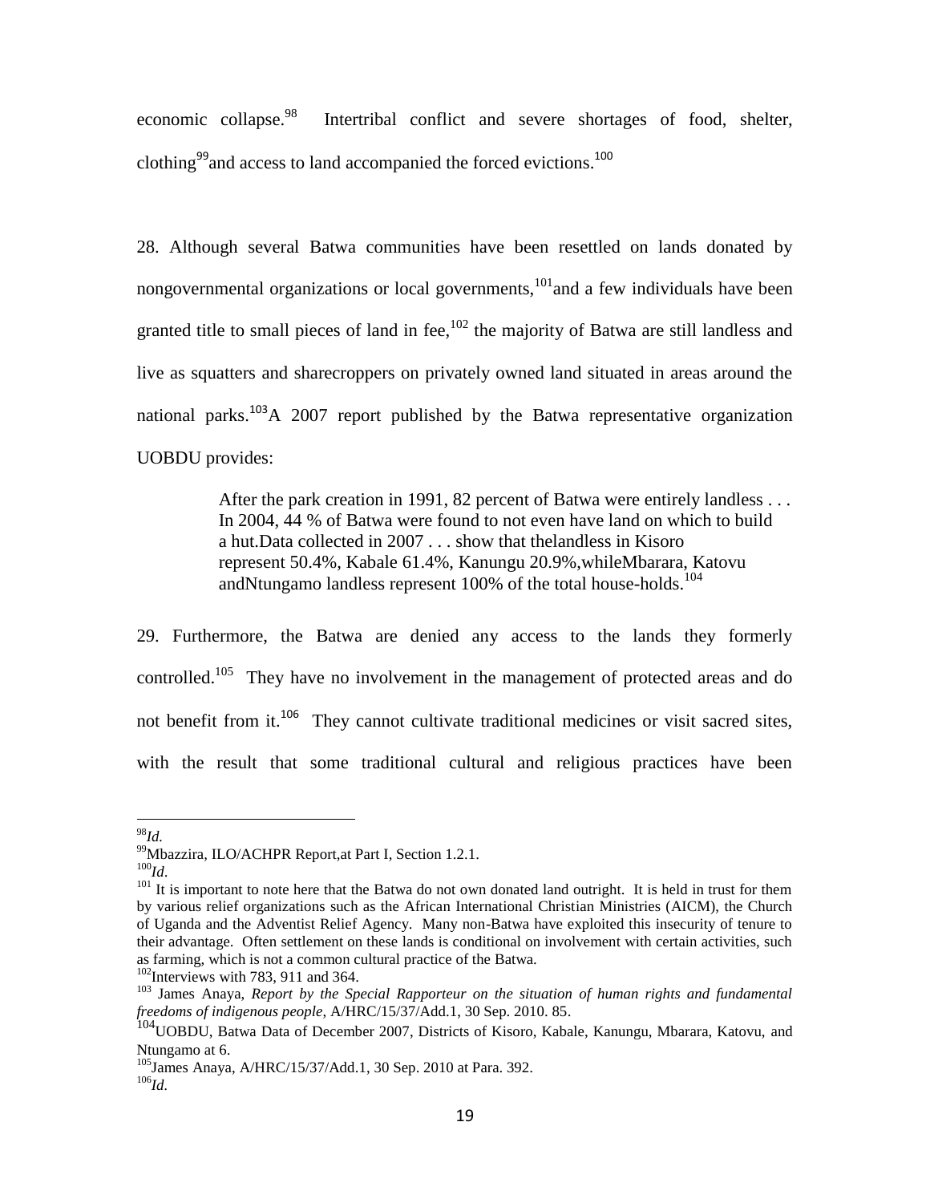economic collapse.[98] Intertribal conflict and severe shortages of food, shelter, clothing[99]and access to land accompanied the forced evictions.[100]

28. Although several Batwa communities have been resettled on lands donated by nongovernmental organizations or local governments,[101]and a few individuals have been granted title to small pieces of land in fee,[102] the majority of Batwa are still landless and live as squatters and sharecroppers on privately owned land situated in areas around the national parks.[103]A 2007 report published by the Batwa representative organization UOBDU provides:

> After the park creation in 1991, 82 percent of Batwa were entirely landless . . . In 2004, 44 % of Batwa were found to not even have land on which to build a hut.Data collected in 2007 . . . show that thelandless in Kisoro represent 50.4%, Kabale 61.4%, Kanungu 20.9%,whileMbarara, Katovu andNtungamo landless represent 100% of the total house-holds.[104]

29. Furthermore, the Batwa are denied any access to the lands they formerly controlled.[105] They have no involvement in the management of protected areas and do not benefit from it.[106] They cannot cultivate traditional medicines or visit sacred sites, with the result that some traditional cultural and religious practices have been

---

[98] *Id.*

[99] Mbazzira, ILO/ACHPR Report,at Part I, Section 1.2.1.

[100] *Id*.

[101] It is important to note here that the Batwa do not own donated land outright. It is held in trust for them by various relief organizations such as the African International Christian Ministries (AICM), the Church of Uganda and the Adventist Relief Agency. Many non-Batwa have exploited this insecurity of tenure to their advantage. Often settlement on these lands is conditional on involvement with certain activities, such as farming, which is not a common cultural practice of the Batwa.

[102] Interviews with 783, 911 and 364.

[103] James Anaya, *Report by the Special Rapporteur on the situation of human rights and fundamental freedoms of indigenous people*, A/HRC/15/37/Add.1, 30 Sep. 2010. 85.

[104] UOBDU, Batwa Data of December 2007, Districts of Kisoro, Kabale, Kanungu, Mbarara, Katovu, and Ntungamo at 6.

[105] James Anaya, A/HRC/15/37/Add.1, 30 Sep. 2010 at Para. 392.

[106] *Id.*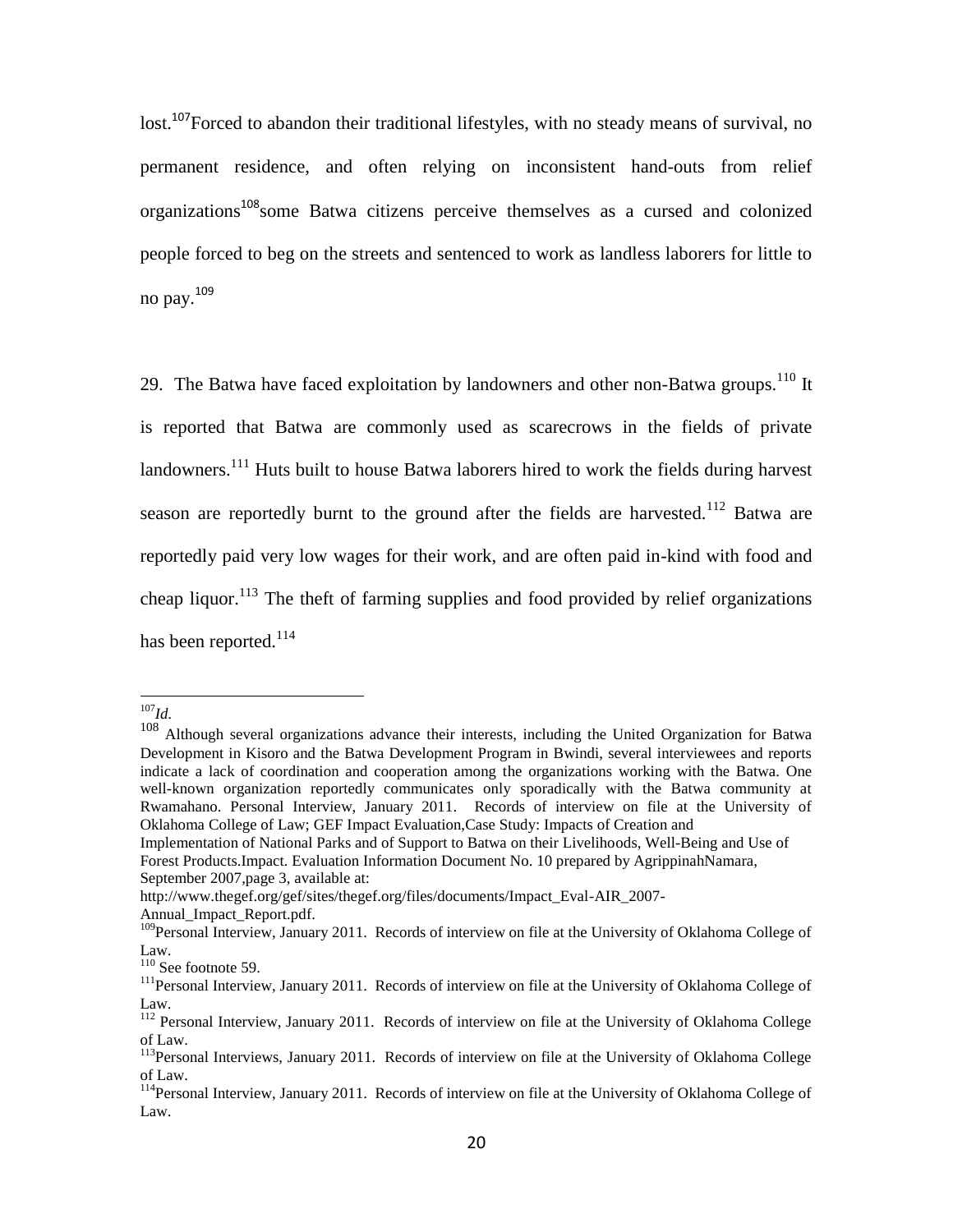lost.[107] Forced to abandon their traditional lifestyles, with no steady means of survival, no permanent residence, and often relying on inconsistent hand-outs from relief organizations[108] some Batwa citizens perceive themselves as a cursed and colonized people forced to beg on the streets and sentenced to work as landless laborers for little to no pay.[109]

29. The Batwa have faced exploitation by landowners and other non-Batwa groups.[110] It is reported that Batwa are commonly used as scarecrows in the fields of private landowners.[111] Huts built to house Batwa laborers hired to work the fields during harvest season are reportedly burnt to the ground after the fields are harvested.[112] Batwa are reportedly paid very low wages for their work, and are often paid in-kind with food and cheap liquor.[113] The theft of farming supplies and food provided by relief organizations has been reported.[114]

---

[107] *Id.*

[108] Although several organizations advance their interests, including the United Organization for Batwa Development in Kisoro and the Batwa Development Program in Bwindi, several interviewees and reports indicate a lack of coordination and cooperation among the organizations working with the Batwa. One well-known organization reportedly communicates only sporadically with the Batwa community at Rwamahano. Personal Interview, January 2011. Records of interview on file at the University of Oklahoma College of Law; GEF Impact Evaluation,Case Study: Impacts of Creation and Implementation of National Parks and of Support to Batwa on their Livelihoods, Well-Being and Use of Forest Products.Impact. Evaluation Information Document No. 10 prepared by AgrippinahNamara, September 2007,page 3, available at: http://www.thegef.org/gef/sites/thegef.org/files/documents/Impact_Eval-AIR_2007-Annual_Impact_Report.pdf.

[109] Personal Interview, January 2011. Records of interview on file at the University of Oklahoma College of Law.

[110] See footnote 59.

[111] Personal Interview, January 2011. Records of interview on file at the University of Oklahoma College of Law.

[112] Personal Interview, January 2011. Records of interview on file at the University of Oklahoma College of Law.

[113] Personal Interviews, January 2011. Records of interview on file at the University of Oklahoma College of Law.

[114] Personal Interview, January 2011. Records of interview on file at the University of Oklahoma College of Law.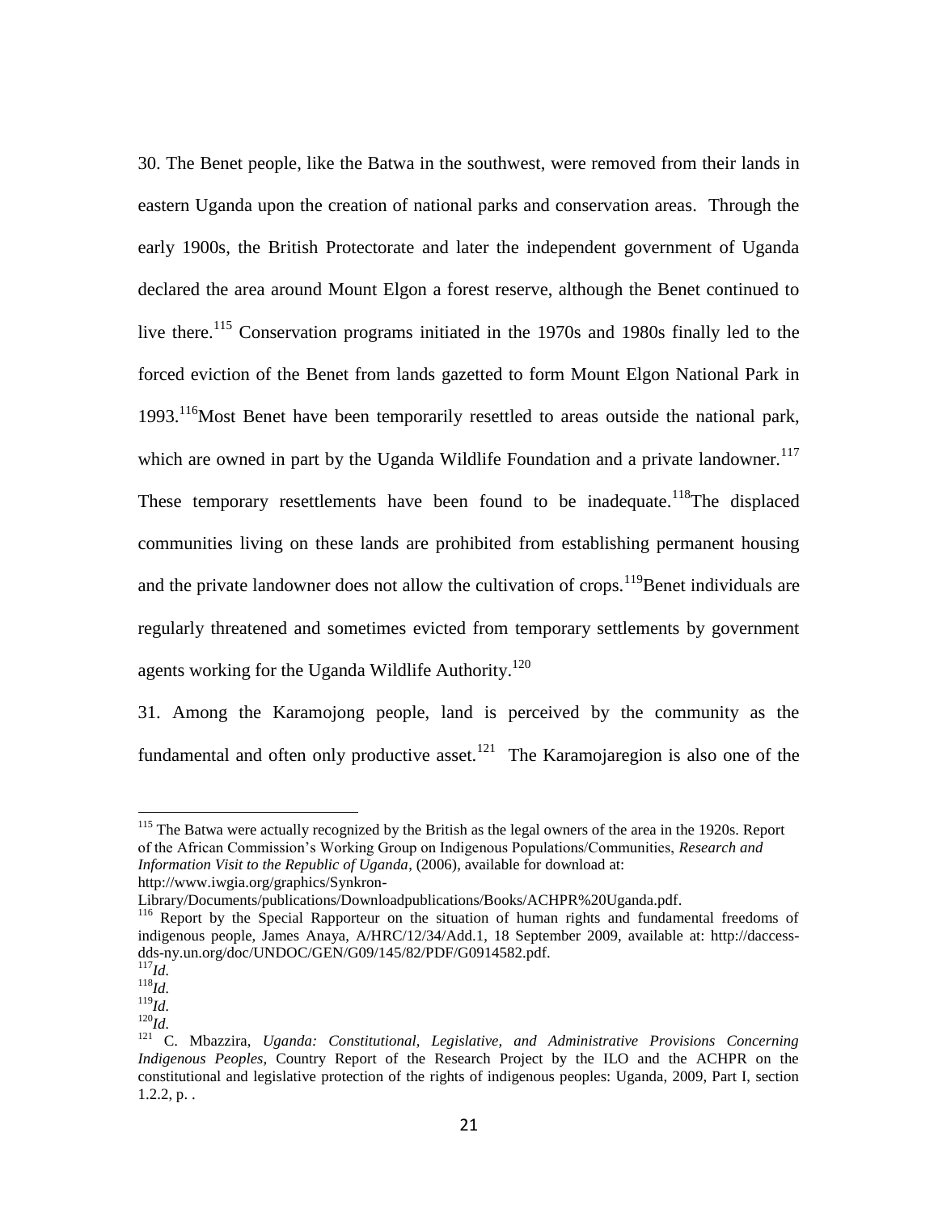30. The Benet people, like the Batwa in the southwest, were removed from their lands in eastern Uganda upon the creation of national parks and conservation areas. Through the early 1900s, the British Protectorate and later the independent government of Uganda declared the area around Mount Elgon a forest reserve, although the Benet continued to live there.[115] Conservation programs initiated in the 1970s and 1980s finally led to the forced eviction of the Benet from lands gazetted to form Mount Elgon National Park in 1993.[116]Most Benet have been temporarily resettled to areas outside the national park, which are owned in part by the Uganda Wildlife Foundation and a private landowner.[117] These temporary resettlements have been found to be inadequate.[118]The displaced communities living on these lands are prohibited from establishing permanent housing and the private landowner does not allow the cultivation of crops.[119]Benet individuals are regularly threatened and sometimes evicted from temporary settlements by government agents working for the Uganda Wildlife Authority.[120]

31. Among the Karamojong people, land is perceived by the community as the fundamental and often only productive asset.[121] The Karamojaregion is also one of the

---

[115] The Batwa were actually recognized by the British as the legal owners of the area in the 1920s. Report of the African Commission's Working Group on Indigenous Populations/Communities, *Research and Information Visit to the Republic of Uganda*, (2006), available for download at: http://www.iwgia.org/graphics/Synkron-Library/Documents/publications/Downloadpublications/Books/ACHPR%20Uganda.pdf.

[116] Report by the Special Rapporteur on the situation of human rights and fundamental freedoms of indigenous people, James Anaya, A/HRC/12/34/Add.1, 18 September 2009, available at: http://daccess-dds-ny.un.org/doc/UNDOC/GEN/G09/145/82/PDF/G0914582.pdf.

[117] *Id.*

[118] *Id.*

[119] *Id.*

[120] *Id.*

[121] C. Mbazzira, *Uganda: Constitutional, Legislative, and Administrative Provisions Concerning Indigenous Peoples*, Country Report of the Research Project by the ILO and the ACHPR on the constitutional and legislative protection of the rights of indigenous peoples: Uganda, 2009, Part I, section 1.2.2, p. .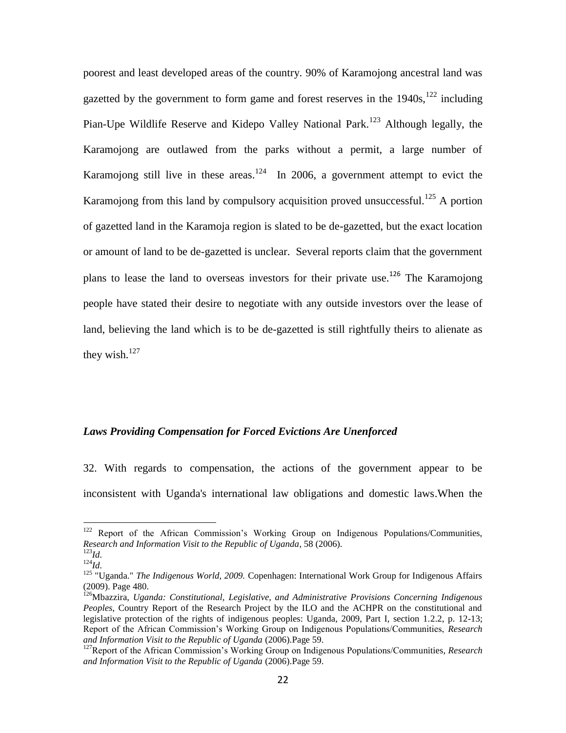poorest and least developed areas of the country. 90% of Karamojong ancestral land was gazetted by the government to form game and forest reserves in the 1940s,[122] including Pian-Upe Wildlife Reserve and Kidepo Valley National Park.[123] Although legally, the Karamojong are outlawed from the parks without a permit, a large number of Karamojong still live in these areas.[124] In 2006, a government attempt to evict the Karamojong from this land by compulsory acquisition proved unsuccessful.[125] A portion of gazetted land in the Karamoja region is slated to be de-gazetted, but the exact location or amount of land to be de-gazetted is unclear. Several reports claim that the government plans to lease the land to overseas investors for their private use.[126] The Karamojong people have stated their desire to negotiate with any outside investors over the lease of land, believing the land which is to be de-gazetted is still rightfully theirs to alienate as they wish.[127]

### *Laws Providing Compensation for Forced Evictions Are Unenforced*

32. With regards to compensation, the actions of the government appear to be inconsistent with Uganda's international law obligations and domestic laws.When the

---

[122] Report of the African Commission's Working Group on Indigenous Populations/Communities, *Research and Information Visit to the Republic of Uganda*, 58 (2006).

[123] *Id.*

[124] *Id.*

[125] "Uganda." *The Indigenous World, 2009.* Copenhagen: International Work Group for Indigenous Affairs (2009). Page 480.

[126] Mbazzira, *Uganda: Constitutional, Legislative, and Administrative Provisions Concerning Indigenous Peoples*, Country Report of the Research Project by the ILO and the ACHPR on the constitutional and legislative protection of the rights of indigenous peoples: Uganda, 2009, Part I, section 1.2.2, p. 12-13; Report of the African Commission's Working Group on Indigenous Populations/Communities, *Research and Information Visit to the Republic of Uganda* (2006).Page 59.

[127] Report of the African Commission's Working Group on Indigenous Populations/Communities, *Research and Information Visit to the Republic of Uganda* (2006).Page 59.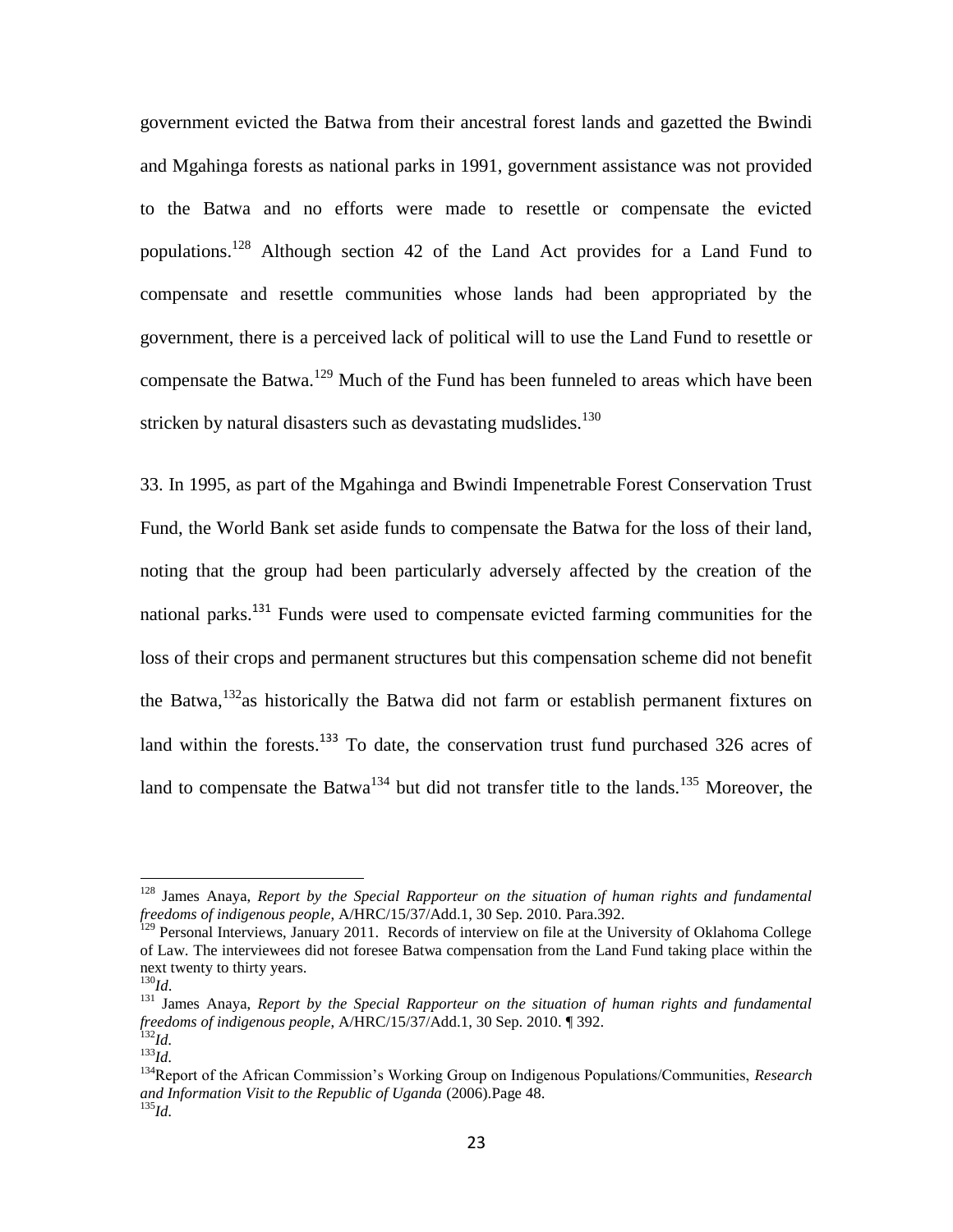government evicted the Batwa from their ancestral forest lands and gazetted the Bwindi and Mgahinga forests as national parks in 1991, government assistance was not provided to the Batwa and no efforts were made to resettle or compensate the evicted populations.[128] Although section 42 of the Land Act provides for a Land Fund to compensate and resettle communities whose lands had been appropriated by the government, there is a perceived lack of political will to use the Land Fund to resettle or compensate the Batwa.[129] Much of the Fund has been funneled to areas which have been stricken by natural disasters such as devastating mudslides.[130]

33. In 1995, as part of the Mgahinga and Bwindi Impenetrable Forest Conservation Trust Fund, the World Bank set aside funds to compensate the Batwa for the loss of their land, noting that the group had been particularly adversely affected by the creation of the national parks.[131] Funds were used to compensate evicted farming communities for the loss of their crops and permanent structures but this compensation scheme did not benefit the Batwa,[132]as historically the Batwa did not farm or establish permanent fixtures on land within the forests.[133] To date, the conservation trust fund purchased 326 acres of land to compensate the Batwa[134] but did not transfer title to the lands.[135] Moreover, the

---

[128] James Anaya, *Report by the Special Rapporteur on the situation of human rights and fundamental freedoms of indigenous people*, A/HRC/15/37/Add.1, 30 Sep. 2010. Para.392.

[129] Personal Interviews, January 2011. Records of interview on file at the University of Oklahoma College of Law. The interviewees did not foresee Batwa compensation from the Land Fund taking place within the next twenty to thirty years.

[130] *Id*.

[131] James Anaya, *Report by the Special Rapporteur on the situation of human rights and fundamental freedoms of indigenous people*, A/HRC/15/37/Add.1, 30 Sep. 2010. ¶ 392.

[132] *Id*.

[133] *Id*.

[134] Report of the African Commission's Working Group on Indigenous Populations/Communities, *Research and Information Visit to the Republic of Uganda* (2006).Page 48.

[135] *Id*.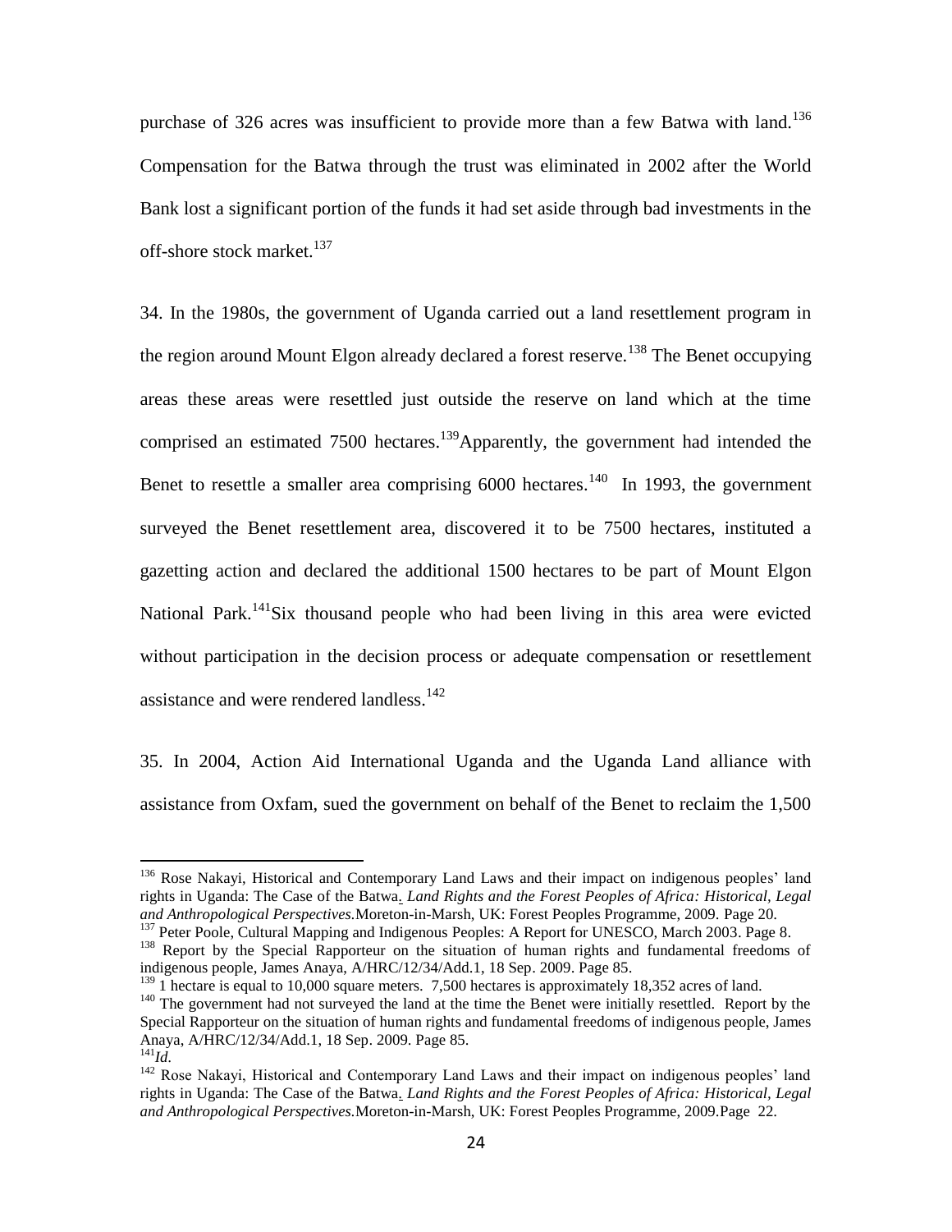purchase of 326 acres was insufficient to provide more than a few Batwa with land.[136] Compensation for the Batwa through the trust was eliminated in 2002 after the World Bank lost a significant portion of the funds it had set aside through bad investments in the off-shore stock market.[137]

34. In the 1980s, the government of Uganda carried out a land resettlement program in the region around Mount Elgon already declared a forest reserve.[138] The Benet occupying areas these areas were resettled just outside the reserve on land which at the time comprised an estimated 7500 hectares.[139]Apparently, the government had intended the Benet to resettle a smaller area comprising 6000 hectares.[140] In 1993, the government surveyed the Benet resettlement area, discovered it to be 7500 hectares, instituted a gazetting action and declared the additional 1500 hectares to be part of Mount Elgon National Park.[141]Six thousand people who had been living in this area were evicted without participation in the decision process or adequate compensation or resettlement assistance and were rendered landless.[142]

35. In 2004, Action Aid International Uganda and the Uganda Land alliance with assistance from Oxfam, sued the government on behalf of the Benet to reclaim the 1,500

---

[136] Rose Nakayi, Historical and Contemporary Land Laws and their impact on indigenous peoples' land rights in Uganda: The Case of the Batwa. *Land Rights and the Forest Peoples of Africa: Historical, Legal and Anthropological Perspectives.*Moreton-in-Marsh, UK: Forest Peoples Programme, 2009. Page 20.

[137] Peter Poole, Cultural Mapping and Indigenous Peoples: A Report for UNESCO, March 2003. Page 8.

[138] Report by the Special Rapporteur on the situation of human rights and fundamental freedoms of indigenous people, James Anaya, A/HRC/12/34/Add.1, 18 Sep. 2009. Page 85.

[139] 1 hectare is equal to 10,000 square meters. 7,500 hectares is approximately 18,352 acres of land.

[140] The government had not surveyed the land at the time the Benet were initially resettled. Report by the Special Rapporteur on the situation of human rights and fundamental freedoms of indigenous people, James Anaya, A/HRC/12/34/Add.1, 18 Sep. 2009. Page 85.

[141] *Id.*

[142] Rose Nakayi, Historical and Contemporary Land Laws and their impact on indigenous peoples' land rights in Uganda: The Case of the Batwa. *Land Rights and the Forest Peoples of Africa: Historical, Legal and Anthropological Perspectives.*Moreton-in-Marsh, UK: Forest Peoples Programme, 2009.Page 22.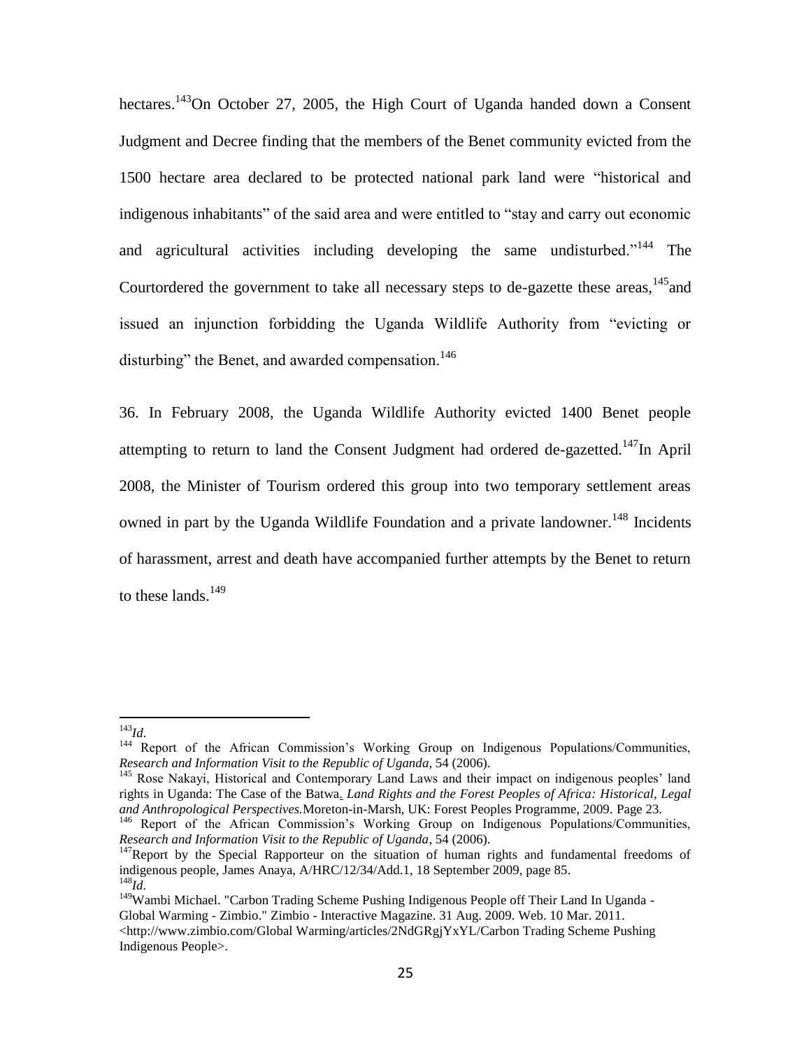hectares.[143] On October 27, 2005, the High Court of Uganda handed down a Consent Judgment and Decree finding that the members of the Benet community evicted from the 1500 hectare area declared to be protected national park land were "historical and indigenous inhabitants" of the said area and were entitled to "stay and carry out economic and agricultural activities including developing the same undisturbed."[144] The Courtordered the government to take all necessary steps to de-gazette these areas,[145] and issued an injunction forbidding the Uganda Wildlife Authority from "evicting or disturbing" the Benet, and awarded compensation.[146]

36. In February 2008, the Uganda Wildlife Authority evicted 1400 Benet people attempting to return to land the Consent Judgment had ordered de-gazetted.[147] In April 2008, the Minister of Tourism ordered this group into two temporary settlement areas owned in part by the Uganda Wildlife Foundation and a private landowner.[148] Incidents of harassment, arrest and death have accompanied further attempts by the Benet to return to these lands.[149]

---

[143] *Id*.

[144] Report of the African Commission's Working Group on Indigenous Populations/Communities, *Research and Information Visit to the Republic of Uganda*, 54 (2006).

[145] Rose Nakayi, Historical and Contemporary Land Laws and their impact on indigenous peoples' land rights in Uganda: The Case of the Batwa. *Land Rights and the Forest Peoples of Africa: Historical, Legal and Anthropological Perspectives.* Moreton-in-Marsh, UK: Forest Peoples Programme, 2009. Page 23.

[146] Report of the African Commission's Working Group on Indigenous Populations/Communities, *Research and Information Visit to the Republic of Uganda*, 54 (2006).

[147] Report by the Special Rapporteur on the situation of human rights and fundamental freedoms of indigenous people, James Anaya, A/HRC/12/34/Add.1, 18 September 2009, page 85.

[148] *Id*.

[149] Wambi Michael. "Carbon Trading Scheme Pushing Indigenous People off Their Land In Uganda - Global Warming - Zimbio." Zimbio - Interactive Magazine. 31 Aug. 2009. Web. 10 Mar. 2011. <http://www.zimbio.com/Global Warming/articles/2NdGRgjYxYL/Carbon Trading Scheme Pushing Indigenous People>.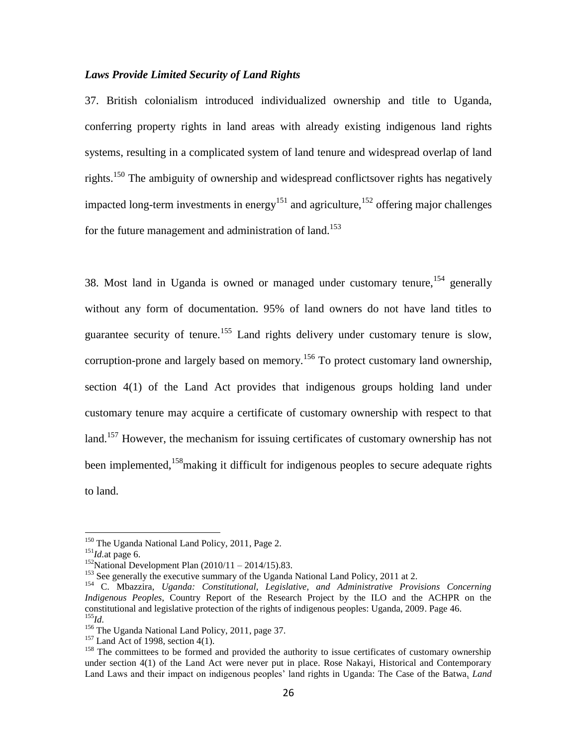### *Laws Provide Limited Security of Land Rights*

37. British colonialism introduced individualized ownership and title to Uganda, conferring property rights in land areas with already existing indigenous land rights systems, resulting in a complicated system of land tenure and widespread overlap of land rights.[150] The ambiguity of ownership and widespread conflictsover rights has negatively impacted long-term investments in energy[151] and agriculture,[152] offering major challenges for the future management and administration of land.[153]

38. Most land in Uganda is owned or managed under customary tenure,[154] generally without any form of documentation. 95% of land owners do not have land titles to guarantee security of tenure.[155] Land rights delivery under customary tenure is slow, corruption-prone and largely based on memory.[156] To protect customary land ownership, section 4(1) of the Land Act provides that indigenous groups holding land under customary tenure may acquire a certificate of customary ownership with respect to that land.[157] However, the mechanism for issuing certificates of customary ownership has not been implemented,[158]making it difficult for indigenous peoples to secure adequate rights to land.

---

[150] The Uganda National Land Policy, 2011, Page 2.

[151] *Id*.at page 6.

[152] National Development Plan (2010/11 – 2014/15).83.

[153] See generally the executive summary of the Uganda National Land Policy, 2011 at 2.

[154] C. Mbazzira, *Uganda: Constitutional, Legislative, and Administrative Provisions Concerning Indigenous Peoples*, Country Report of the Research Project by the ILO and the ACHPR on the constitutional and legislative protection of the rights of indigenous peoples: Uganda, 2009. Page 46.

[155] *Id*.

[156] The Uganda National Land Policy, 2011, page 37.

[157] Land Act of 1998, section 4(1).

[158] The committees to be formed and provided the authority to issue certificates of customary ownership under section 4(1) of the Land Act were never put in place. Rose Nakayi, Historical and Contemporary Land Laws and their impact on indigenous peoples' land rights in Uganda: The Case of the Batwa. *Land*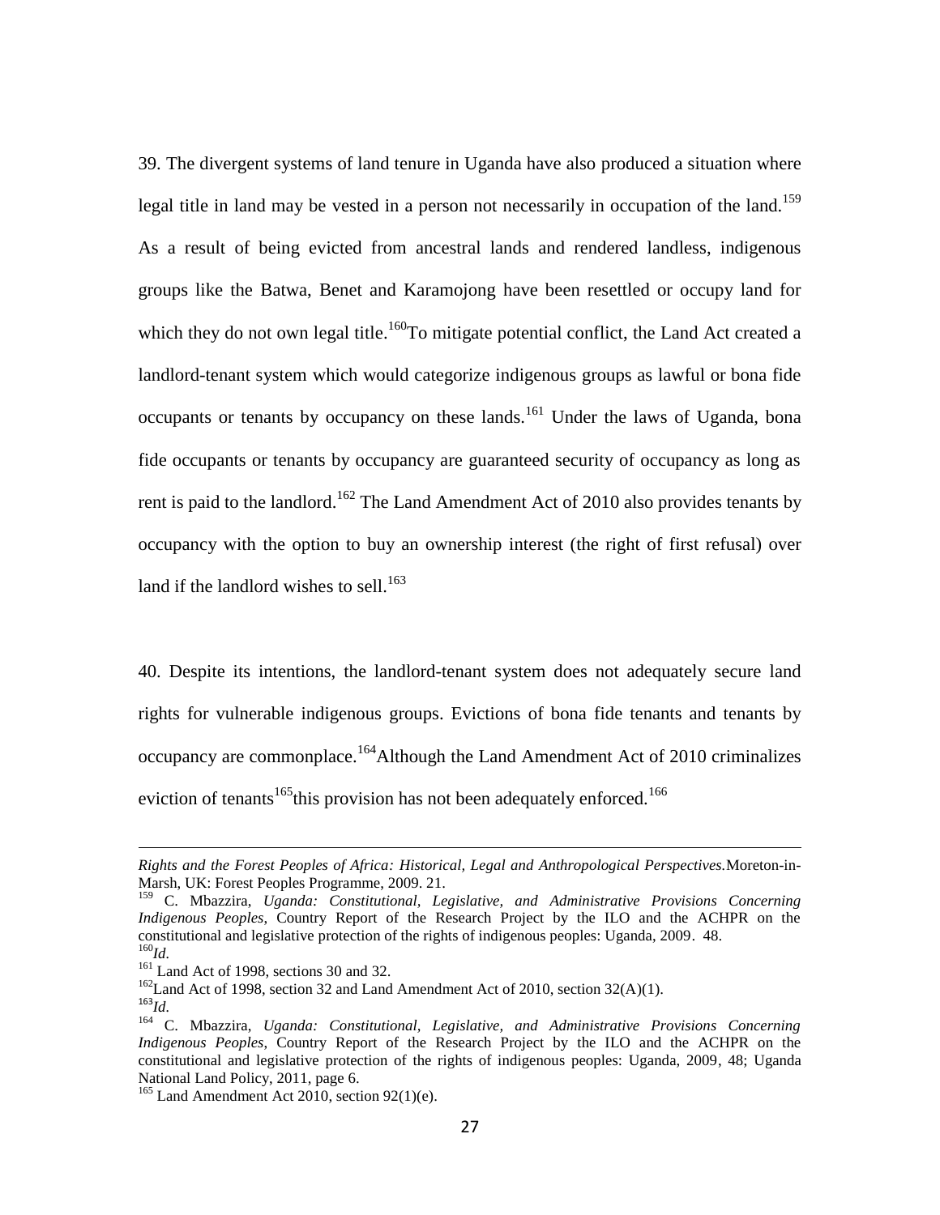39. The divergent systems of land tenure in Uganda have also produced a situation where legal title in land may be vested in a person not necessarily in occupation of the land.[159] As a result of being evicted from ancestral lands and rendered landless, indigenous groups like the Batwa, Benet and Karamojong have been resettled or occupy land for which they do not own legal title.[160]To mitigate potential conflict, the Land Act created a landlord-tenant system which would categorize indigenous groups as lawful or bona fide occupants or tenants by occupancy on these lands.[161] Under the laws of Uganda, bona fide occupants or tenants by occupancy are guaranteed security of occupancy as long as rent is paid to the landlord.[162] The Land Amendment Act of 2010 also provides tenants by occupancy with the option to buy an ownership interest (the right of first refusal) over land if the landlord wishes to sell.[163]

40. Despite its intentions, the landlord-tenant system does not adequately secure land rights for vulnerable indigenous groups. Evictions of bona fide tenants and tenants by occupancy are commonplace.[164]Although the Land Amendment Act of 2010 criminalizes eviction of tenants[165]this provision has not been adequately enforced.[166]

---

*Rights and the Forest Peoples of Africa: Historical, Legal and Anthropological Perspectives.*Moreton-in-Marsh, UK: Forest Peoples Programme, 2009. 21.

[159] C. Mbazzira, *Uganda: Constitutional, Legislative, and Administrative Provisions Concerning Indigenous Peoples*, Country Report of the Research Project by the ILO and the ACHPR on the constitutional and legislative protection of the rights of indigenous peoples: Uganda, 2009. 48.

[160]*Id.*

[161] Land Act of 1998, sections 30 and 32.

[162]Land Act of 1998, section 32 and Land Amendment Act of 2010, section 32(A)(1).

[163]*Id.*

[164] C. Mbazzira, *Uganda: Constitutional, Legislative, and Administrative Provisions Concerning Indigenous Peoples*, Country Report of the Research Project by the ILO and the ACHPR on the constitutional and legislative protection of the rights of indigenous peoples: Uganda, 2009, 48; Uganda National Land Policy, 2011, page 6.

[165] Land Amendment Act 2010, section 92(1)(e).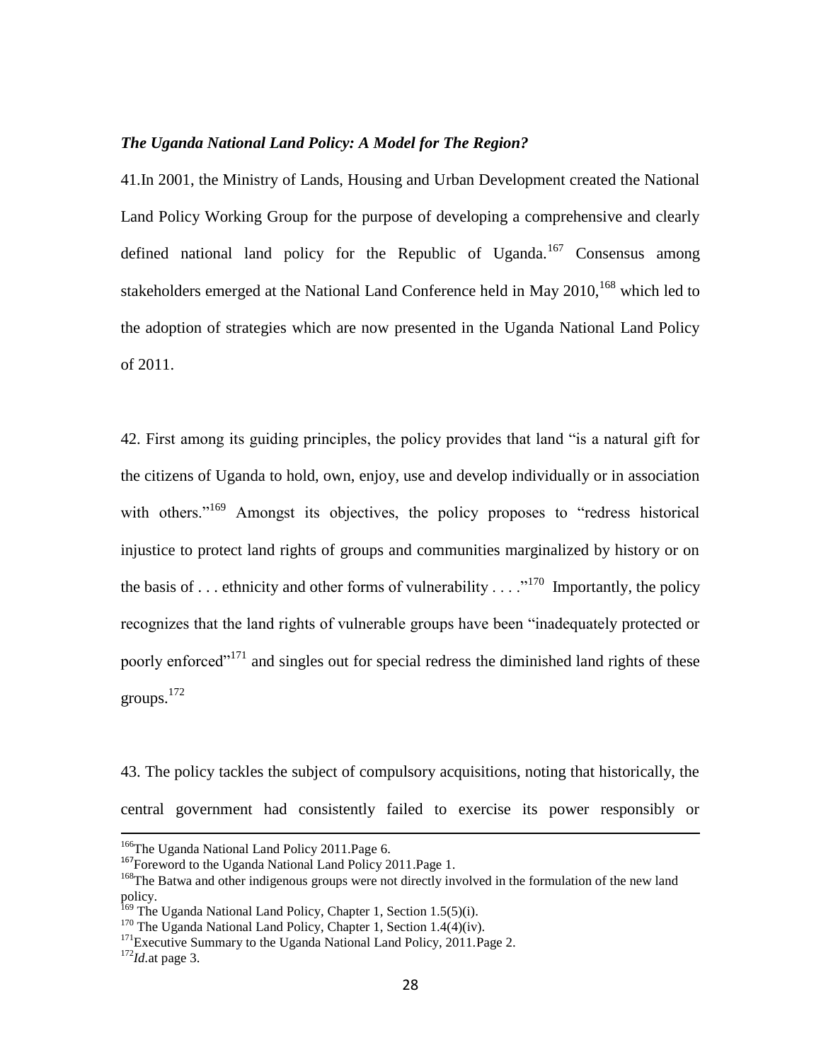***The Uganda National Land Policy: A Model for The Region?***

41.In 2001, the Ministry of Lands, Housing and Urban Development created the National Land Policy Working Group for the purpose of developing a comprehensive and clearly defined national land policy for the Republic of Uganda.[167] Consensus among stakeholders emerged at the National Land Conference held in May 2010,[168] which led to the adoption of strategies which are now presented in the Uganda National Land Policy of 2011.

42. First among its guiding principles, the policy provides that land "is a natural gift for the citizens of Uganda to hold, own, enjoy, use and develop individually or in association with others."[169] Amongst its objectives, the policy proposes to "redress historical injustice to protect land rights of groups and communities marginalized by history or on the basis of . . . ethnicity and other forms of vulnerability . . . ."[170] Importantly, the policy recognizes that the land rights of vulnerable groups have been "inadequately protected or poorly enforced"[171] and singles out for special redress the diminished land rights of these groups.[172]

43. The policy tackles the subject of compulsory acquisitions, noting that historically, the central government had consistently failed to exercise its power responsibly or

---

[166]The Uganda National Land Policy 2011.Page 6.

[167]Foreword to the Uganda National Land Policy 2011.Page 1.

[168]The Batwa and other indigenous groups were not directly involved in the formulation of the new land policy.

[169] The Uganda National Land Policy, Chapter 1, Section 1.5(5)(i).

[170] The Uganda National Land Policy, Chapter 1, Section 1.4(4)(iv).

[171]Executive Summary to the Uganda National Land Policy, 2011.Page 2.

[172]*Id*.at page 3.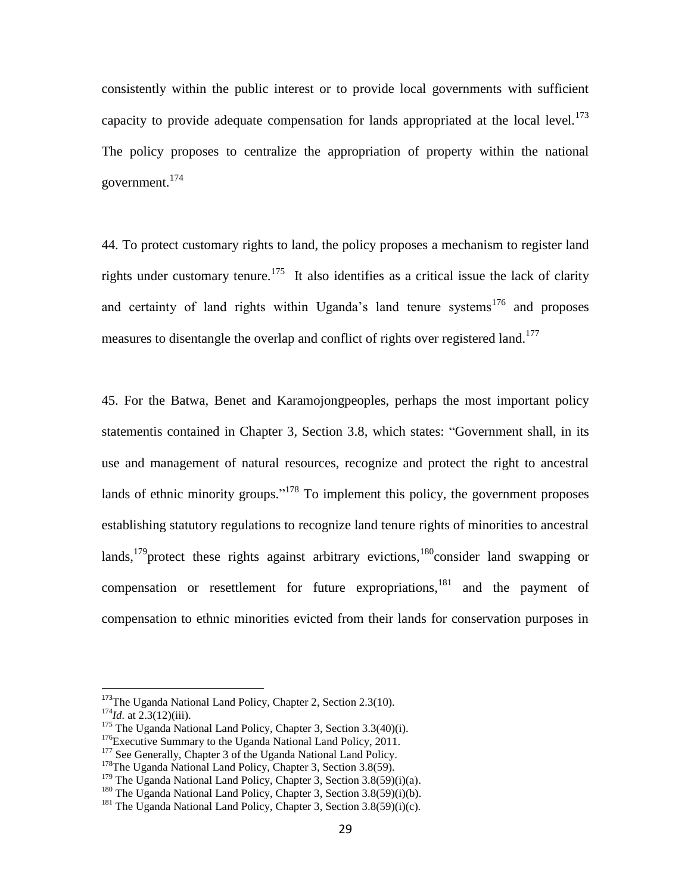consistently within the public interest or to provide local governments with sufficient capacity to provide adequate compensation for lands appropriated at the local level.[173] The policy proposes to centralize the appropriation of property within the national government.[174]

44. To protect customary rights to land, the policy proposes a mechanism to register land rights under customary tenure.[175] It also identifies as a critical issue the lack of clarity and certainty of land rights within Uganda's land tenure systems[176] and proposes measures to disentangle the overlap and conflict of rights over registered land.[177]

45. For the Batwa, Benet and Karamojongpeoples, perhaps the most important policy statementis contained in Chapter 3, Section 3.8, which states: "Government shall, in its use and management of natural resources, recognize and protect the right to ancestral lands of ethnic minority groups."[178] To implement this policy, the government proposes establishing statutory regulations to recognize land tenure rights of minorities to ancestral lands,[179]protect these rights against arbitrary evictions,[180]consider land swapping or compensation or resettlement for future expropriations,[181] and the payment of compensation to ethnic minorities evicted from their lands for conservation purposes in

---

[173] The Uganda National Land Policy, Chapter 2, Section 2.3(10).

[174] *Id.* at 2.3(12)(iii).

[175] The Uganda National Land Policy, Chapter 3, Section 3.3(40)(i).

[176] Executive Summary to the Uganda National Land Policy, 2011.

[177] See Generally, Chapter 3 of the Uganda National Land Policy.

[178] The Uganda National Land Policy, Chapter 3, Section 3.8(59).

[179] The Uganda National Land Policy, Chapter 3, Section 3.8(59)(i)(a).

[180] The Uganda National Land Policy, Chapter 3, Section 3.8(59)(i)(b).

[181] The Uganda National Land Policy, Chapter 3, Section 3.8(59)(i)(c).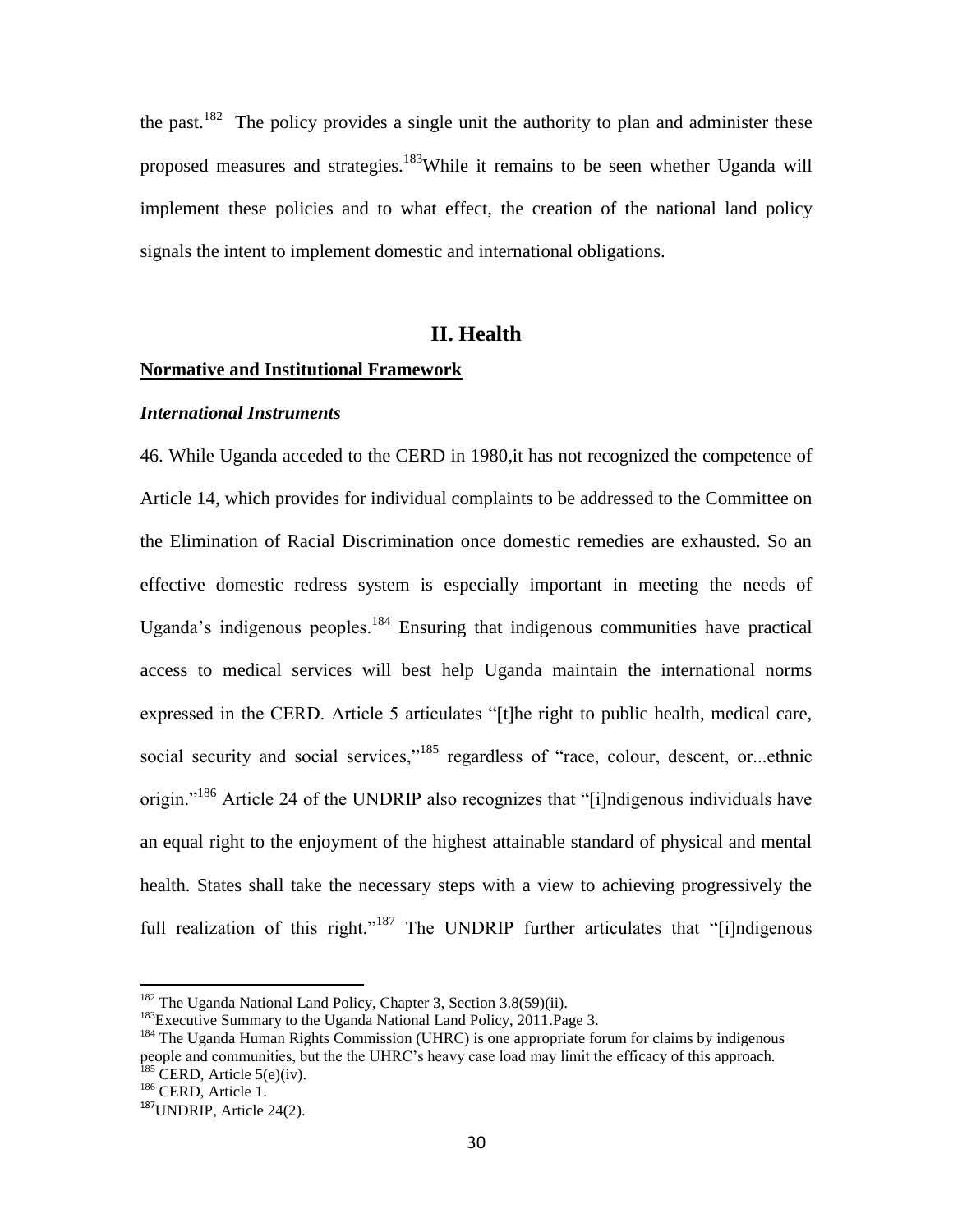the past.[182] The policy provides a single unit the authority to plan and administer these proposed measures and strategies.[183] While it remains to be seen whether Uganda will implement these policies and to what effect, the creation of the national land policy signals the intent to implement domestic and international obligations.

## II. Health

**Normative and Institutional Framework**

***International Instruments***

46. While Uganda acceded to the CERD in 1980,it has not recognized the competence of Article 14, which provides for individual complaints to be addressed to the Committee on the Elimination of Racial Discrimination once domestic remedies are exhausted. So an effective domestic redress system is especially important in meeting the needs of Uganda's indigenous peoples.[184] Ensuring that indigenous communities have practical access to medical services will best help Uganda maintain the international norms expressed in the CERD. Article 5 articulates "[t]he right to public health, medical care, social security and social services,"[185] regardless of "race, colour, descent, or...ethnic origin."[186] Article 24 of the UNDRIP also recognizes that "[i]ndigenous individuals have an equal right to the enjoyment of the highest attainable standard of physical and mental health. States shall take the necessary steps with a view to achieving progressively the full realization of this right."[187] The UNDRIP further articulates that "[i]ndigenous

---

[182] The Uganda National Land Policy, Chapter 3, Section 3.8(59)(ii).

[183] Executive Summary to the Uganda National Land Policy, 2011.Page 3.

[184] The Uganda Human Rights Commission (UHRC) is one appropriate forum for claims by indigenous people and communities, but the the UHRC's heavy case load may limit the efficacy of this approach.

[185] CERD, Article 5(e)(iv).

[186] CERD, Article 1.

[187] UNDRIP, Article 24(2).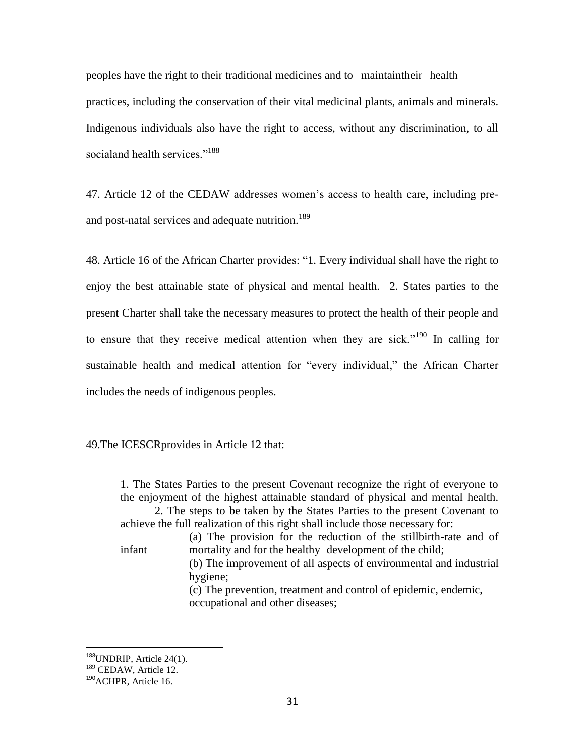peoples have the right to their traditional medicines and to maintaintheir health practices, including the conservation of their vital medicinal plants, animals and minerals. Indigenous individuals also have the right to access, without any discrimination, to all socialand health services."[188]

47. Article 12 of the CEDAW addresses women's access to health care, including pre- and post-natal services and adequate nutrition.[189]

48. Article 16 of the African Charter provides: "1. Every individual shall have the right to enjoy the best attainable state of physical and mental health. 2. States parties to the present Charter shall take the necessary measures to protect the health of their people and to ensure that they receive medical attention when they are sick."[190] In calling for sustainable health and medical attention for "every individual," the African Charter includes the needs of indigenous peoples.

49.The ICESCRprovides in Article 12 that:

> 1. The States Parties to the present Covenant recognize the right of everyone to the enjoyment of the highest attainable standard of physical and mental health.
> 2. The steps to be taken by the States Parties to the present Covenant to achieve the full realization of this right shall include those necessary for:
>     (a) The provision for the reduction of the stillbirth-rate and of infant mortality and for the healthy development of the child;
>     (b) The improvement of all aspects of environmental and industrial hygiene;
>     (c) The prevention, treatment and control of epidemic, endemic, occupational and other diseases;

---

[188] UNDRIP, Article 24(1).

[189] CEDAW, Article 12.

[190] ACHPR, Article 16.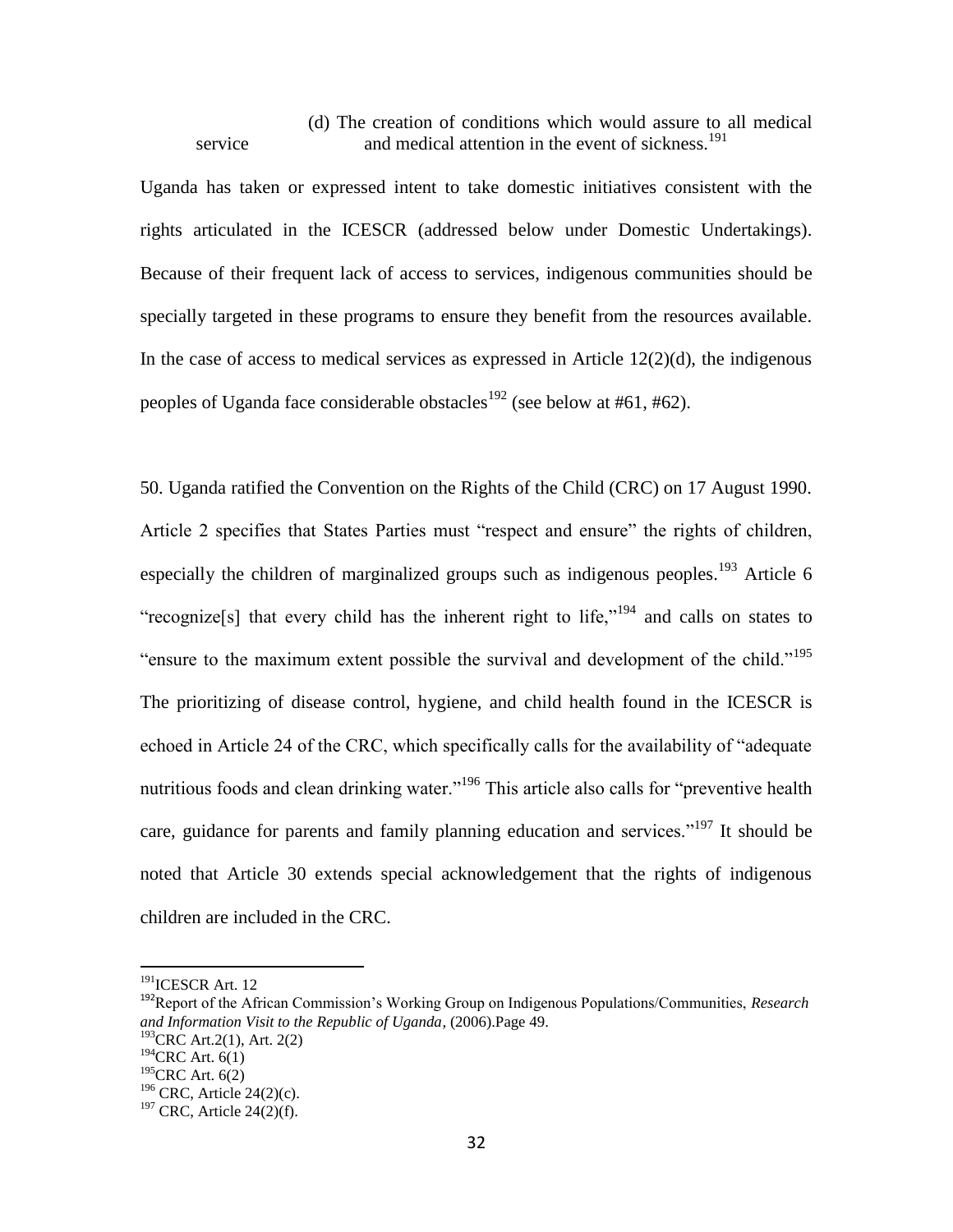(d) The creation of conditions which would assure to all medical service and medical attention in the event of sickness.[191]

Uganda has taken or expressed intent to take domestic initiatives consistent with the rights articulated in the ICESCR (addressed below under Domestic Undertakings). Because of their frequent lack of access to services, indigenous communities should be specially targeted in these programs to ensure they benefit from the resources available. In the case of access to medical services as expressed in Article 12(2)(d), the indigenous peoples of Uganda face considerable obstacles[192] (see below at #61, #62).

50. Uganda ratified the Convention on the Rights of the Child (CRC) on 17 August 1990. Article 2 specifies that States Parties must "respect and ensure" the rights of children, especially the children of marginalized groups such as indigenous peoples.[193] Article 6 "recognize[s] that every child has the inherent right to life,"[194] and calls on states to "ensure to the maximum extent possible the survival and development of the child."[195] The prioritizing of disease control, hygiene, and child health found in the ICESCR is echoed in Article 24 of the CRC, which specifically calls for the availability of "adequate nutritious foods and clean drinking water."[196] This article also calls for "preventive health care, guidance for parents and family planning education and services."[197] It should be noted that Article 30 extends special acknowledgement that the rights of indigenous children are included in the CRC.

---

[191] ICESCR Art. 12

[192] Report of the African Commission's Working Group on Indigenous Populations/Communities, *Research and Information Visit to the Republic of Uganda*, (2006).Page 49.

[193] CRC Art.2(1), Art. 2(2)

[194] CRC Art. 6(1)

[195] CRC Art. 6(2)

[196] CRC, Article 24(2)(c).

[197] CRC, Article 24(2)(f).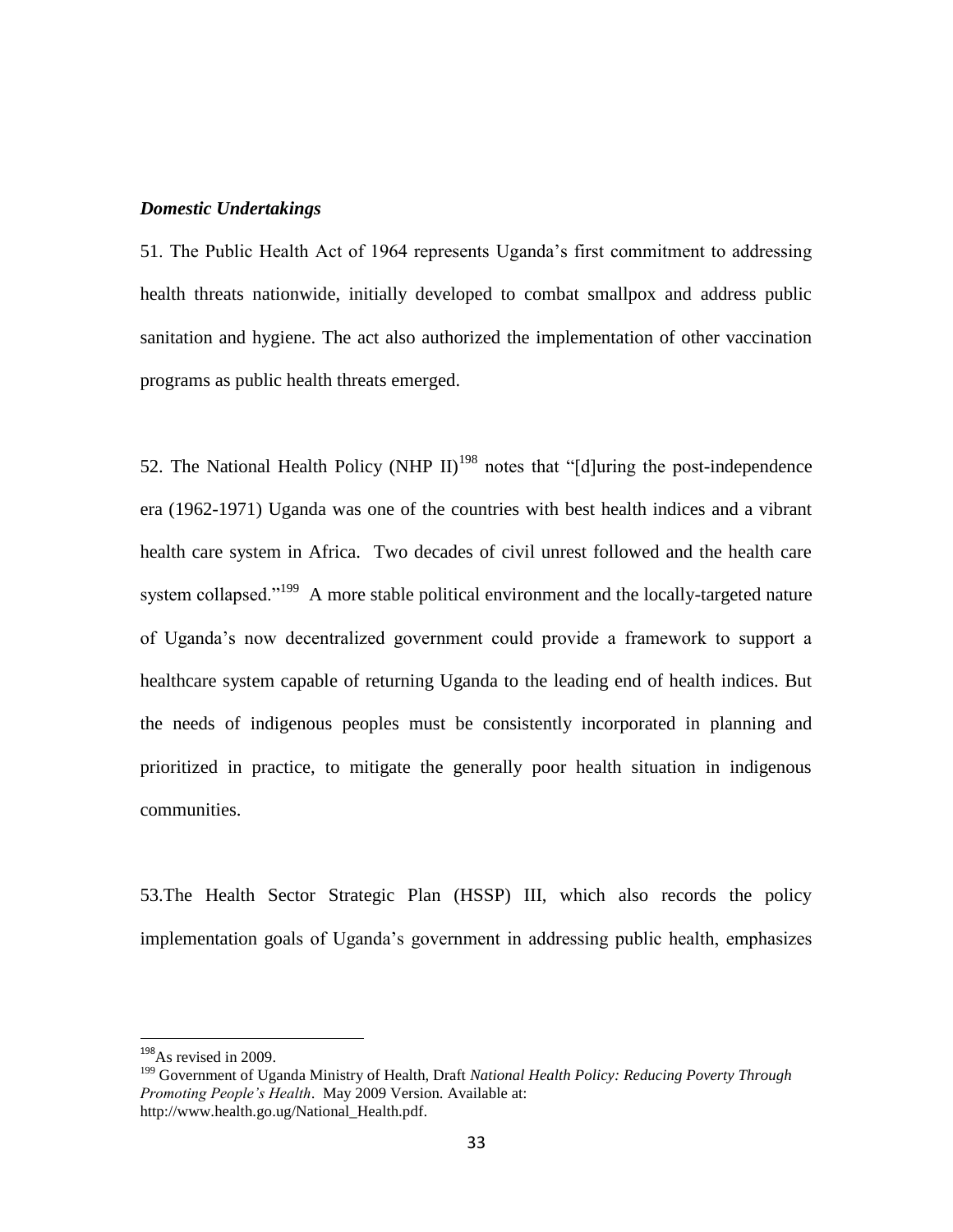***Domestic Undertakings***

51. The Public Health Act of 1964 represents Uganda's first commitment to addressing health threats nationwide, initially developed to combat smallpox and address public sanitation and hygiene. The act also authorized the implementation of other vaccination programs as public health threats emerged.

52. The National Health Policy (NHP II)[198] notes that "[d]uring the post-independence era (1962-1971) Uganda was one of the countries with best health indices and a vibrant health care system in Africa. Two decades of civil unrest followed and the health care system collapsed."[199] A more stable political environment and the locally-targeted nature of Uganda's now decentralized government could provide a framework to support a healthcare system capable of returning Uganda to the leading end of health indices. But the needs of indigenous peoples must be consistently incorporated in planning and prioritized in practice, to mitigate the generally poor health situation in indigenous communities.

53.The Health Sector Strategic Plan (HSSP) III, which also records the policy implementation goals of Uganda's government in addressing public health, emphasizes

---

[198] As revised in 2009.

[199] Government of Uganda Ministry of Health, Draft *National Health Policy: Reducing Poverty Through Promoting People's Health*. May 2009 Version. Available at: http://www.health.go.ug/National_Health.pdf.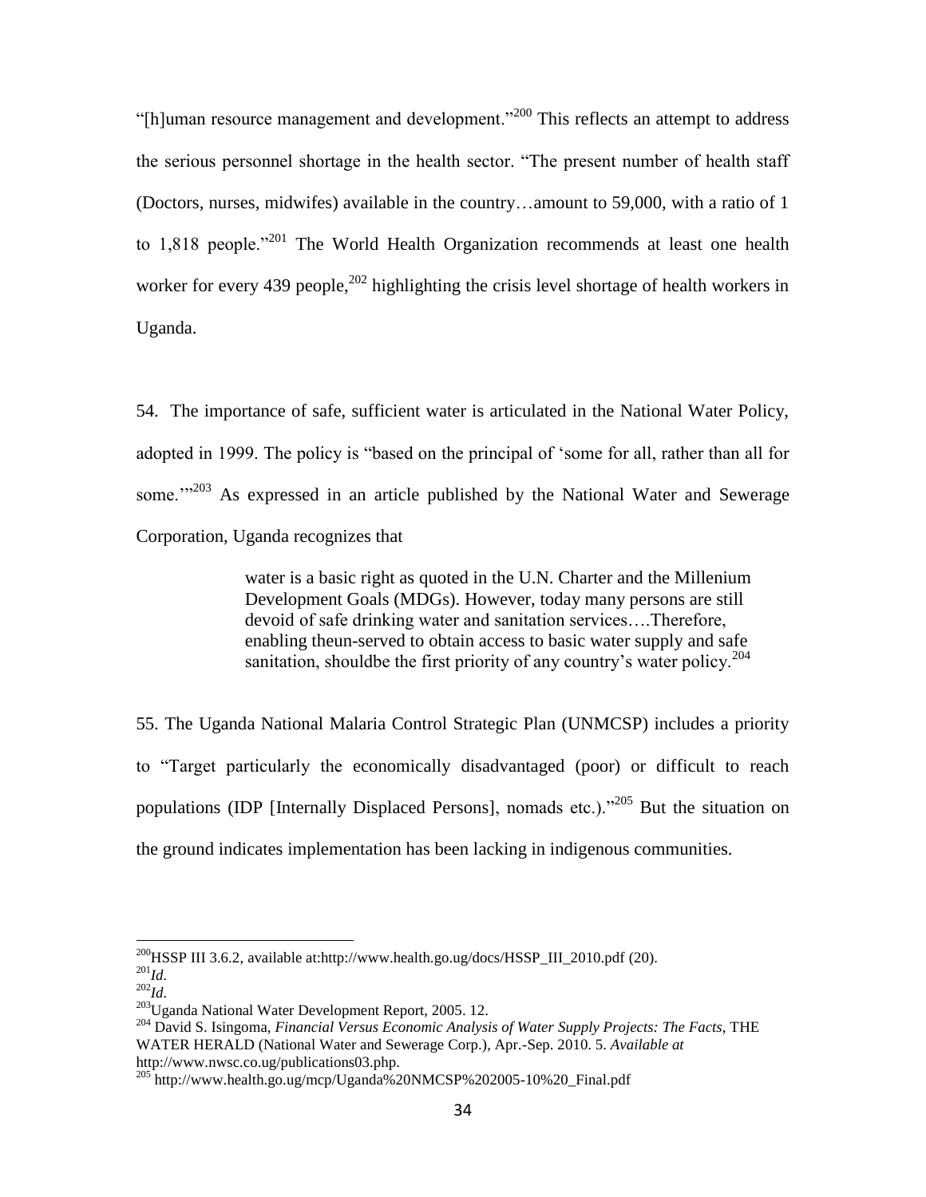"[h]uman resource management and development."[200] This reflects an attempt to address the serious personnel shortage in the health sector. "The present number of health staff (Doctors, nurses, midwifes) available in the country…amount to 59,000, with a ratio of 1 to 1,818 people."[201] The World Health Organization recommends at least one health worker for every 439 people,[202] highlighting the crisis level shortage of health workers in Uganda.

54. The importance of safe, sufficient water is articulated in the National Water Policy, adopted in 1999. The policy is "based on the principal of 'some for all, rather than all for some.'"[203] As expressed in an article published by the National Water and Sewerage Corporation, Uganda recognizes that

> water is a basic right as quoted in the U.N. Charter and the Millenium Development Goals (MDGs). However, today many persons are still devoid of safe drinking water and sanitation services….Therefore, enabling theun-served to obtain access to basic water supply and safe sanitation, shouldbe the first priority of any country's water policy.[204]

55. The Uganda National Malaria Control Strategic Plan (UNMCSP) includes a priority to "Target particularly the economically disadvantaged (poor) or difficult to reach populations (IDP [Internally Displaced Persons], nomads etc.)."[205] But the situation on the ground indicates implementation has been lacking in indigenous communities.

---

[200] HSSP III 3.6.2, available at:http://www.health.go.ug/docs/HSSP_III_2010.pdf (20).

[201] *Id.*

[202] *Id.*

[203] Uganda National Water Development Report, 2005. 12.

[204] David S. Isingoma, *Financial Versus Economic Analysis of Water Supply Projects: The Facts*, THE WATER HERALD (National Water and Sewerage Corp.), Apr.-Sep. 2010. 5. *Available at* http://www.nwsc.co.ug/publications03.php.

[205] http://www.health.go.ug/mcp/Uganda%20NMCSP%202005-10%20_Final.pdf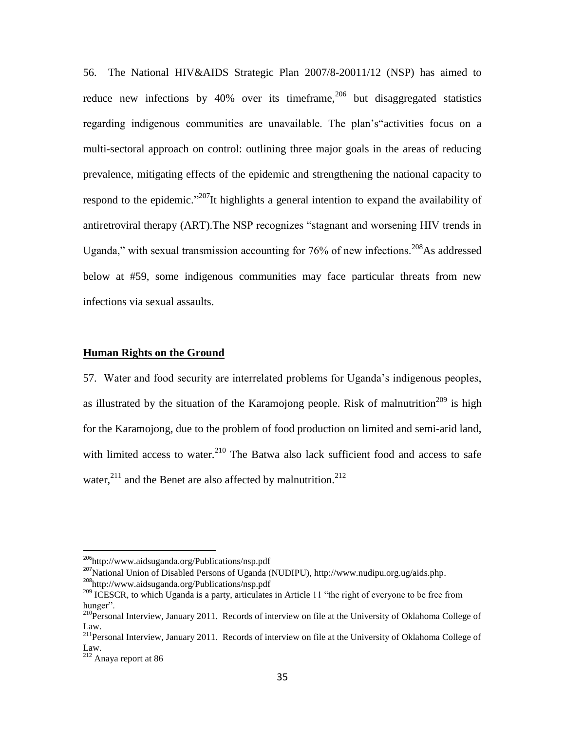56. The National HIV&AIDS Strategic Plan 2007/8-20011/12 (NSP) has aimed to reduce new infections by 40% over its timeframe,[206] but disaggregated statistics regarding indigenous communities are unavailable. The plan's"activities focus on a multi-sectoral approach on control: outlining three major goals in the areas of reducing prevalence, mitigating effects of the epidemic and strengthening the national capacity to respond to the epidemic."[207]It highlights a general intention to expand the availability of antiretroviral therapy (ART).The NSP recognizes "stagnant and worsening HIV trends in Uganda," with sexual transmission accounting for 76% of new infections.[208]As addressed below at #59, some indigenous communities may face particular threats from new infections via sexual assaults.

**Human Rights on the Ground**

57. Water and food security are interrelated problems for Uganda's indigenous peoples, as illustrated by the situation of the Karamojong people. Risk of malnutrition[209] is high for the Karamojong, due to the problem of food production on limited and semi-arid land, with limited access to water.[210] The Batwa also lack sufficient food and access to safe water,[211] and the Benet are also affected by malnutrition.[212]

---

[206]http://www.aidsuganda.org/Publications/nsp.pdf

[207]National Union of Disabled Persons of Uganda (NUDIPU), http://www.nudipu.org.ug/aids.php.

[208]http://www.aidsuganda.org/Publications/nsp.pdf

[209] ICESCR, to which Uganda is a party, articulates in Article 11 "the right of everyone to be free from hunger".

[210]Personal Interview, January 2011. Records of interview on file at the University of Oklahoma College of Law.

[211]Personal Interview, January 2011. Records of interview on file at the University of Oklahoma College of Law.

[212] Anaya report at 86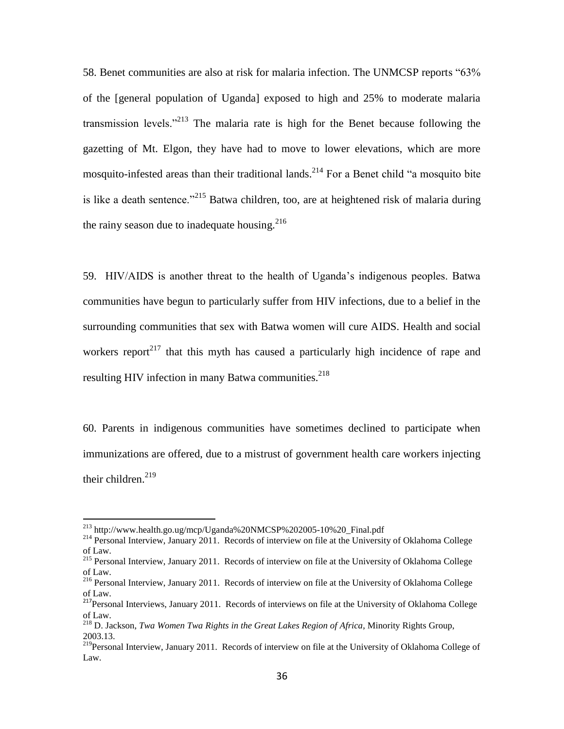58. Benet communities are also at risk for malaria infection. The UNMCSP reports "63% of the [general population of Uganda] exposed to high and 25% to moderate malaria transmission levels."[213] The malaria rate is high for the Benet because following the gazetting of Mt. Elgon, they have had to move to lower elevations, which are more mosquito-infested areas than their traditional lands.[214] For a Benet child "a mosquito bite is like a death sentence."[215] Batwa children, too, are at heightened risk of malaria during the rainy season due to inadequate housing.[216]

59. HIV/AIDS is another threat to the health of Uganda's indigenous peoples. Batwa communities have begun to particularly suffer from HIV infections, due to a belief in the surrounding communities that sex with Batwa women will cure AIDS. Health and social workers report[217] that this myth has caused a particularly high incidence of rape and resulting HIV infection in many Batwa communities.[218]

60. Parents in indigenous communities have sometimes declined to participate when immunizations are offered, due to a mistrust of government health care workers injecting their children.[219]

---

[213] http://www.health.go.ug/mcp/Uganda%20NMCSP%202005-10%20_Final.pdf

[214] Personal Interview, January 2011. Records of interview on file at the University of Oklahoma College of Law.

[215] Personal Interview, January 2011. Records of interview on file at the University of Oklahoma College of Law.

[216] Personal Interview, January 2011. Records of interview on file at the University of Oklahoma College of Law.

[217] Personal Interviews, January 2011. Records of interviews on file at the University of Oklahoma College of Law.

[218] D. Jackson, *Twa Women Twa Rights in the Great Lakes Region of Africa*, Minority Rights Group, 2003.13.

[219] Personal Interview, January 2011. Records of interview on file at the University of Oklahoma College of Law.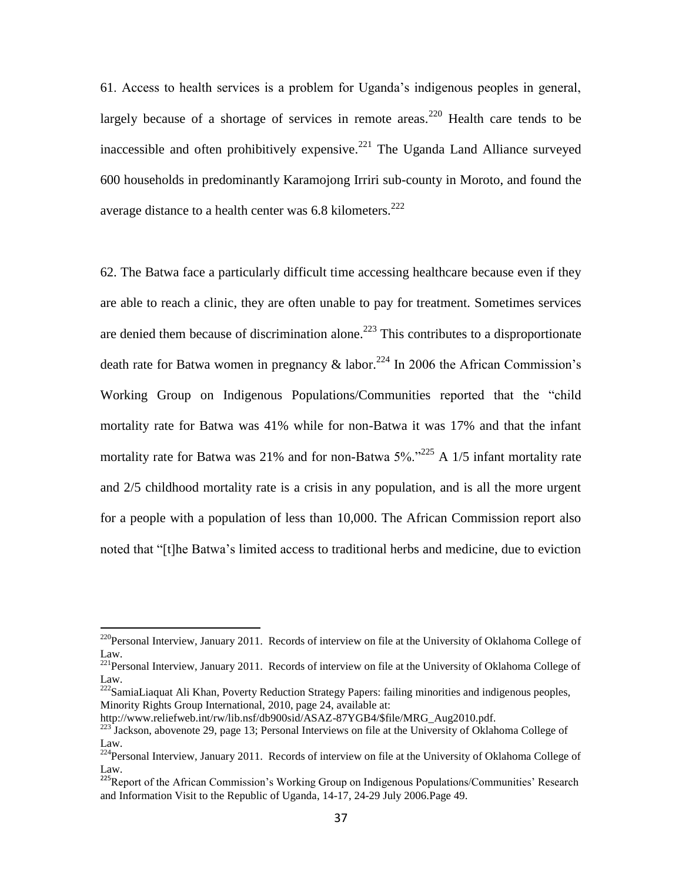61. Access to health services is a problem for Uganda's indigenous peoples in general, largely because of a shortage of services in remote areas.[220] Health care tends to be inaccessible and often prohibitively expensive.[221] The Uganda Land Alliance surveyed 600 households in predominantly Karamojong Irriri sub-county in Moroto, and found the average distance to a health center was 6.8 kilometers.[222]

62. The Batwa face a particularly difficult time accessing healthcare because even if they are able to reach a clinic, they are often unable to pay for treatment. Sometimes services are denied them because of discrimination alone.[223] This contributes to a disproportionate death rate for Batwa women in pregnancy & labor.[224] In 2006 the African Commission's Working Group on Indigenous Populations/Communities reported that the "child mortality rate for Batwa was 41% while for non-Batwa it was 17% and that the infant mortality rate for Batwa was 21% and for non-Batwa 5%."[225] A 1/5 infant mortality rate and 2/5 childhood mortality rate is a crisis in any population, and is all the more urgent for a people with a population of less than 10,000. The African Commission report also noted that "[t]he Batwa's limited access to traditional herbs and medicine, due to eviction

---

[220]Personal Interview, January 2011. Records of interview on file at the University of Oklahoma College of Law.

[221]Personal Interview, January 2011. Records of interview on file at the University of Oklahoma College of Law.

[222]SamiaLiaquat Ali Khan, Poverty Reduction Strategy Papers: failing minorities and indigenous peoples, Minority Rights Group International, 2010, page 24, available at: http://www.reliefweb.int/rw/lib.nsf/db900sid/ASAZ-87YGB4/$file/MRG_Aug2010.pdf.

[223] Jackson, abovenote 29, page 13; Personal Interviews on file at the University of Oklahoma College of Law.

[224]Personal Interview, January 2011. Records of interview on file at the University of Oklahoma College of Law.

[225]Report of the African Commission's Working Group on Indigenous Populations/Communities' Research and Information Visit to the Republic of Uganda, 14-17, 24-29 July 2006.Page 49.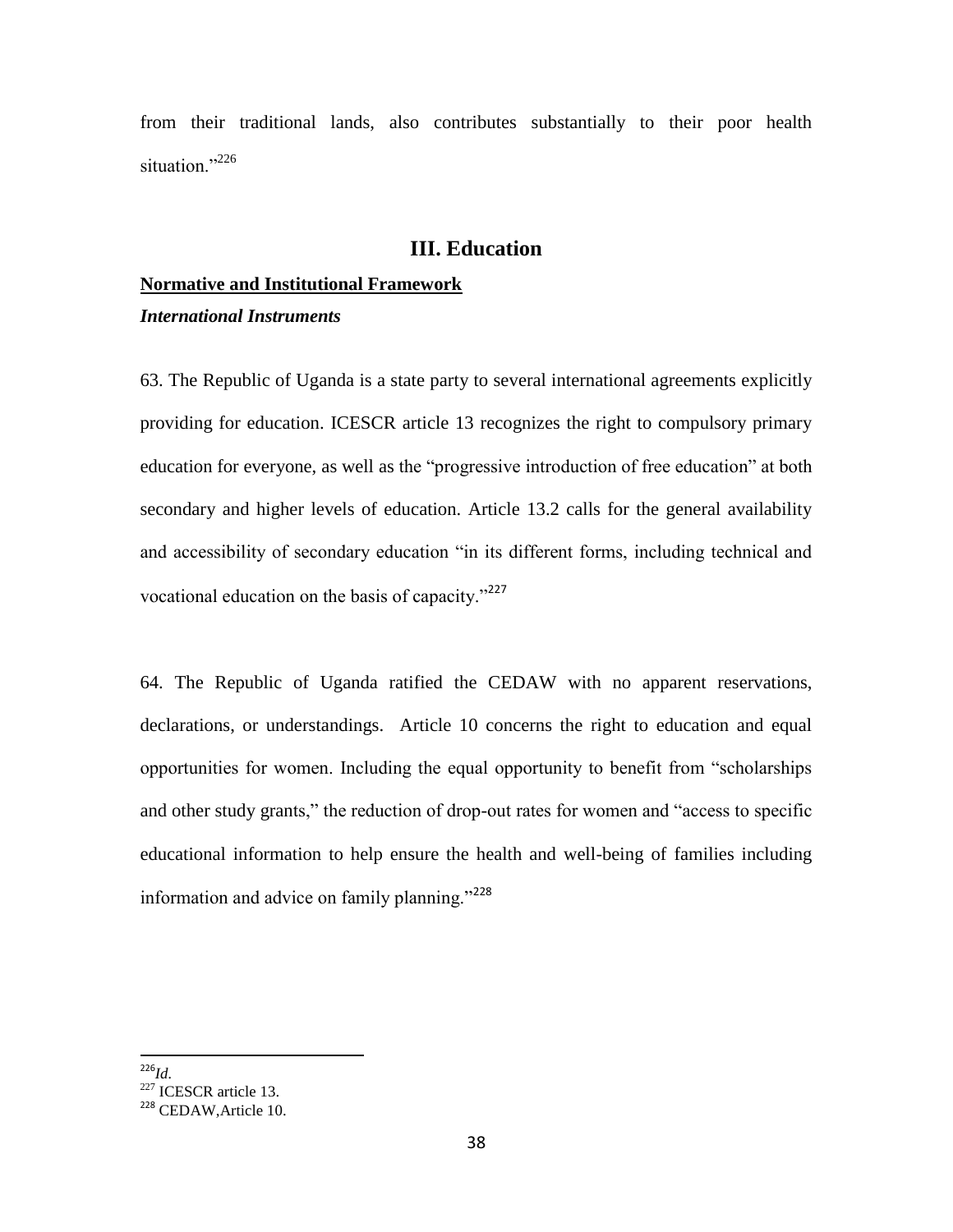from their traditional lands, also contributes substantially to their poor health situation."[226]

## III. Education

**Normative and Institutional Framework**

***International Instruments***

63. The Republic of Uganda is a state party to several international agreements explicitly providing for education. ICESCR article 13 recognizes the right to compulsory primary education for everyone, as well as the "progressive introduction of free education" at both secondary and higher levels of education. Article 13.2 calls for the general availability and accessibility of secondary education "in its different forms, including technical and vocational education on the basis of capacity."[227]

64. The Republic of Uganda ratified the CEDAW with no apparent reservations, declarations, or understandings. Article 10 concerns the right to education and equal opportunities for women. Including the equal opportunity to benefit from "scholarships and other study grants," the reduction of drop-out rates for women and "access to specific educational information to help ensure the health and well-being of families including information and advice on family planning."[228]

---

[226] *Id.*

[227] ICESCR article 13.

[228] CEDAW,Article 10.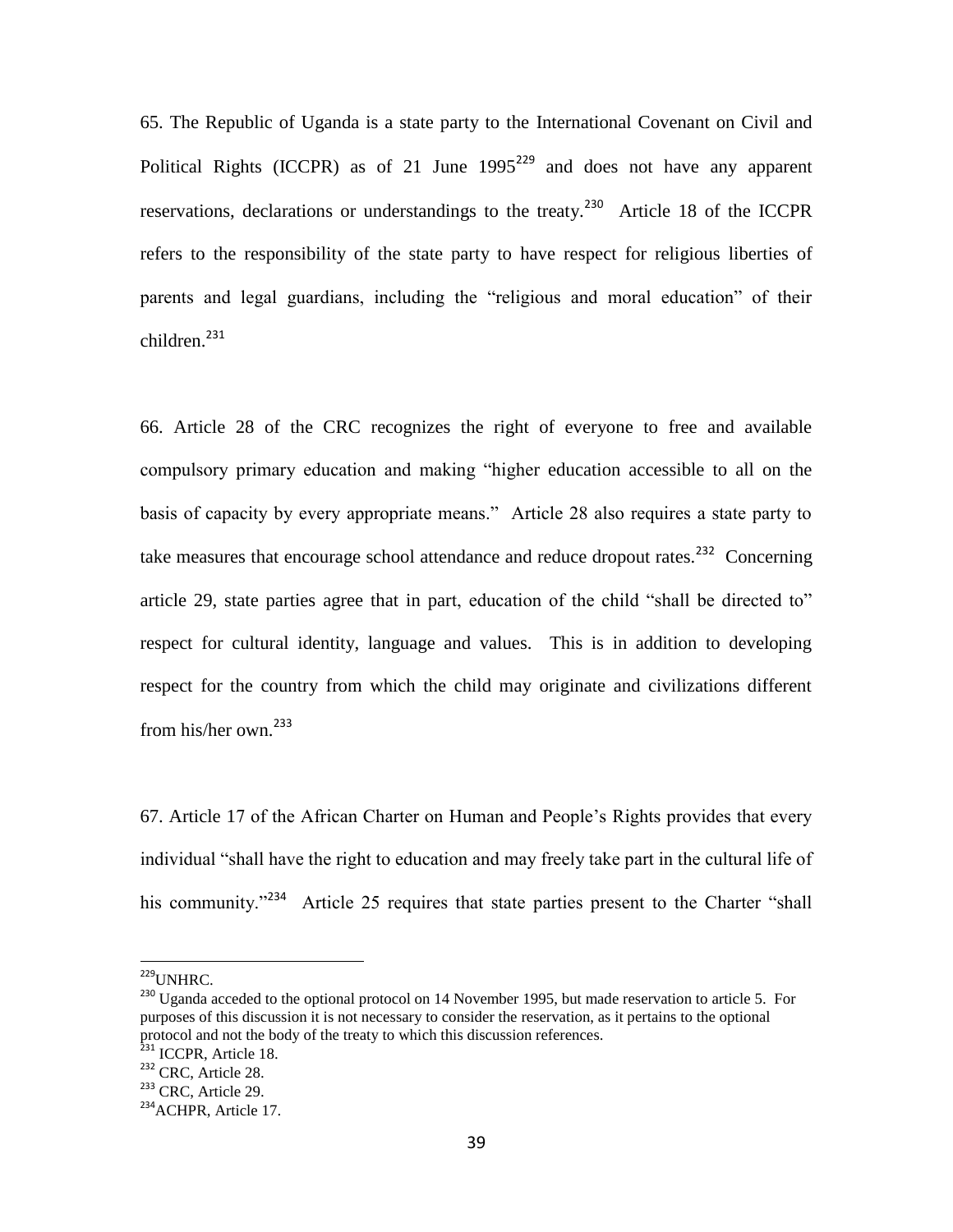65. The Republic of Uganda is a state party to the International Covenant on Civil and Political Rights (ICCPR) as of 21 June 1995[229] and does not have any apparent reservations, declarations or understandings to the treaty.[230] Article 18 of the ICCPR refers to the responsibility of the state party to have respect for religious liberties of parents and legal guardians, including the "religious and moral education" of their children.[231]

66. Article 28 of the CRC recognizes the right of everyone to free and available compulsory primary education and making "higher education accessible to all on the basis of capacity by every appropriate means." Article 28 also requires a state party to take measures that encourage school attendance and reduce dropout rates.[232] Concerning article 29, state parties agree that in part, education of the child "shall be directed to" respect for cultural identity, language and values. This is in addition to developing respect for the country from which the child may originate and civilizations different from his/her own.[233]

67. Article 17 of the African Charter on Human and People's Rights provides that every individual "shall have the right to education and may freely take part in the cultural life of his community."[234] Article 25 requires that state parties present to the Charter "shall

---

[229] UNHRC.

[230] Uganda acceded to the optional protocol on 14 November 1995, but made reservation to article 5. For purposes of this discussion it is not necessary to consider the reservation, as it pertains to the optional protocol and not the body of the treaty to which this discussion references.

[231] ICCPR, Article 18.

[232] CRC, Article 28.

[233] CRC, Article 29.

[234] ACHPR, Article 17.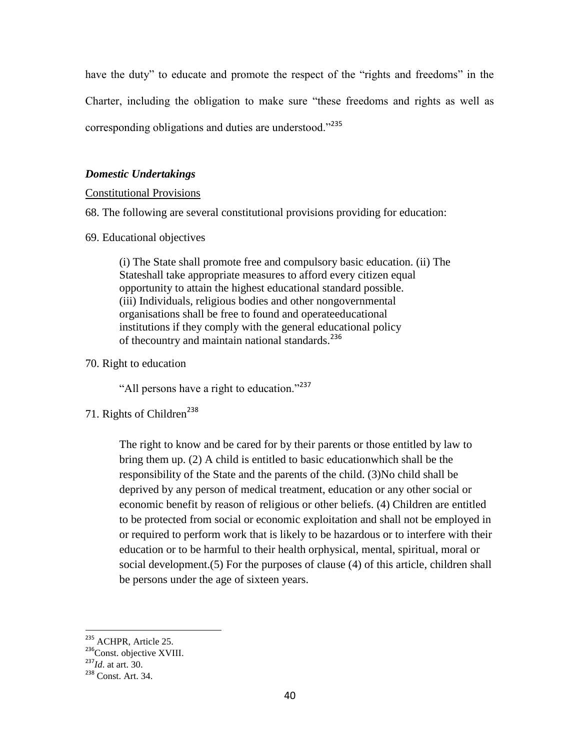have the duty" to educate and promote the respect of the "rights and freedoms" in the Charter, including the obligation to make sure "these freedoms and rights as well as corresponding obligations and duties are understood."[235]

***Domestic Undertakings***

<u>Constitutional Provisions</u>

68. The following are several constitutional provisions providing for education:

69. Educational objectives

> (i) The State shall promote free and compulsory basic education. (ii) The Stateshall take appropriate measures to afford every citizen equal opportunity to attain the highest educational standard possible. (iii) Individuals, religious bodies and other nongovernmental organisations shall be free to found and operateeducational institutions if they comply with the general educational policy of thecountry and maintain national standards.[236]

70. Right to education

> "All persons have a right to education."[237]

71. Rights of Children[238]

> The right to know and be cared for by their parents or those entitled by law to bring them up. (2) A child is entitled to basic educationwhich shall be the responsibility of the State and the parents of the child. (3)No child shall be deprived by any person of medical treatment, education or any other social or economic benefit by reason of religious or other beliefs. (4) Children are entitled to be protected from social or economic exploitation and shall not be employed in or required to perform work that is likely to be hazardous or to interfere with their education or to be harmful to their health orphysical, mental, spiritual, moral or social development.(5) For the purposes of clause (4) of this article, children shall be persons under the age of sixteen years.

---

[235] ACHPR, Article 25.

[236] Const. objective XVIII.

[237] *Id*. at art. 30.

[238] Const. Art. 34.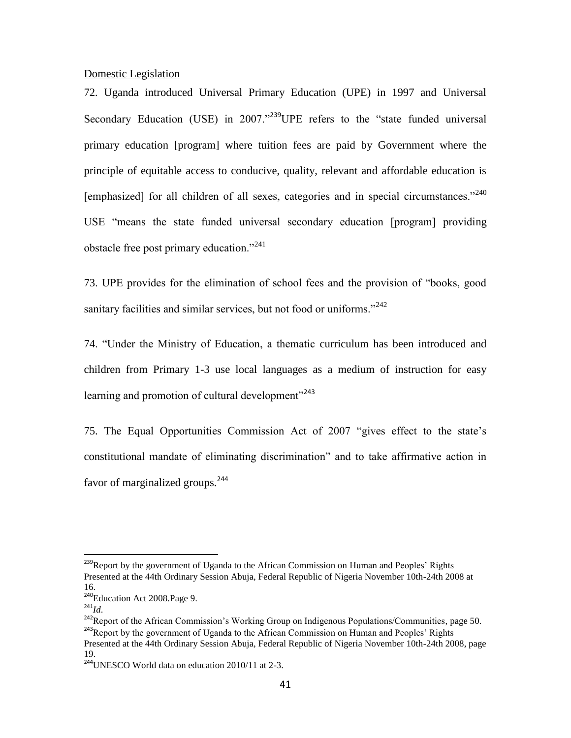Domestic Legislation

72. Uganda introduced Universal Primary Education (UPE) in 1997 and Universal Secondary Education (USE) in 2007."[239] UPE refers to the "state funded universal primary education [program] where tuition fees are paid by Government where the principle of equitable access to conducive, quality, relevant and affordable education is [emphasized] for all children of all sexes, categories and in special circumstances."[240] USE "means the state funded universal secondary education [program] providing obstacle free post primary education."[241]

73. UPE provides for the elimination of school fees and the provision of "books, good sanitary facilities and similar services, but not food or uniforms."[242]

74. "Under the Ministry of Education, a thematic curriculum has been introduced and children from Primary 1-3 use local languages as a medium of instruction for easy learning and promotion of cultural development"[243]

75. The Equal Opportunities Commission Act of 2007 "gives effect to the state's constitutional mandate of eliminating discrimination" and to take affirmative action in favor of marginalized groups.[244]

---

[239] Report by the government of Uganda to the African Commission on Human and Peoples' Rights Presented at the 44th Ordinary Session Abuja, Federal Republic of Nigeria November 10th-24th 2008 at 16.

[240] Education Act 2008.Page 9.

[241] *Id*.

[242] Report of the African Commission's Working Group on Indigenous Populations/Communities, page 50.

[243] Report by the government of Uganda to the African Commission on Human and Peoples' Rights Presented at the 44th Ordinary Session Abuja, Federal Republic of Nigeria November 10th-24th 2008, page 19.

[244] UNESCO World data on education 2010/11 at 2-3.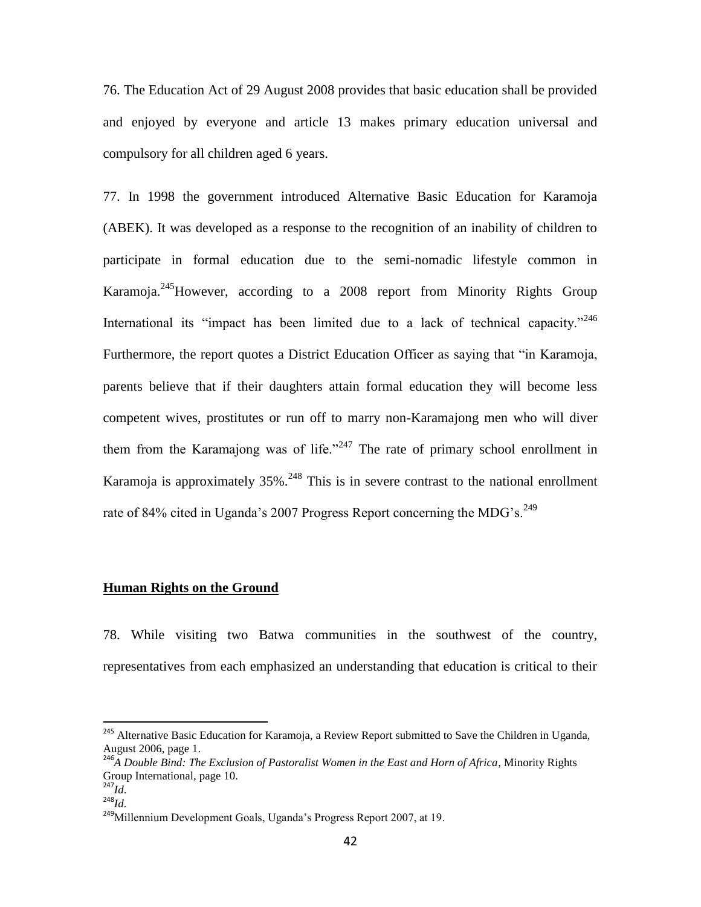76. The Education Act of 29 August 2008 provides that basic education shall be provided and enjoyed by everyone and article 13 makes primary education universal and compulsory for all children aged 6 years.

77. In 1998 the government introduced Alternative Basic Education for Karamoja (ABEK). It was developed as a response to the recognition of an inability of children to participate in formal education due to the semi-nomadic lifestyle common in Karamoja.[245]However, according to a 2008 report from Minority Rights Group International its "impact has been limited due to a lack of technical capacity."[246] Furthermore, the report quotes a District Education Officer as saying that "in Karamoja, parents believe that if their daughters attain formal education they will become less competent wives, prostitutes or run off to marry non-Karamajong men who will diver them from the Karamajong was of life."[247] The rate of primary school enrollment in Karamoja is approximately 35%.[248] This is in severe contrast to the national enrollment rate of 84% cited in Uganda's 2007 Progress Report concerning the MDG's.[249]

## Human Rights on the Ground

78. While visiting two Batwa communities in the southwest of the country, representatives from each emphasized an understanding that education is critical to their

---

[245] Alternative Basic Education for Karamoja, a Review Report submitted to Save the Children in Uganda, August 2006, page 1.

[246] *A Double Bind: The Exclusion of Pastoralist Women in the East and Horn of Africa*, Minority Rights Group International, page 10.

[247] *Id*.

[248] *Id*.

[249] Millennium Development Goals, Uganda's Progress Report 2007, at 19.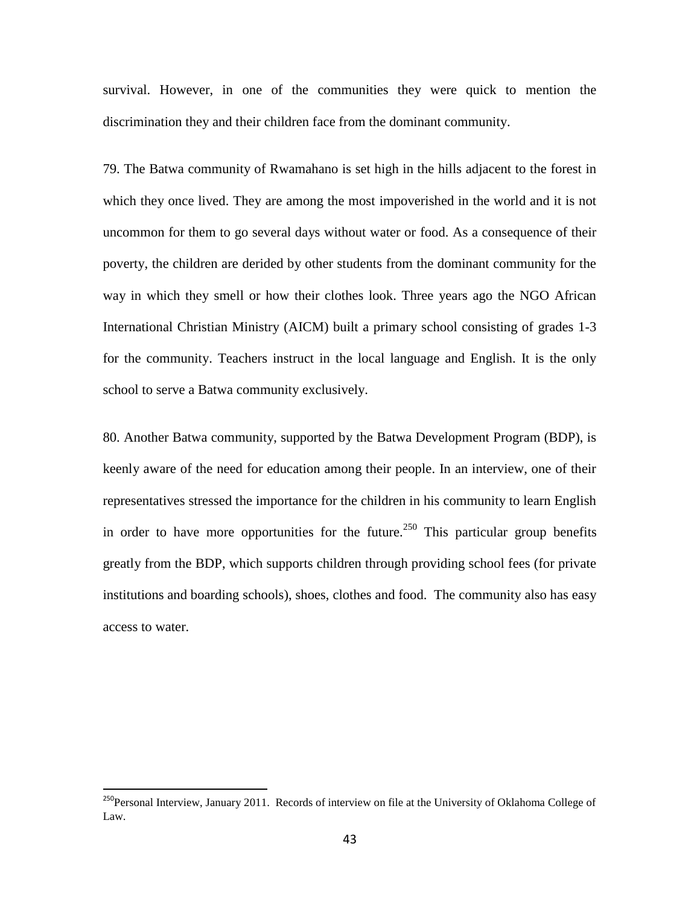survival. However, in one of the communities they were quick to mention the discrimination they and their children face from the dominant community.

79. The Batwa community of Rwamahano is set high in the hills adjacent to the forest in which they once lived. They are among the most impoverished in the world and it is not uncommon for them to go several days without water or food. As a consequence of their poverty, the children are derided by other students from the dominant community for the way in which they smell or how their clothes look. Three years ago the NGO African International Christian Ministry (AICM) built a primary school consisting of grades 1-3 for the community. Teachers instruct in the local language and English. It is the only school to serve a Batwa community exclusively.

80. Another Batwa community, supported by the Batwa Development Program (BDP), is keenly aware of the need for education among their people. In an interview, one of their representatives stressed the importance for the children in his community to learn English in order to have more opportunities for the future.[250] This particular group benefits greatly from the BDP, which supports children through providing school fees (for private institutions and boarding schools), shoes, clothes and food. The community also has easy access to water.

---

[250] Personal Interview, January 2011. Records of interview on file at the University of Oklahoma College of Law.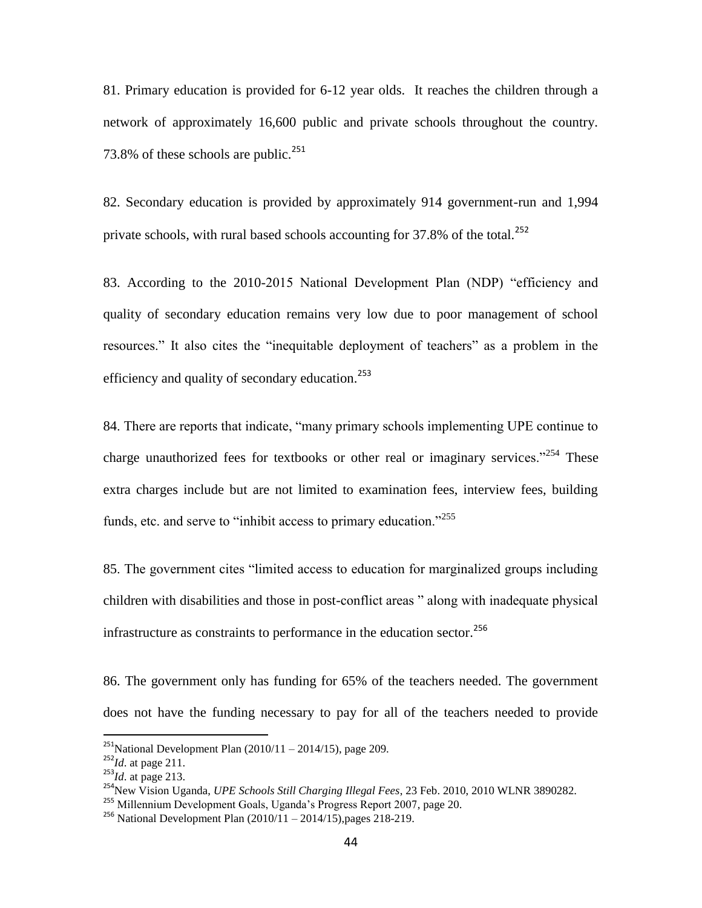81. Primary education is provided for 6-12 year olds. It reaches the children through a network of approximately 16,600 public and private schools throughout the country. 73.8% of these schools are public.[251]

82. Secondary education is provided by approximately 914 government-run and 1,994 private schools, with rural based schools accounting for 37.8% of the total.[252]

83. According to the 2010-2015 National Development Plan (NDP) "efficiency and quality of secondary education remains very low due to poor management of school resources." It also cites the "inequitable deployment of teachers" as a problem in the efficiency and quality of secondary education.[253]

84. There are reports that indicate, "many primary schools implementing UPE continue to charge unauthorized fees for textbooks or other real or imaginary services."[254] These extra charges include but are not limited to examination fees, interview fees, building funds, etc. and serve to "inhibit access to primary education."[255]

85. The government cites "limited access to education for marginalized groups including children with disabilities and those in post-conflict areas " along with inadequate physical infrastructure as constraints to performance in the education sector.[256]

86. The government only has funding for 65% of the teachers needed. The government does not have the funding necessary to pay for all of the teachers needed to provide

---

[251] National Development Plan (2010/11 – 2014/15), page 209.

[252] *Id*. at page 211.

[253] *Id*. at page 213.

[254] New Vision Uganda, *UPE Schools Still Charging Illegal Fees*, 23 Feb. 2010, 2010 WLNR 3890282.

[255] Millennium Development Goals, Uganda's Progress Report 2007, page 20.

[256] National Development Plan (2010/11 – 2014/15),pages 218-219.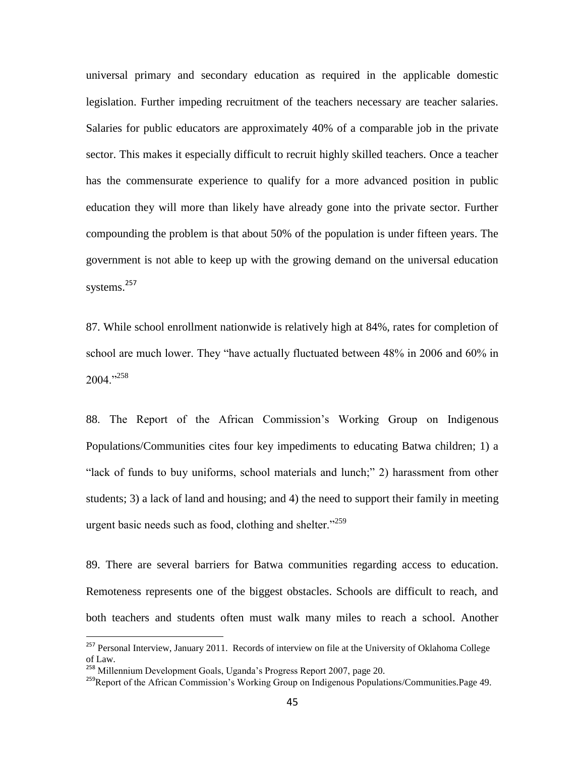universal primary and secondary education as required in the applicable domestic legislation. Further impeding recruitment of the teachers necessary are teacher salaries. Salaries for public educators are approximately 40% of a comparable job in the private sector. This makes it especially difficult to recruit highly skilled teachers. Once a teacher has the commensurate experience to qualify for a more advanced position in public education they will more than likely have already gone into the private sector. Further compounding the problem is that about 50% of the population is under fifteen years. The government is not able to keep up with the growing demand on the universal education systems.[257]

87. While school enrollment nationwide is relatively high at 84%, rates for completion of school are much lower. They "have actually fluctuated between 48% in 2006 and 60% in 2004."[258]

88. The Report of the African Commission's Working Group on Indigenous Populations/Communities cites four key impediments to educating Batwa children; 1) a "lack of funds to buy uniforms, school materials and lunch;" 2) harassment from other students; 3) a lack of land and housing; and 4) the need to support their family in meeting urgent basic needs such as food, clothing and shelter."[259]

89. There are several barriers for Batwa communities regarding access to education. Remoteness represents one of the biggest obstacles. Schools are difficult to reach, and both teachers and students often must walk many miles to reach a school. Another

---

[257] Personal Interview, January 2011. Records of interview on file at the University of Oklahoma College of Law.

[258] Millennium Development Goals, Uganda's Progress Report 2007, page 20.

[259] Report of the African Commission's Working Group on Indigenous Populations/Communities.Page 49.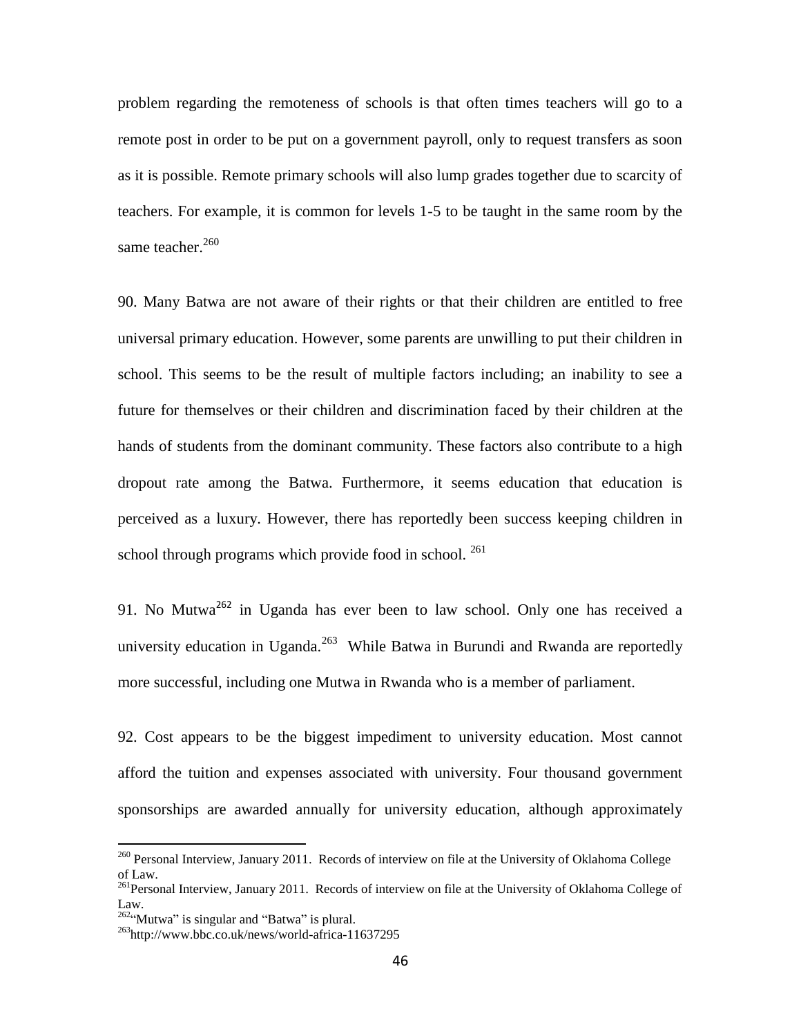problem regarding the remoteness of schools is that often times teachers will go to a remote post in order to be put on a government payroll, only to request transfers as soon as it is possible. Remote primary schools will also lump grades together due to scarcity of teachers. For example, it is common for levels 1-5 to be taught in the same room by the same teacher.[260]

90. Many Batwa are not aware of their rights or that their children are entitled to free universal primary education. However, some parents are unwilling to put their children in school. This seems to be the result of multiple factors including; an inability to see a future for themselves or their children and discrimination faced by their children at the hands of students from the dominant community. These factors also contribute to a high dropout rate among the Batwa. Furthermore, it seems education that education is perceived as a luxury. However, there has reportedly been success keeping children in school through programs which provide food in school. [261]

91. No Mutwa[262] in Uganda has ever been to law school. Only one has received a university education in Uganda.[263] While Batwa in Burundi and Rwanda are reportedly more successful, including one Mutwa in Rwanda who is a member of parliament.

92. Cost appears to be the biggest impediment to university education. Most cannot afford the tuition and expenses associated with university. Four thousand government sponsorships are awarded annually for university education, although approximately

---

[260] Personal Interview, January 2011. Records of interview on file at the University of Oklahoma College of Law.

[261] Personal Interview, January 2011. Records of interview on file at the University of Oklahoma College of Law.

[262] "Mutwa" is singular and "Batwa" is plural.

[263] http://www.bbc.co.uk/news/world-africa-11637295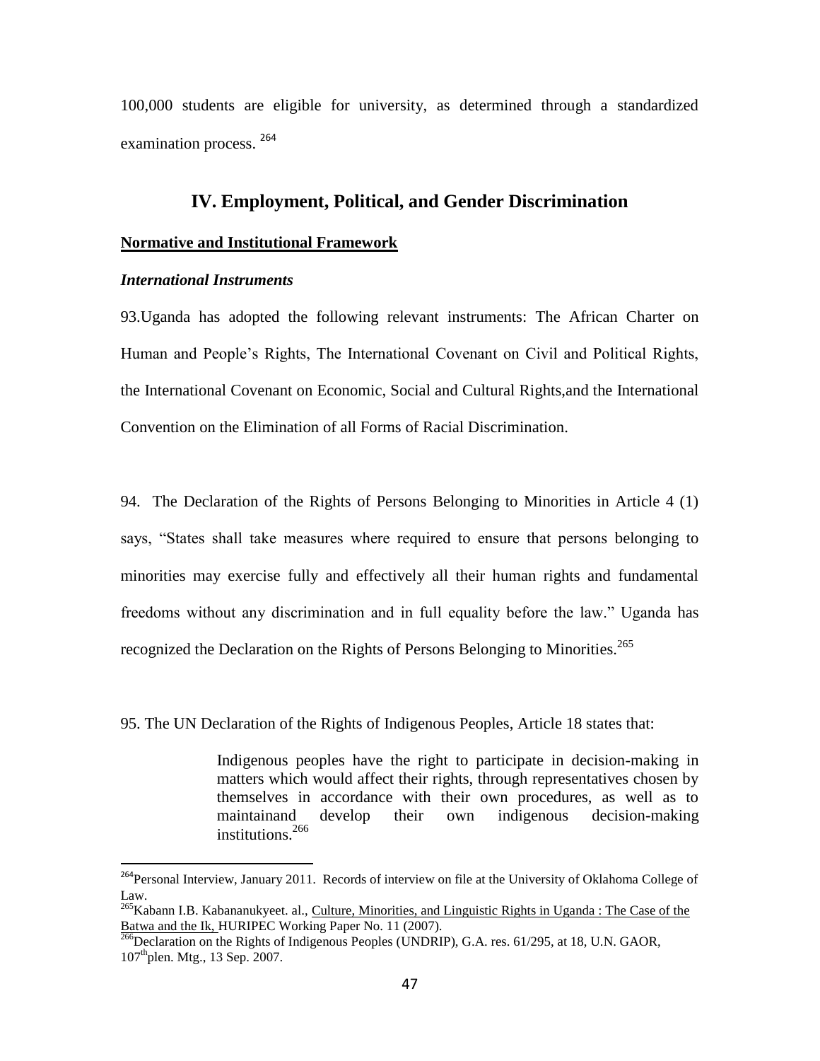100,000 students are eligible for university, as determined through a standardized examination process. [264]

## IV. Employment, Political, and Gender Discrimination

**Normative and Institutional Framework**

***International Instruments***

93.Uganda has adopted the following relevant instruments: The African Charter on Human and People's Rights, The International Covenant on Civil and Political Rights, the International Covenant on Economic, Social and Cultural Rights,and the International Convention on the Elimination of all Forms of Racial Discrimination.

94. The Declaration of the Rights of Persons Belonging to Minorities in Article 4 (1) says, "States shall take measures where required to ensure that persons belonging to minorities may exercise fully and effectively all their human rights and fundamental freedoms without any discrimination and in full equality before the law." Uganda has recognized the Declaration on the Rights of Persons Belonging to Minorities.[265]

95. The UN Declaration of the Rights of Indigenous Peoples, Article 18 states that:

> Indigenous peoples have the right to participate in decision-making in matters which would affect their rights, through representatives chosen by themselves in accordance with their own procedures, as well as to maintainand develop their own indigenous decision-making institutions.[266]

---

[264] Personal Interview, January 2011. Records of interview on file at the University of Oklahoma College of Law.

[265] Kabann I.B. Kabananukyeet. al., Culture, Minorities, and Linguistic Rights in Uganda : The Case of the Batwa and the Ik, HURIPEC Working Paper No. 11 (2007).

[266] Declaration on the Rights of Indigenous Peoples (UNDRIP), G.A. res. 61/295, at 18, U.N. GAOR, 107thplen. Mtg., 13 Sep. 2007.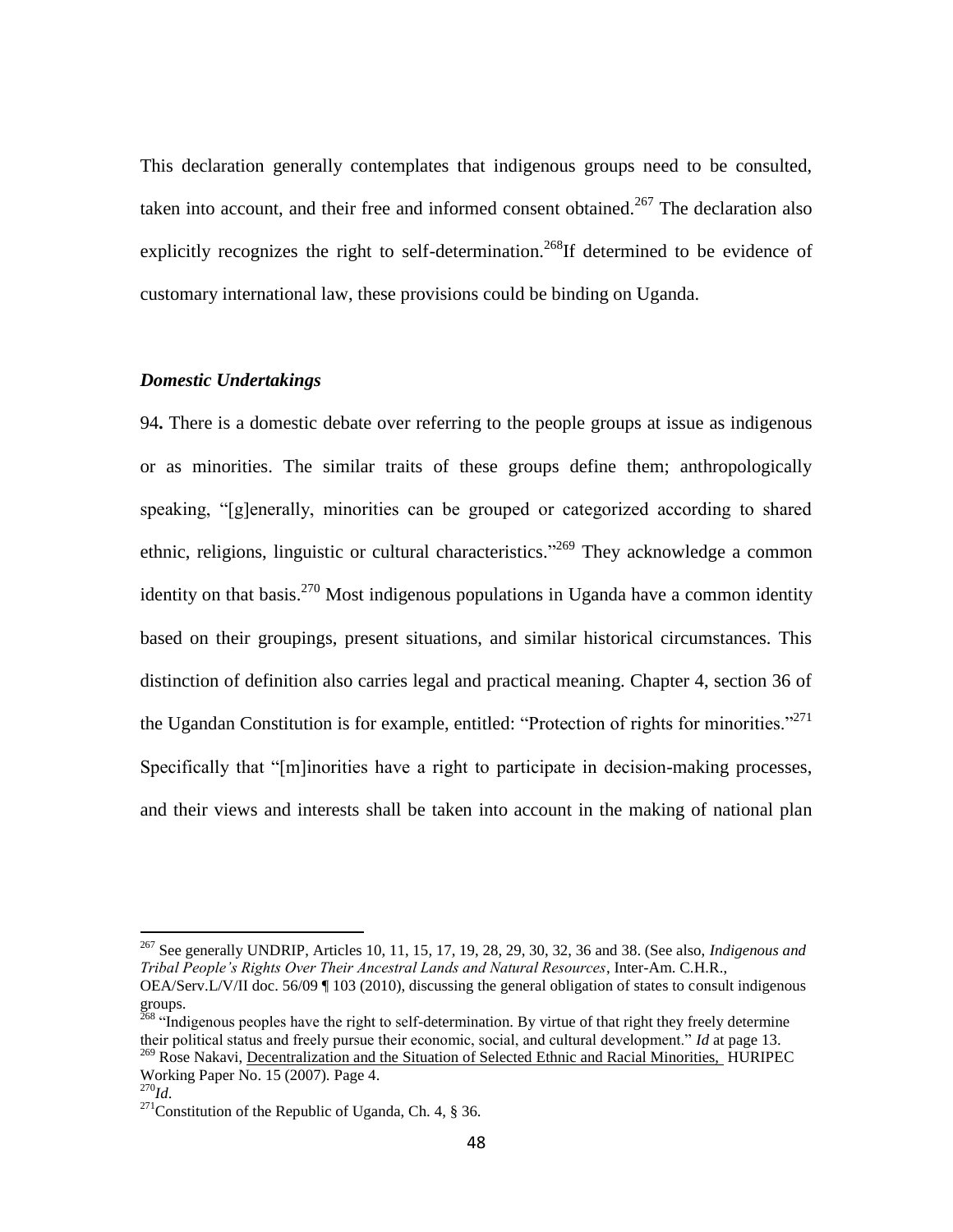This declaration generally contemplates that indigenous groups need to be consulted, taken into account, and their free and informed consent obtained.[267] The declaration also explicitly recognizes the right to self-determination.[268]If determined to be evidence of customary international law, these provisions could be binding on Uganda.

### *Domestic Undertakings*

94**.** There is a domestic debate over referring to the people groups at issue as indigenous or as minorities. The similar traits of these groups define them; anthropologically speaking, "[g]enerally, minorities can be grouped or categorized according to shared ethnic, religions, linguistic or cultural characteristics."[269] They acknowledge a common identity on that basis.[270] Most indigenous populations in Uganda have a common identity based on their groupings, present situations, and similar historical circumstances. This distinction of definition also carries legal and practical meaning. Chapter 4, section 36 of the Ugandan Constitution is for example, entitled: "Protection of rights for minorities."[271] Specifically that "[m]inorities have a right to participate in decision-making processes, and their views and interests shall be taken into account in the making of national plan

---

[267] See generally UNDRIP, Articles 10, 11, 15, 17, 19, 28, 29, 30, 32, 36 and 38. (See also, *Indigenous and Tribal People's Rights Over Their Ancestral Lands and Natural Resources*, Inter-Am. C.H.R., OEA/Serv.L/V/II doc. 56/09 ¶ 103 (2010), discussing the general obligation of states to consult indigenous groups.

[268] "Indigenous peoples have the right to self-determination. By virtue of that right they freely determine their political status and freely pursue their economic, social, and cultural development." *Id* at page 13.

[269] Rose Nakavi, Decentralization and the Situation of Selected Ethnic and Racial Minorities, HURIPEC Working Paper No. 15 (2007). Page 4.

[270] *Id*.

[271] Constitution of the Republic of Uganda, Ch. 4, § 36.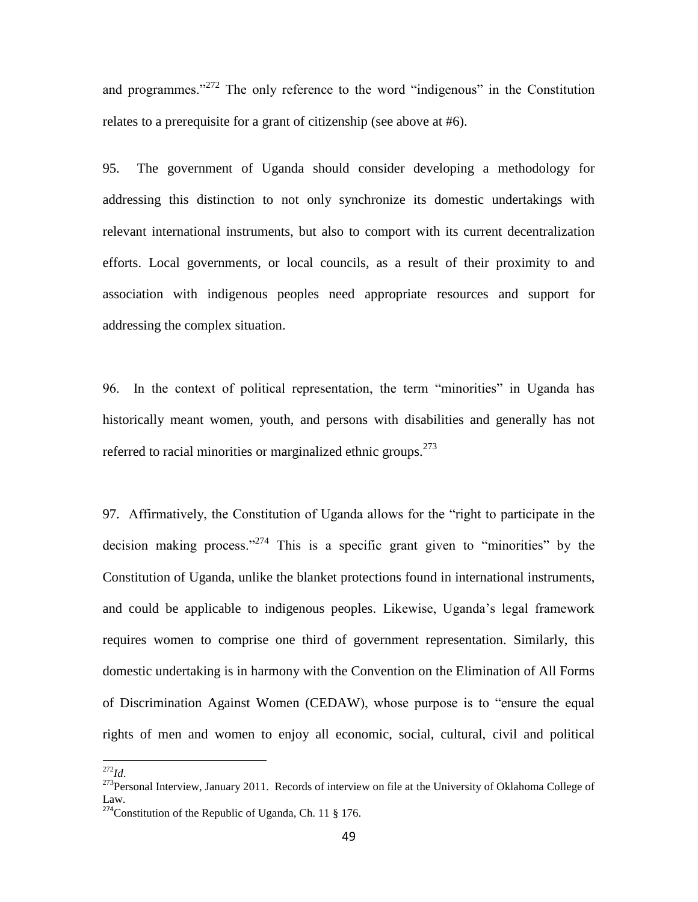and programmes."[272] The only reference to the word "indigenous" in the Constitution relates to a prerequisite for a grant of citizenship (see above at #6).

95. The government of Uganda should consider developing a methodology for addressing this distinction to not only synchronize its domestic undertakings with relevant international instruments, but also to comport with its current decentralization efforts. Local governments, or local councils, as a result of their proximity to and association with indigenous peoples need appropriate resources and support for addressing the complex situation.

96. In the context of political representation, the term "minorities" in Uganda has historically meant women, youth, and persons with disabilities and generally has not referred to racial minorities or marginalized ethnic groups.[273]

97. Affirmatively, the Constitution of Uganda allows for the "right to participate in the decision making process."[274] This is a specific grant given to "minorities" by the Constitution of Uganda, unlike the blanket protections found in international instruments, and could be applicable to indigenous peoples. Likewise, Uganda's legal framework requires women to comprise one third of government representation. Similarly, this domestic undertaking is in harmony with the Convention on the Elimination of All Forms of Discrimination Against Women (CEDAW), whose purpose is to "ensure the equal rights of men and women to enjoy all economic, social, cultural, civil and political

---

[272] *Id*.

[273] Personal Interview, January 2011. Records of interview on file at the University of Oklahoma College of Law.

[274] Constitution of the Republic of Uganda, Ch. 11 § 176.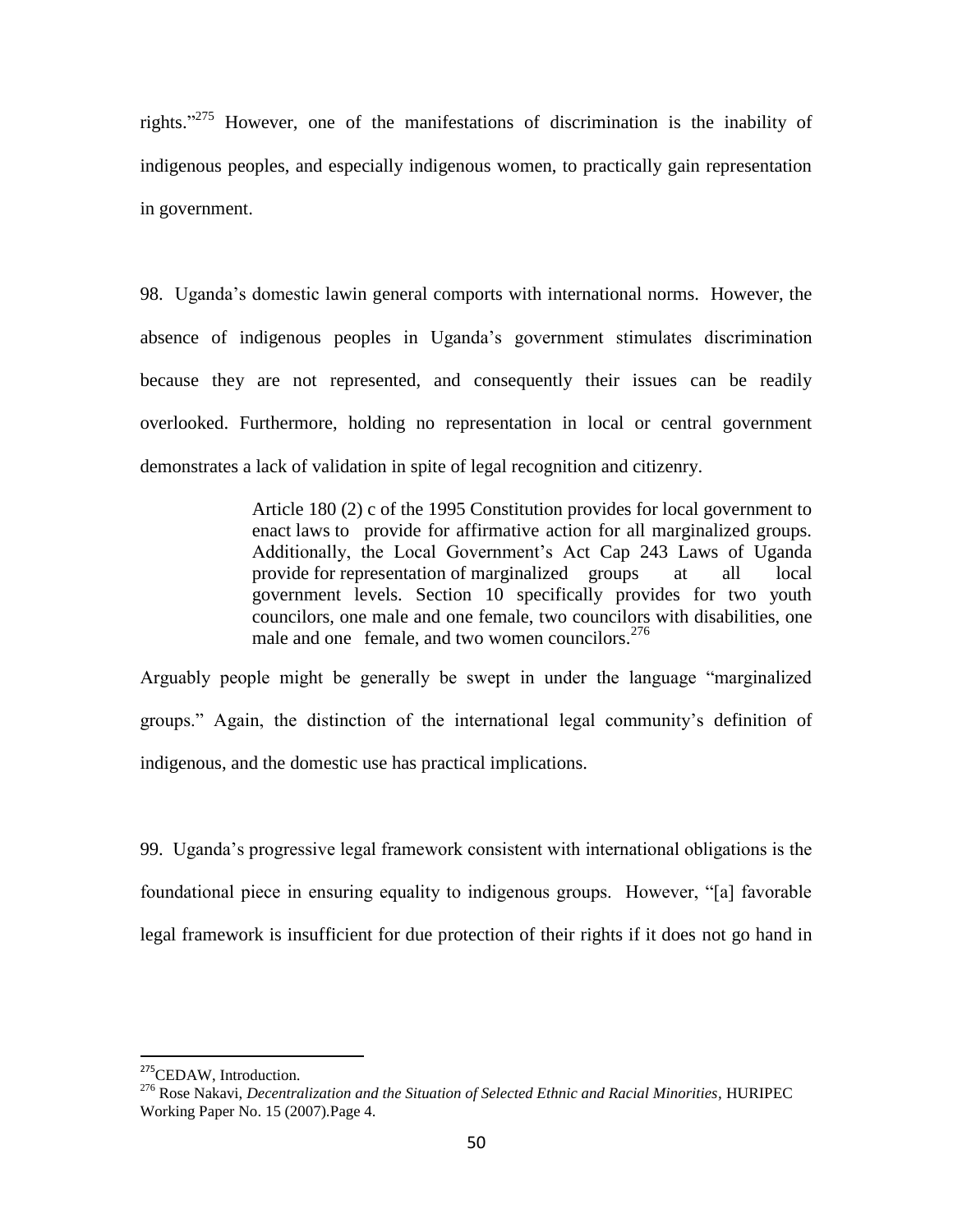rights."[275] However, one of the manifestations of discrimination is the inability of indigenous peoples, and especially indigenous women, to practically gain representation in government.

98. Uganda's domestic lawin general comports with international norms. However, the absence of indigenous peoples in Uganda's government stimulates discrimination because they are not represented, and consequently their issues can be readily overlooked. Furthermore, holding no representation in local or central government demonstrates a lack of validation in spite of legal recognition and citizenry.

> Article 180 (2) c of the 1995 Constitution provides for local government to enact laws to provide for affirmative action for all marginalized groups. Additionally, the Local Government's Act Cap 243 Laws of Uganda provide for representation of marginalized groups at all local government levels. Section 10 specifically provides for two youth councilors, one male and one female, two councilors with disabilities, one male and one female, and two women councilors.[276]

Arguably people might be generally be swept in under the language "marginalized groups." Again, the distinction of the international legal community's definition of indigenous, and the domestic use has practical implications.

99. Uganda's progressive legal framework consistent with international obligations is the foundational piece in ensuring equality to indigenous groups. However, "[a] favorable legal framework is insufficient for due protection of their rights if it does not go hand in

---

[275] CEDAW, Introduction.

[276] Rose Nakavi, *Decentralization and the Situation of Selected Ethnic and Racial Minorities*, HURIPEC Working Paper No. 15 (2007).Page 4.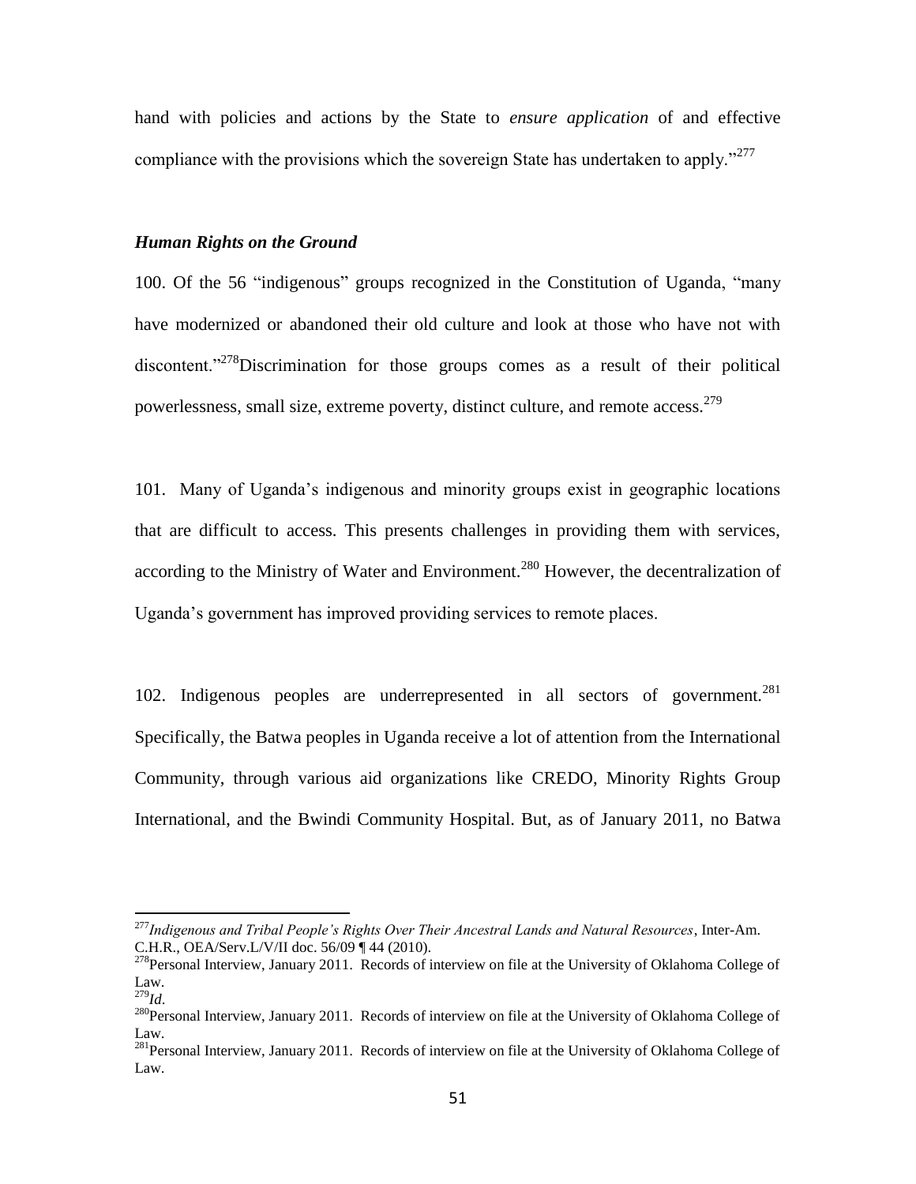hand with policies and actions by the State to *ensure application* of and effective compliance with the provisions which the sovereign State has undertaken to apply."[277]

### *Human Rights on the Ground*

100. Of the 56 "indigenous" groups recognized in the Constitution of Uganda, "many have modernized or abandoned their old culture and look at those who have not with discontent."[278]Discrimination for those groups comes as a result of their political powerlessness, small size, extreme poverty, distinct culture, and remote access.[279]

101. Many of Uganda's indigenous and minority groups exist in geographic locations that are difficult to access. This presents challenges in providing them with services, according to the Ministry of Water and Environment.[280] However, the decentralization of Uganda's government has improved providing services to remote places.

102. Indigenous peoples are underrepresented in all sectors of government.[281] Specifically, the Batwa peoples in Uganda receive a lot of attention from the International Community, through various aid organizations like CREDO, Minority Rights Group International, and the Bwindi Community Hospital. But, as of January 2011, no Batwa

---

[277] *Indigenous and Tribal People's Rights Over Their Ancestral Lands and Natural Resources*, Inter-Am. C.H.R., OEA/Serv.L/V/II doc. 56/09 ¶ 44 (2010).

[278] Personal Interview, January 2011. Records of interview on file at the University of Oklahoma College of Law.

[279] *Id.*

[280] Personal Interview, January 2011. Records of interview on file at the University of Oklahoma College of Law.

[281] Personal Interview, January 2011. Records of interview on file at the University of Oklahoma College of Law.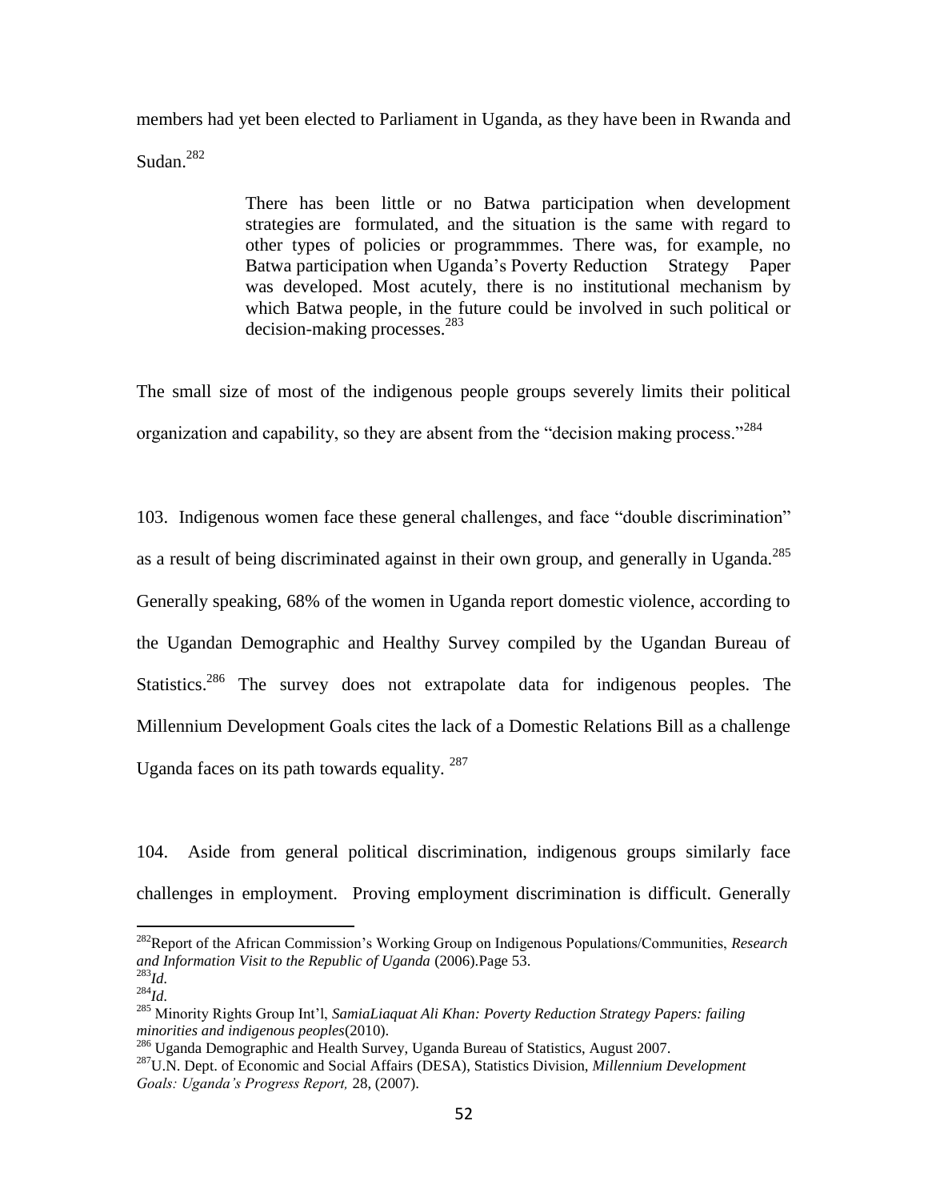members had yet been elected to Parliament in Uganda, as they have been in Rwanda and Sudan.[282]

> There has been little or no Batwa participation when development strategies are formulated, and the situation is the same with regard to other types of policies or programmmes. There was, for example, no Batwa participation when Uganda's Poverty Reduction Strategy Paper was developed. Most acutely, there is no institutional mechanism by which Batwa people, in the future could be involved in such political or decision-making processes.[283]

The small size of most of the indigenous people groups severely limits their political organization and capability, so they are absent from the "decision making process."[284]

103. Indigenous women face these general challenges, and face "double discrimination" as a result of being discriminated against in their own group, and generally in Uganda.[285] Generally speaking, 68% of the women in Uganda report domestic violence, according to the Ugandan Demographic and Healthy Survey compiled by the Ugandan Bureau of Statistics.[286] The survey does not extrapolate data for indigenous peoples. The Millennium Development Goals cites the lack of a Domestic Relations Bill as a challenge Uganda faces on its path towards equality.[287]

104. Aside from general political discrimination, indigenous groups similarly face challenges in employment. Proving employment discrimination is difficult. Generally

---

[282] Report of the African Commission's Working Group on Indigenous Populations/Communities, *Research and Information Visit to the Republic of Uganda* (2006).Page 53.

[283] *Id.*

[284] *Id.*

[285] Minority Rights Group Int'l, *SamiaLiaquat Ali Khan: Poverty Reduction Strategy Papers: failing minorities and indigenous peoples*(2010).

[286] Uganda Demographic and Health Survey, Uganda Bureau of Statistics, August 2007.

[287] U.N. Dept. of Economic and Social Affairs (DESA), Statistics Division, *Millennium Development Goals: Uganda's Progress Report,* 28, (2007).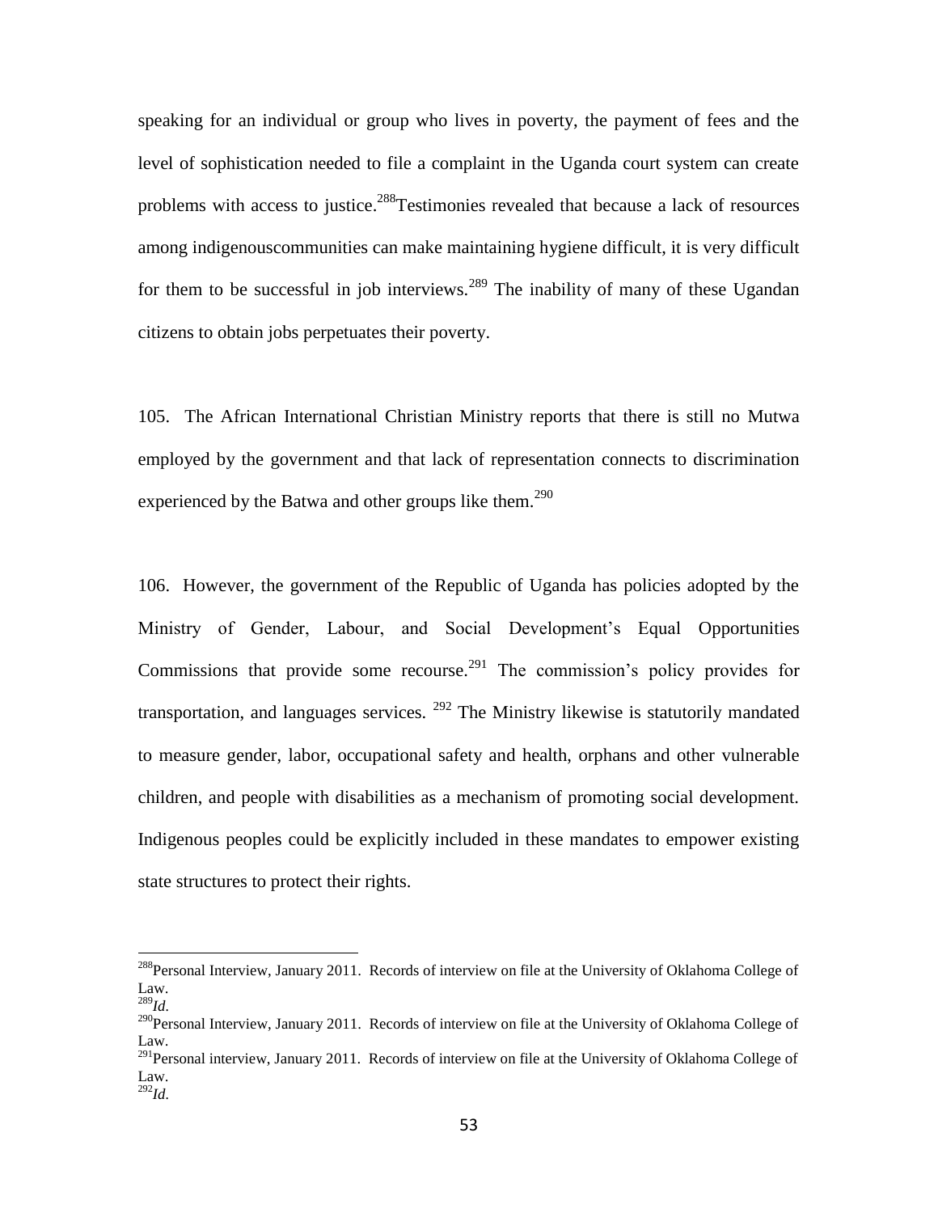speaking for an individual or group who lives in poverty, the payment of fees and the level of sophistication needed to file a complaint in the Uganda court system can create problems with access to justice.[288]Testimonies revealed that because a lack of resources among indigenouscommunities can make maintaining hygiene difficult, it is very difficult for them to be successful in job interviews.[289] The inability of many of these Ugandan citizens to obtain jobs perpetuates their poverty.

105. The African International Christian Ministry reports that there is still no Mutwa employed by the government and that lack of representation connects to discrimination experienced by the Batwa and other groups like them.[290]

106. However, the government of the Republic of Uganda has policies adopted by the Ministry of Gender, Labour, and Social Development's Equal Opportunities Commissions that provide some recourse.[291] The commission's policy provides for transportation, and languages services. [292] The Ministry likewise is statutorily mandated to measure gender, labor, occupational safety and health, orphans and other vulnerable children, and people with disabilities as a mechanism of promoting social development. Indigenous peoples could be explicitly included in these mandates to empower existing state structures to protect their rights.

---

[288]Personal Interview, January 2011. Records of interview on file at the University of Oklahoma College of Law.

[289]*Id.*

[290]Personal Interview, January 2011. Records of interview on file at the University of Oklahoma College of Law.

[291]Personal interview, January 2011. Records of interview on file at the University of Oklahoma College of Law.

[292]*Id.*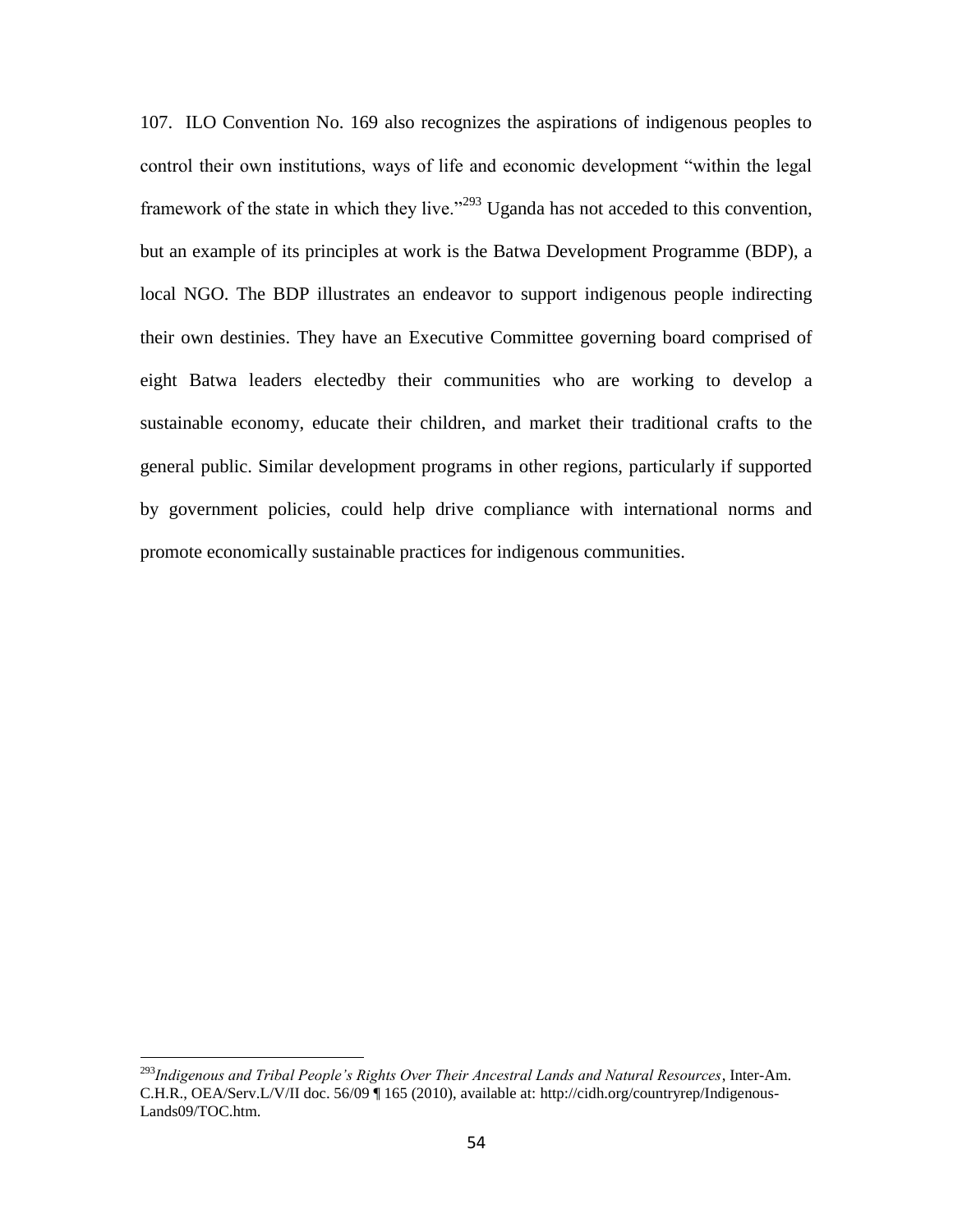107. ILO Convention No. 169 also recognizes the aspirations of indigenous peoples to control their own institutions, ways of life and economic development "within the legal framework of the state in which they live."[293] Uganda has not acceded to this convention, but an example of its principles at work is the Batwa Development Programme (BDP), a local NGO. The BDP illustrates an endeavor to support indigenous people indirecting their own destinies. They have an Executive Committee governing board comprised of eight Batwa leaders electedby their communities who are working to develop a sustainable economy, educate their children, and market their traditional crafts to the general public. Similar development programs in other regions, particularly if supported by government policies, could help drive compliance with international norms and promote economically sustainable practices for indigenous communities.

---

[293] *Indigenous and Tribal People's Rights Over Their Ancestral Lands and Natural Resources*, Inter-Am. C.H.R., OEA/Serv.L/V/II doc. 56/09 ¶ 165 (2010), available at: http://cidh.org/countryrep/Indigenous-Lands09/TOC.htm.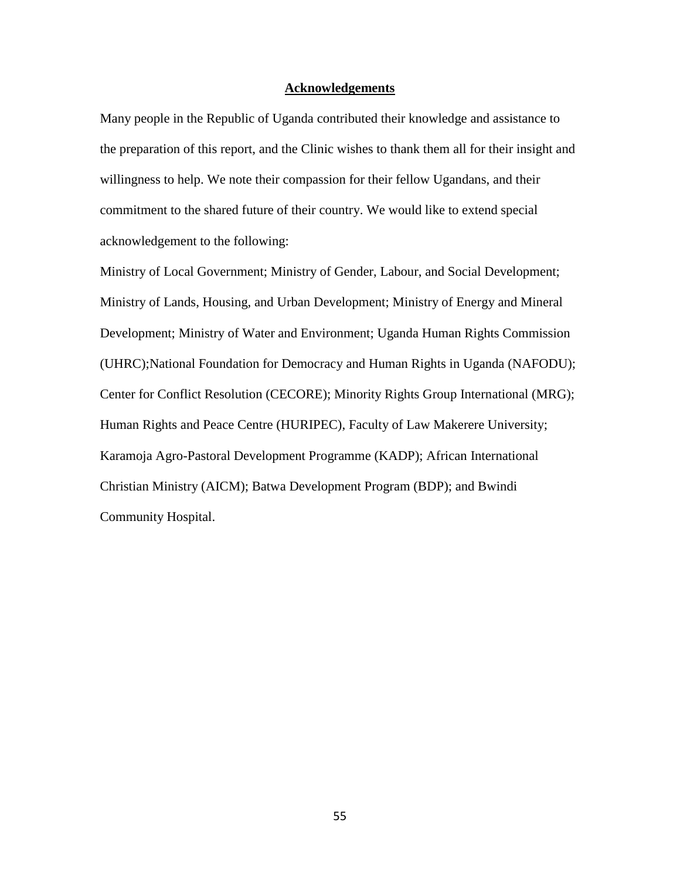## Acknowledgements

Many people in the Republic of Uganda contributed their knowledge and assistance to the preparation of this report, and the Clinic wishes to thank them all for their insight and willingness to help. We note their compassion for their fellow Ugandans, and their commitment to the shared future of their country. We would like to extend special acknowledgement to the following:

Ministry of Local Government; Ministry of Gender, Labour, and Social Development; Ministry of Lands, Housing, and Urban Development; Ministry of Energy and Mineral Development; Ministry of Water and Environment; Uganda Human Rights Commission (UHRC);National Foundation for Democracy and Human Rights in Uganda (NAFODU); Center for Conflict Resolution (CECORE); Minority Rights Group International (MRG); Human Rights and Peace Centre (HURIPEC), Faculty of Law Makerere University; Karamoja Agro-Pastoral Development Programme (KADP); African International Christian Ministry (AICM); Batwa Development Program (BDP); and Bwindi Community Hospital.